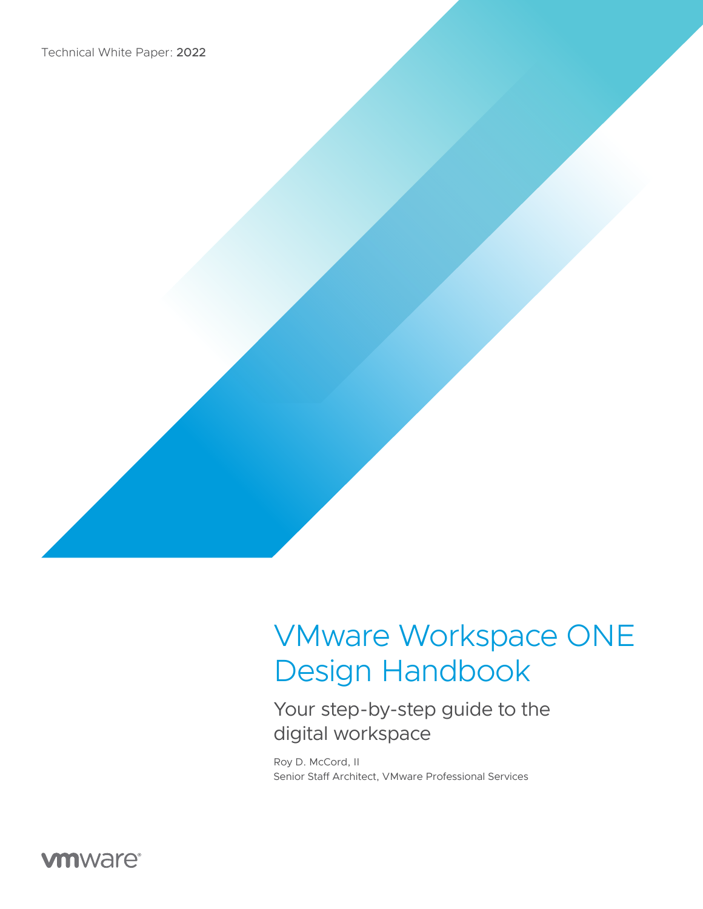Technical White Paper: 2022

# VMware Workspace ONE Design Handbook

## Your step-by-step guide to the digital workspace

Roy D. McCord, II
Senior Staff Architect, VMware Professional Services

vmware®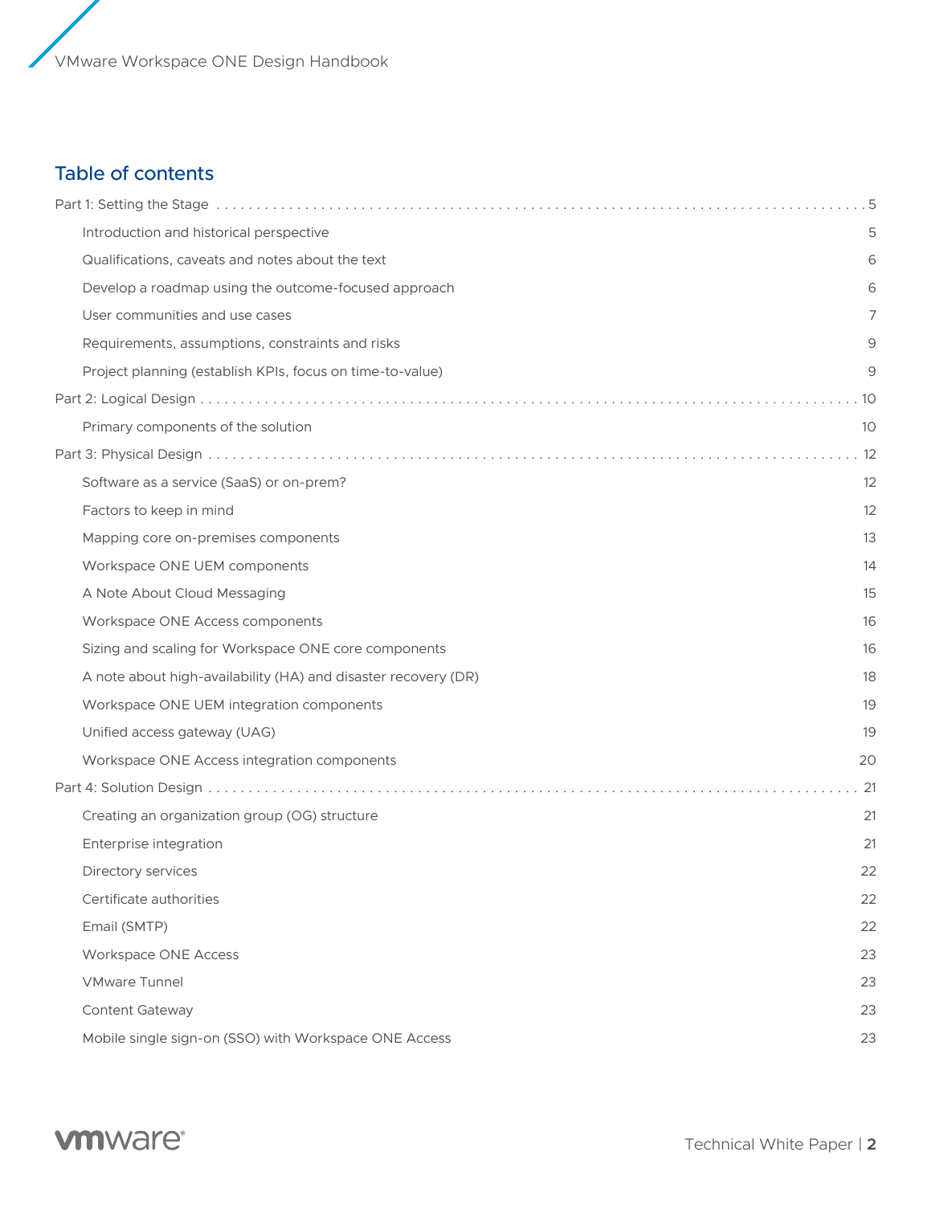## Table of contents

- Part 1: Setting the Stage . . . . . 5
  - Introduction and historical perspective 5
  - Qualifications, caveats and notes about the text 6
  - Develop a roadmap using the outcome-focused approach 6
  - User communities and use cases 7
  - Requirements, assumptions, constraints and risks 9
  - Project planning (establish KPIs, focus on time-to-value) 9
- Part 2: Logical Design . . . . . 10
  - Primary components of the solution 10
- Part 3: Physical Design . . . . . 12
  - Software as a service (SaaS) or on-prem? 12
  - Factors to keep in mind 12
  - Mapping core on-premises components 13
  - Workspace ONE UEM components 14
  - A Note About Cloud Messaging 15
  - Workspace ONE Access components 16
  - Sizing and scaling for Workspace ONE core components 16
  - A note about high-availability (HA) and disaster recovery (DR) 18
  - Workspace ONE UEM integration components 19
  - Unified access gateway (UAG) 19
  - Workspace ONE Access integration components 20
- Part 4: Solution Design . . . . . 21
  - Creating an organization group (OG) structure 21
  - Enterprise integration 21
  - Directory services 22
  - Certificate authorities 22
  - Email (SMTP) 22
  - Workspace ONE Access 23
  - VMware Tunnel 23
  - Content Gateway 23
  - Mobile single sign-on (SSO) with Workspace ONE Access 23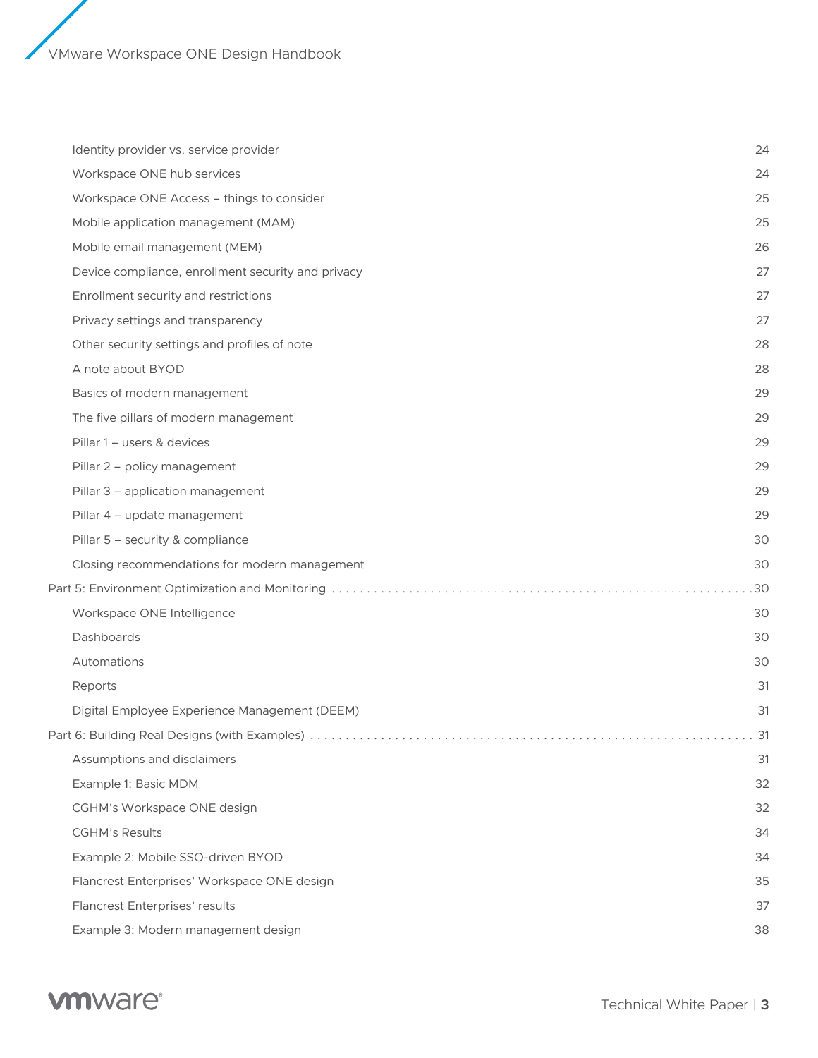Identity provider vs. service provider 24

Workspace ONE hub services 24

Workspace ONE Access – things to consider 25

Mobile application management (MAM) 25

Mobile email management (MEM) 26

Device compliance, enrollment security and privacy 27

Enrollment security and restrictions 27

Privacy settings and transparency 27

Other security settings and profiles of note 28

A note about BYOD 28

Basics of modern management 29

The five pillars of modern management 29

Pillar 1 – users & devices 29

Pillar 2 – policy management 29

Pillar 3 – application management 29

Pillar 4 – update management 29

Pillar 5 – security & compliance 30

Closing recommendations for modern management 30

Part 5: Environment Optimization and Monitoring . . . . . . . . . . . . . . . . . . . . . . . . . . . . . . . . . . . . . . . . . . . . . . . . . . . . . . . . . . . . 30

Workspace ONE Intelligence 30

Dashboards 30

Automations 30

Reports 31

Digital Employee Experience Management (DEEM) 31

Part 6: Building Real Designs (with Examples) . . . . . . . . . . . . . . . . . . . . . . . . . . . . . . . . . . . . . . . . . . . . . . . . . . . . . . . . . . . . . 31

Assumptions and disclaimers 31

Example 1: Basic MDM 32

CGHM's Workspace ONE design 32

CGHM's Results 34

Example 2: Mobile SSO-driven BYOD 34

Flancrest Enterprises' Workspace ONE design 35

Flancrest Enterprises' results 37

Example 3: Modern management design 38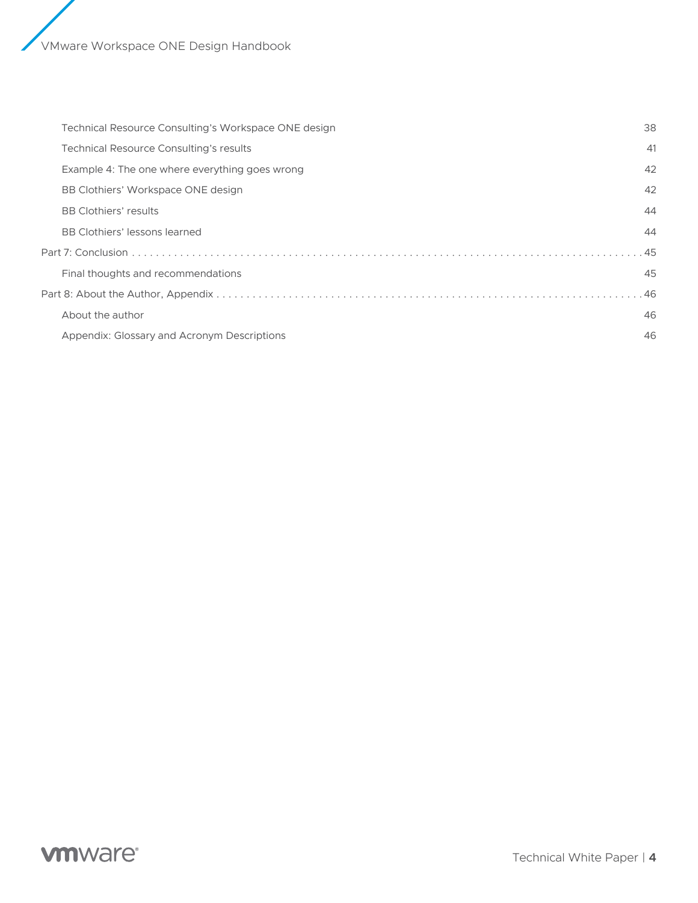Technical Resource Consulting's Workspace ONE design 38

Technical Resource Consulting's results 41

Example 4: The one where everything goes wrong 42

BB Clothiers' Workspace ONE design 42

BB Clothiers' results 44

BB Clothiers' lessons learned 44

Part 7: Conclusion . . . . . . . . . . . . . . . . . . . . . . . . . . . . . . . . . . . . . . . . . . . . . . . . . . . . . . . . . . . . . . . . . . . . . . . . . . . . . . . . 45

Final thoughts and recommendations 45

Part 8: About the Author, Appendix . . . . . . . . . . . . . . . . . . . . . . . . . . . . . . . . . . . . . . . . . . . . . . . . . . . . . . . . . . . . . . . . . . . . . 46

About the author 46

Appendix: Glossary and Acronym Descriptions 46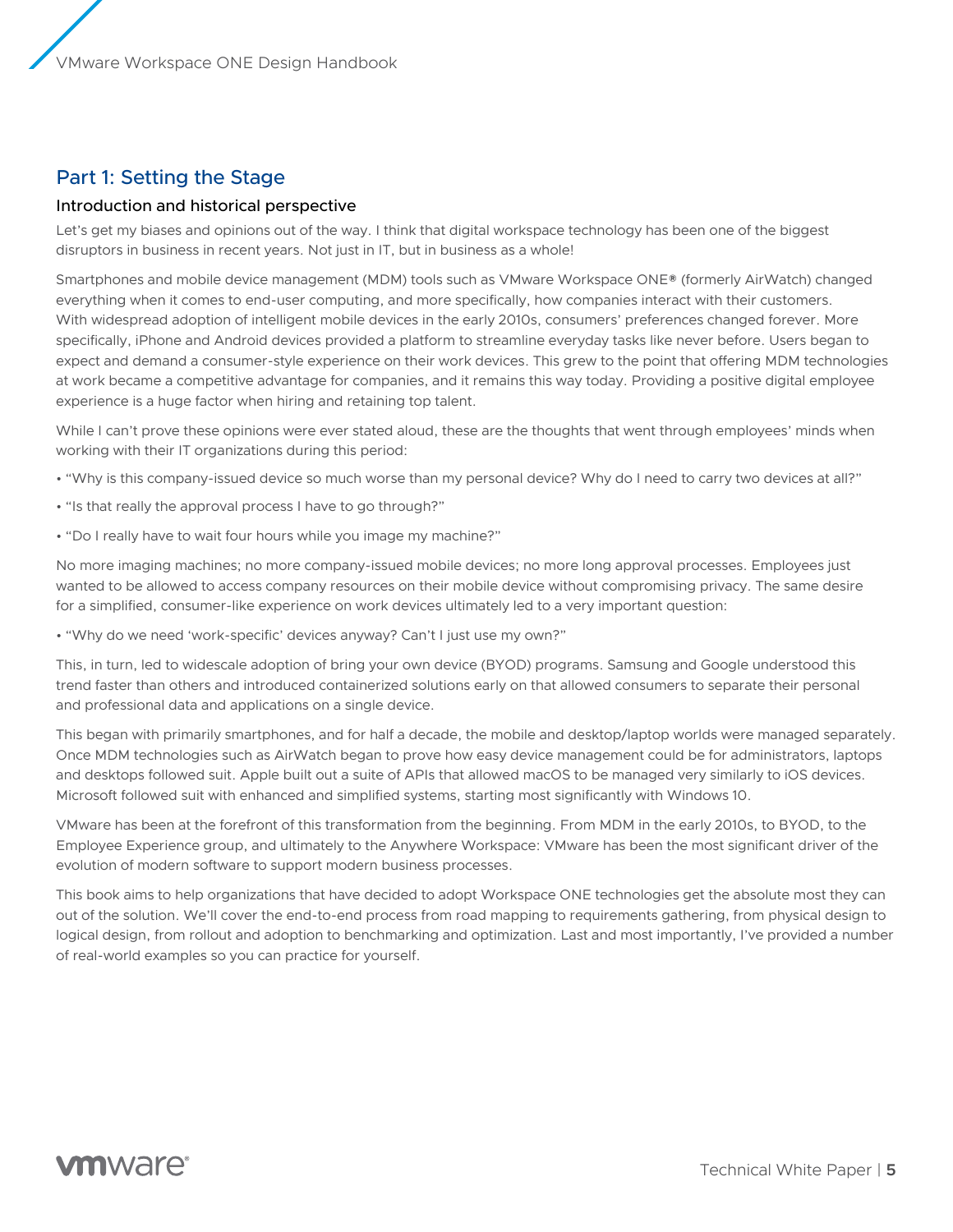# Part 1: Setting the Stage

## Introduction and historical perspective

Let's get my biases and opinions out of the way. I think that digital workspace technology has been one of the biggest disruptors in business in recent years. Not just in IT, but in business as a whole!

Smartphones and mobile device management (MDM) tools such as VMware Workspace ONE® (formerly AirWatch) changed everything when it comes to end-user computing, and more specifically, how companies interact with their customers. With widespread adoption of intelligent mobile devices in the early 2010s, consumers' preferences changed forever. More specifically, iPhone and Android devices provided a platform to streamline everyday tasks like never before. Users began to expect and demand a consumer-style experience on their work devices. This grew to the point that offering MDM technologies at work became a competitive advantage for companies, and it remains this way today. Providing a positive digital employee experience is a huge factor when hiring and retaining top talent.

While I can't prove these opinions were ever stated aloud, these are the thoughts that went through employees' minds when working with their IT organizations during this period:

- "Why is this company-issued device so much worse than my personal device? Why do I need to carry two devices at all?"
- "Is that really the approval process I have to go through?"
- "Do I really have to wait four hours while you image my machine?"

No more imaging machines; no more company-issued mobile devices; no more long approval processes. Employees just wanted to be allowed to access company resources on their mobile device without compromising privacy. The same desire for a simplified, consumer-like experience on work devices ultimately led to a very important question:

- "Why do we need 'work-specific' devices anyway? Can't I just use my own?"

This, in turn, led to widescale adoption of bring your own device (BYOD) programs. Samsung and Google understood this trend faster than others and introduced containerized solutions early on that allowed consumers to separate their personal and professional data and applications on a single device.

This began with primarily smartphones, and for half a decade, the mobile and desktop/laptop worlds were managed separately. Once MDM technologies such as AirWatch began to prove how easy device management could be for administrators, laptops and desktops followed suit. Apple built out a suite of APIs that allowed macOS to be managed very similarly to iOS devices. Microsoft followed suit with enhanced and simplified systems, starting most significantly with Windows 10.

VMware has been at the forefront of this transformation from the beginning. From MDM in the early 2010s, to BYOD, to the Employee Experience group, and ultimately to the Anywhere Workspace: VMware has been the most significant driver of the evolution of modern software to support modern business processes.

This book aims to help organizations that have decided to adopt Workspace ONE technologies get the absolute most they can out of the solution. We'll cover the end-to-end process from road mapping to requirements gathering, from physical design to logical design, from rollout and adoption to benchmarking and optimization. Last and most importantly, I've provided a number of real-world examples so you can practice for yourself.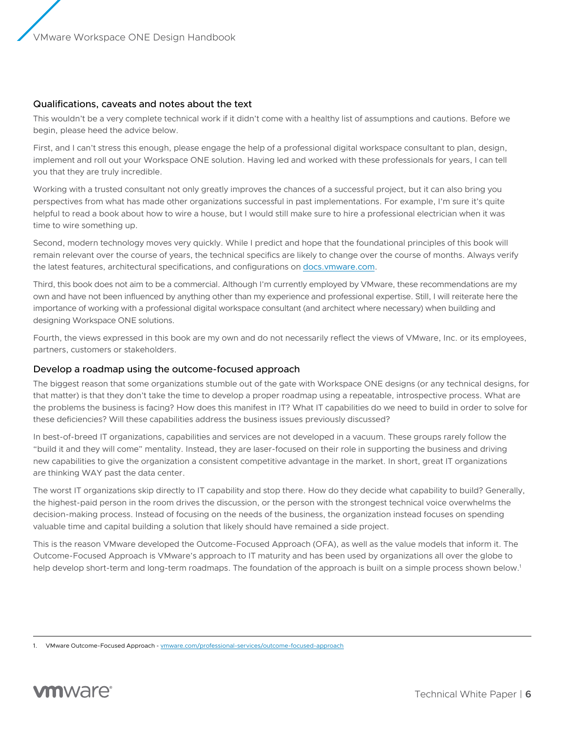## Qualifications, caveats and notes about the text

This wouldn't be a very complete technical work if it didn't come with a healthy list of assumptions and cautions. Before we begin, please heed the advice below.

First, and I can't stress this enough, please engage the help of a professional digital workspace consultant to plan, design, implement and roll out your Workspace ONE solution. Having led and worked with these professionals for years, I can tell you that they are truly incredible.

Working with a trusted consultant not only greatly improves the chances of a successful project, but it can also bring you perspectives from what has made other organizations successful in past implementations. For example, I'm sure it's quite helpful to read a book about how to wire a house, but I would still make sure to hire a professional electrician when it was time to wire something up.

Second, modern technology moves very quickly. While I predict and hope that the foundational principles of this book will remain relevant over the course of years, the technical specifics are likely to change over the course of months. Always verify the latest features, architectural specifications, and configurations on [docs.vmware.com](https://docs.vmware.com).

Third, this book does not aim to be a commercial. Although I'm currently employed by VMware, these recommendations are my own and have not been influenced by anything other than my experience and professional expertise. Still, I will reiterate here the importance of working with a professional digital workspace consultant (and architect where necessary) when building and designing Workspace ONE solutions.

Fourth, the views expressed in this book are my own and do not necessarily reflect the views of VMware, Inc. or its employees, partners, customers or stakeholders.

## Develop a roadmap using the outcome-focused approach

The biggest reason that some organizations stumble out of the gate with Workspace ONE designs (or any technical designs, for that matter) is that they don't take the time to develop a proper roadmap using a repeatable, introspective process. What are the problems the business is facing? How does this manifest in IT? What IT capabilities do we need to build in order to solve for these deficiencies? Will these capabilities address the business issues previously discussed?

In best-of-breed IT organizations, capabilities and services are not developed in a vacuum. These groups rarely follow the "build it and they will come" mentality. Instead, they are laser-focused on their role in supporting the business and driving new capabilities to give the organization a consistent competitive advantage in the market. In short, great IT organizations are thinking WAY past the data center.

The worst IT organizations skip directly to IT capability and stop there. How do they decide what capability to build? Generally, the highest-paid person in the room drives the discussion, or the person with the strongest technical voice overwhelms the decision-making process. Instead of focusing on the needs of the business, the organization instead focuses on spending valuable time and capital building a solution that likely should have remained a side project.

This is the reason VMware developed the Outcome-Focused Approach (OFA), as well as the value models that inform it. The Outcome-Focused Approach is VMware's approach to IT maturity and has been used by organizations all over the globe to help develop short-term and long-term roadmaps. The foundation of the approach is built on a simple process shown below.[1]

---

1. VMware Outcome-Focused Approach - [vmware.com/professional-services/outcome-focused-approach](https://vmware.com/professional-services/outcome-focused-approach)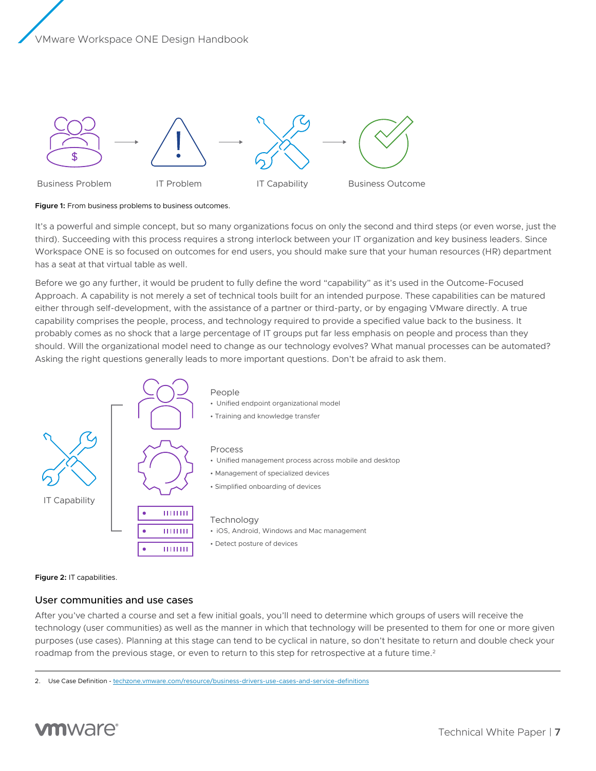Business Problem → IT Problem → IT Capability → Business Outcome

**Figure 1:** From business problems to business outcomes.

It's a powerful and simple concept, but so many organizations focus on only the second and third steps (or even worse, just the third). Succeeding with this process requires a strong interlock between your IT organization and key business leaders. Since Workspace ONE is so focused on outcomes for end users, you should make sure that your human resources (HR) department has a seat at that virtual table as well.

Before we go any further, it would be prudent to fully define the word "capability" as it's used in the Outcome-Focused Approach. A capability is not merely a set of technical tools built for an intended purpose. These capabilities can be matured either through self-development, with the assistance of a partner or third-party, or by engaging VMware directly. A true capability comprises the people, process, and technology required to provide a specified value back to the business. It probably comes as no shock that a large percentage of IT groups put far less emphasis on people and process than they should. Will the organizational model need to change as our technology evolves? What manual processes can be automated? Asking the right questions generally leads to more important questions. Don't be afraid to ask them.

IT Capability

People
- Unified endpoint organizational model
- Training and knowledge transfer

Process
- Unified management process across mobile and desktop
- Management of specialized devices
- Simplified onboarding of devices

Technology
- iOS, Android, Windows and Mac management
- Detect posture of devices

**Figure 2:** IT capabilities.

## User communities and use cases

After you've charted a course and set a few initial goals, you'll need to determine which groups of users will receive the technology (user communities) as well as the manner in which that technology will be presented to them for one or more given purposes (use cases). Planning at this stage can tend to be cyclical in nature, so don't hesitate to return and double check your roadmap from the previous stage, or even to return to this step for retrospective at a future time.[2]

2. Use Case Definition - techzone.vmware.com/resource/business-drivers-use-cases-and-service-definitions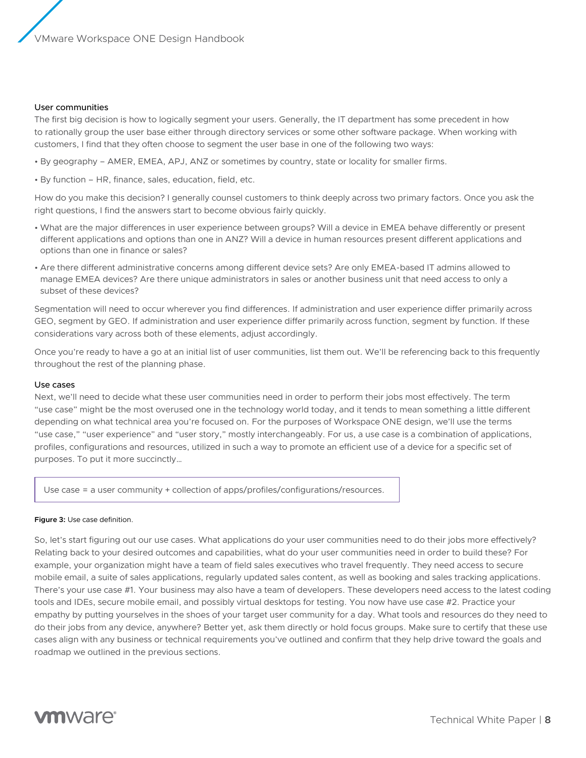### User communities

The first big decision is how to logically segment your users. Generally, the IT department has some precedent in how to rationally group the user base either through directory services or some other software package. When working with customers, I find that they often choose to segment the user base in one of the following two ways:

- By geography – AMER, EMEA, APJ, ANZ or sometimes by country, state or locality for smaller firms.
- By function – HR, finance, sales, education, field, etc.

How do you make this decision? I generally counsel customers to think deeply across two primary factors. Once you ask the right questions, I find the answers start to become obvious fairly quickly.

- What are the major differences in user experience between groups? Will a device in EMEA behave differently or present different applications and options than one in ANZ? Will a device in human resources present different applications and options than one in finance or sales?
- Are there different administrative concerns among different device sets? Are only EMEA-based IT admins allowed to manage EMEA devices? Are there unique administrators in sales or another business unit that need access to only a subset of these devices?

Segmentation will need to occur wherever you find differences. If administration and user experience differ primarily across GEO, segment by GEO. If administration and user experience differ primarily across function, segment by function. If these considerations vary across both of these elements, adjust accordingly.

Once you're ready to have a go at an initial list of user communities, list them out. We'll be referencing back to this frequently throughout the rest of the planning phase.

### Use cases

Next, we'll need to decide what these user communities need in order to perform their jobs most effectively. The term "use case" might be the most overused one in the technology world today, and it tends to mean something a little different depending on what technical area you're focused on. For the purposes of Workspace ONE design, we'll use the terms "use case," "user experience" and "user story," mostly interchangeably. For us, a use case is a combination of applications, profiles, configurations and resources, utilized in such a way to promote an efficient use of a device for a specific set of purposes. To put it more succinctly…

> Use case = a user community + collection of apps/profiles/configurations/resources.

**Figure 3:** Use case definition.

So, let's start figuring out our use cases. What applications do your user communities need to do their jobs more effectively? Relating back to your desired outcomes and capabilities, what do your user communities need in order to build these? For example, your organization might have a team of field sales executives who travel frequently. They need access to secure mobile email, a suite of sales applications, regularly updated sales content, as well as booking and sales tracking applications. There's your use case #1. Your business may also have a team of developers. These developers need access to the latest coding tools and IDEs, secure mobile email, and possibly virtual desktops for testing. You now have use case #2. Practice your empathy by putting yourselves in the shoes of your target user community for a day. What tools and resources do they need to do their jobs from any device, anywhere? Better yet, ask them directly or hold focus groups. Make sure to certify that these use cases align with any business or technical requirements you've outlined and confirm that they help drive toward the goals and roadmap we outlined in the previous sections.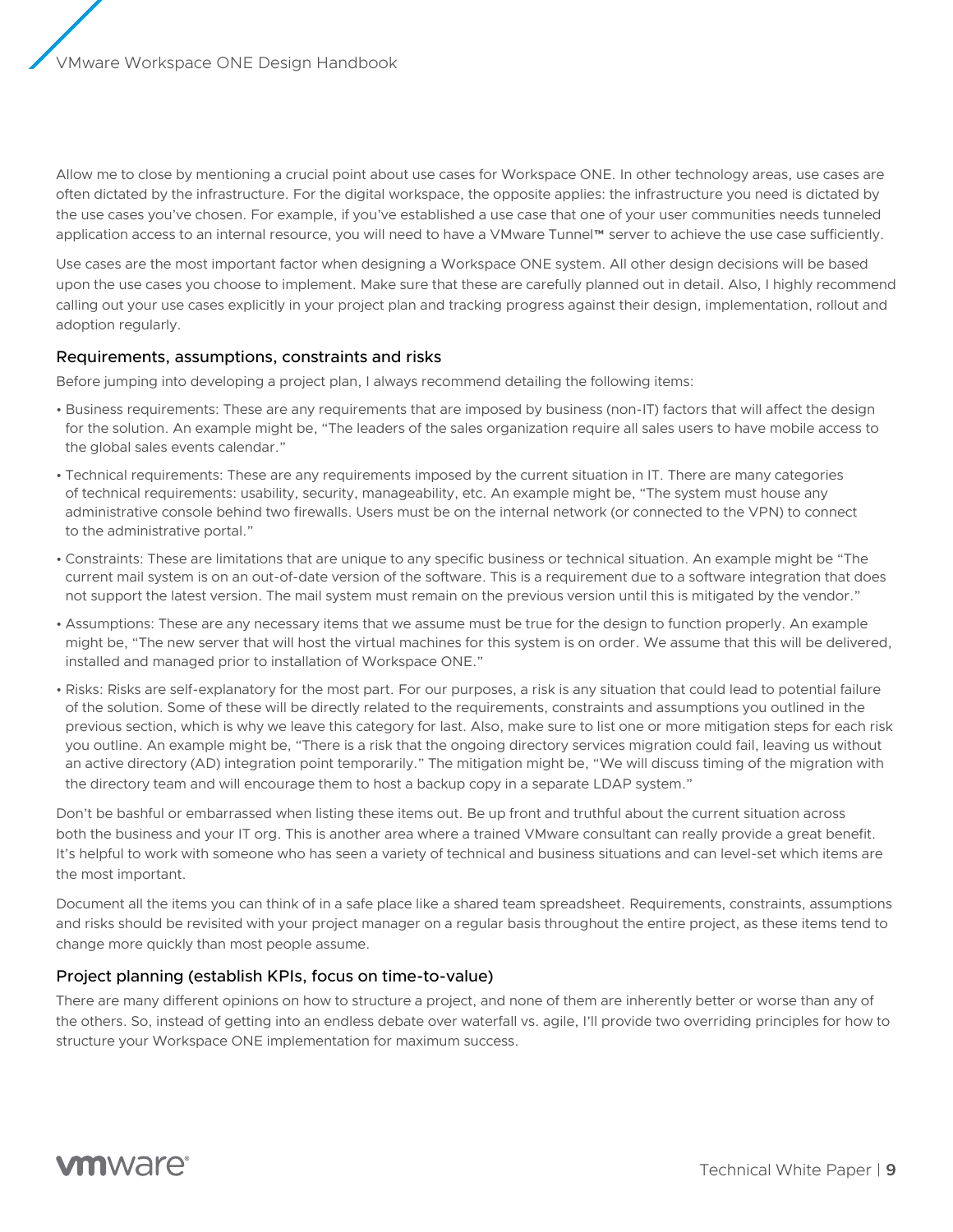Allow me to close by mentioning a crucial point about use cases for Workspace ONE. In other technology areas, use cases are often dictated by the infrastructure. For the digital workspace, the opposite applies: the infrastructure you need is dictated by the use cases you've chosen. For example, if you've established a use case that one of your user communities needs tunneled application access to an internal resource, you will need to have a VMware Tunnel™ server to achieve the use case sufficiently.

Use cases are the most important factor when designing a Workspace ONE system. All other design decisions will be based upon the use cases you choose to implement. Make sure that these are carefully planned out in detail. Also, I highly recommend calling out your use cases explicitly in your project plan and tracking progress against their design, implementation, rollout and adoption regularly.

### Requirements, assumptions, constraints and risks

Before jumping into developing a project plan, I always recommend detailing the following items:

- Business requirements: These are any requirements that are imposed by business (non-IT) factors that will affect the design for the solution. An example might be, "The leaders of the sales organization require all sales users to have mobile access to the global sales events calendar."
- Technical requirements: These are any requirements imposed by the current situation in IT. There are many categories of technical requirements: usability, security, manageability, etc. An example might be, "The system must house any administrative console behind two firewalls. Users must be on the internal network (or connected to the VPN) to connect to the administrative portal."
- Constraints: These are limitations that are unique to any specific business or technical situation. An example might be "The current mail system is on an out-of-date version of the software. This is a requirement due to a software integration that does not support the latest version. The mail system must remain on the previous version until this is mitigated by the vendor."
- Assumptions: These are any necessary items that we assume must be true for the design to function properly. An example might be, "The new server that will host the virtual machines for this system is on order. We assume that this will be delivered, installed and managed prior to installation of Workspace ONE."
- Risks: Risks are self-explanatory for the most part. For our purposes, a risk is any situation that could lead to potential failure of the solution. Some of these will be directly related to the requirements, constraints and assumptions you outlined in the previous section, which is why we leave this category for last. Also, make sure to list one or more mitigation steps for each risk you outline. An example might be, "There is a risk that the ongoing directory services migration could fail, leaving us without an active directory (AD) integration point temporarily." The mitigation might be, "We will discuss timing of the migration with the directory team and will encourage them to host a backup copy in a separate LDAP system."

Don't be bashful or embarrassed when listing these items out. Be up front and truthful about the current situation across both the business and your IT org. This is another area where a trained VMware consultant can really provide a great benefit. It's helpful to work with someone who has seen a variety of technical and business situations and can level-set which items are the most important.

Document all the items you can think of in a safe place like a shared team spreadsheet. Requirements, constraints, assumptions and risks should be revisited with your project manager on a regular basis throughout the entire project, as these items tend to change more quickly than most people assume.

### Project planning (establish KPIs, focus on time-to-value)

There are many different opinions on how to structure a project, and none of them are inherently better or worse than any of the others. So, instead of getting into an endless debate over waterfall vs. agile, I'll provide two overriding principles for how to structure your Workspace ONE implementation for maximum success.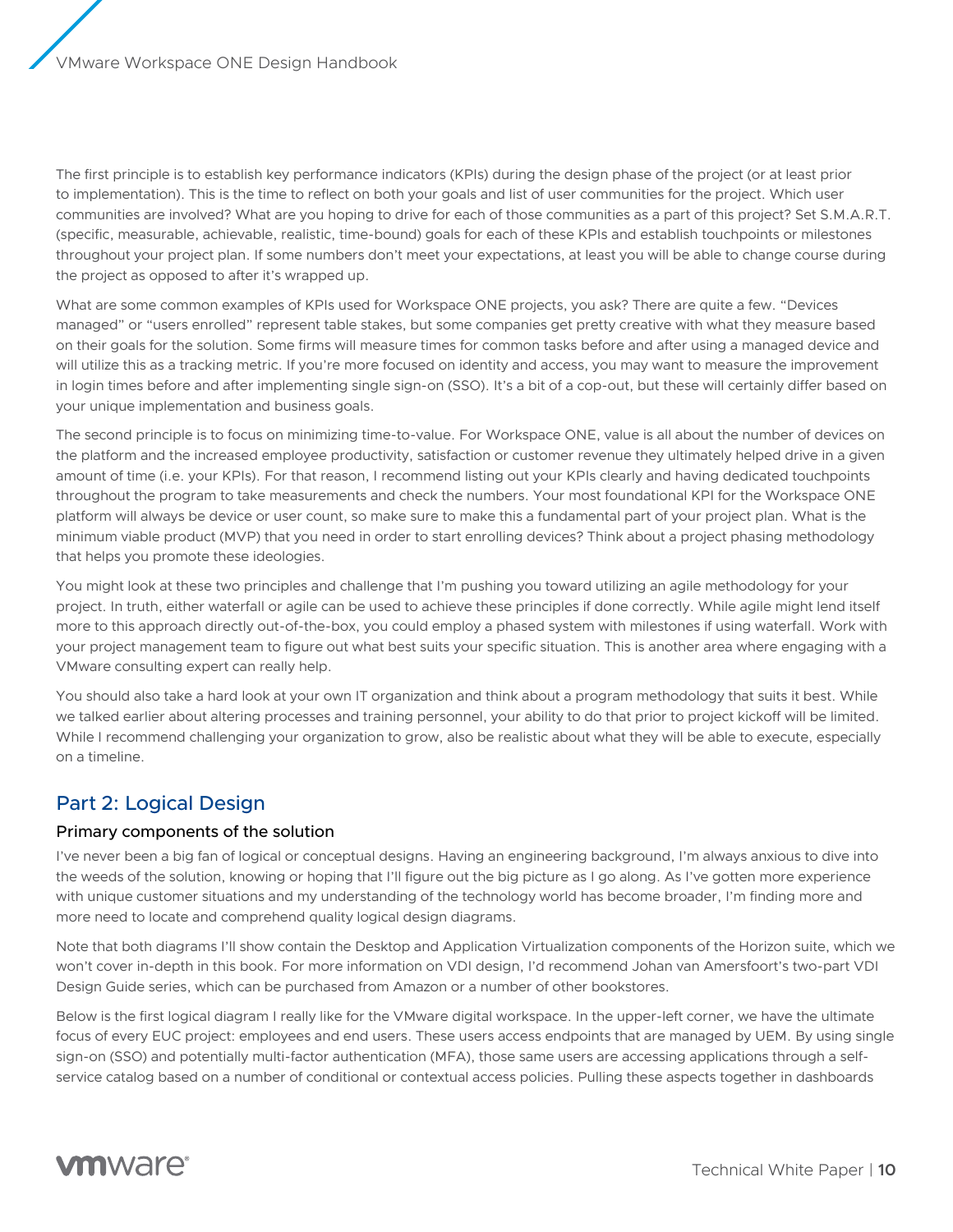The first principle is to establish key performance indicators (KPIs) during the design phase of the project (or at least prior to implementation). This is the time to reflect on both your goals and list of user communities for the project. Which user communities are involved? What are you hoping to drive for each of those communities as a part of this project? Set S.M.A.R.T. (specific, measurable, achievable, realistic, time-bound) goals for each of these KPIs and establish touchpoints or milestones throughout your project plan. If some numbers don't meet your expectations, at least you will be able to change course during the project as opposed to after it's wrapped up.

What are some common examples of KPIs used for Workspace ONE projects, you ask? There are quite a few. "Devices managed" or "users enrolled" represent table stakes, but some companies get pretty creative with what they measure based on their goals for the solution. Some firms will measure times for common tasks before and after using a managed device and will utilize this as a tracking metric. If you're more focused on identity and access, you may want to measure the improvement in login times before and after implementing single sign-on (SSO). It's a bit of a cop-out, but these will certainly differ based on your unique implementation and business goals.

The second principle is to focus on minimizing time-to-value. For Workspace ONE, value is all about the number of devices on the platform and the increased employee productivity, satisfaction or customer revenue they ultimately helped drive in a given amount of time (i.e. your KPIs). For that reason, I recommend listing out your KPIs clearly and having dedicated touchpoints throughout the program to take measurements and check the numbers. Your most foundational KPI for the Workspace ONE platform will always be device or user count, so make sure to make this a fundamental part of your project plan. What is the minimum viable product (MVP) that you need in order to start enrolling devices? Think about a project phasing methodology that helps you promote these ideologies.

You might look at these two principles and challenge that I'm pushing you toward utilizing an agile methodology for your project. In truth, either waterfall or agile can be used to achieve these principles if done correctly. While agile might lend itself more to this approach directly out-of-the-box, you could employ a phased system with milestones if using waterfall. Work with your project management team to figure out what best suits your specific situation. This is another area where engaging with a VMware consulting expert can really help.

You should also take a hard look at your own IT organization and think about a program methodology that suits it best. While we talked earlier about altering processes and training personnel, your ability to do that prior to project kickoff will be limited. While I recommend challenging your organization to grow, also be realistic about what they will be able to execute, especially on a timeline.

## Part 2: Logical Design

### Primary components of the solution

I've never been a big fan of logical or conceptual designs. Having an engineering background, I'm always anxious to dive into the weeds of the solution, knowing or hoping that I'll figure out the big picture as I go along. As I've gotten more experience with unique customer situations and my understanding of the technology world has become broader, I'm finding more and more need to locate and comprehend quality logical design diagrams.

Note that both diagrams I'll show contain the Desktop and Application Virtualization components of the Horizon suite, which we won't cover in-depth in this book. For more information on VDI design, I'd recommend Johan van Amersfoort's two-part VDI Design Guide series, which can be purchased from Amazon or a number of other bookstores.

Below is the first logical diagram I really like for the VMware digital workspace. In the upper-left corner, we have the ultimate focus of every EUC project: employees and end users. These users access endpoints that are managed by UEM. By using single sign-on (SSO) and potentially multi-factor authentication (MFA), those same users are accessing applications through a self-service catalog based on a number of conditional or contextual access policies. Pulling these aspects together in dashboards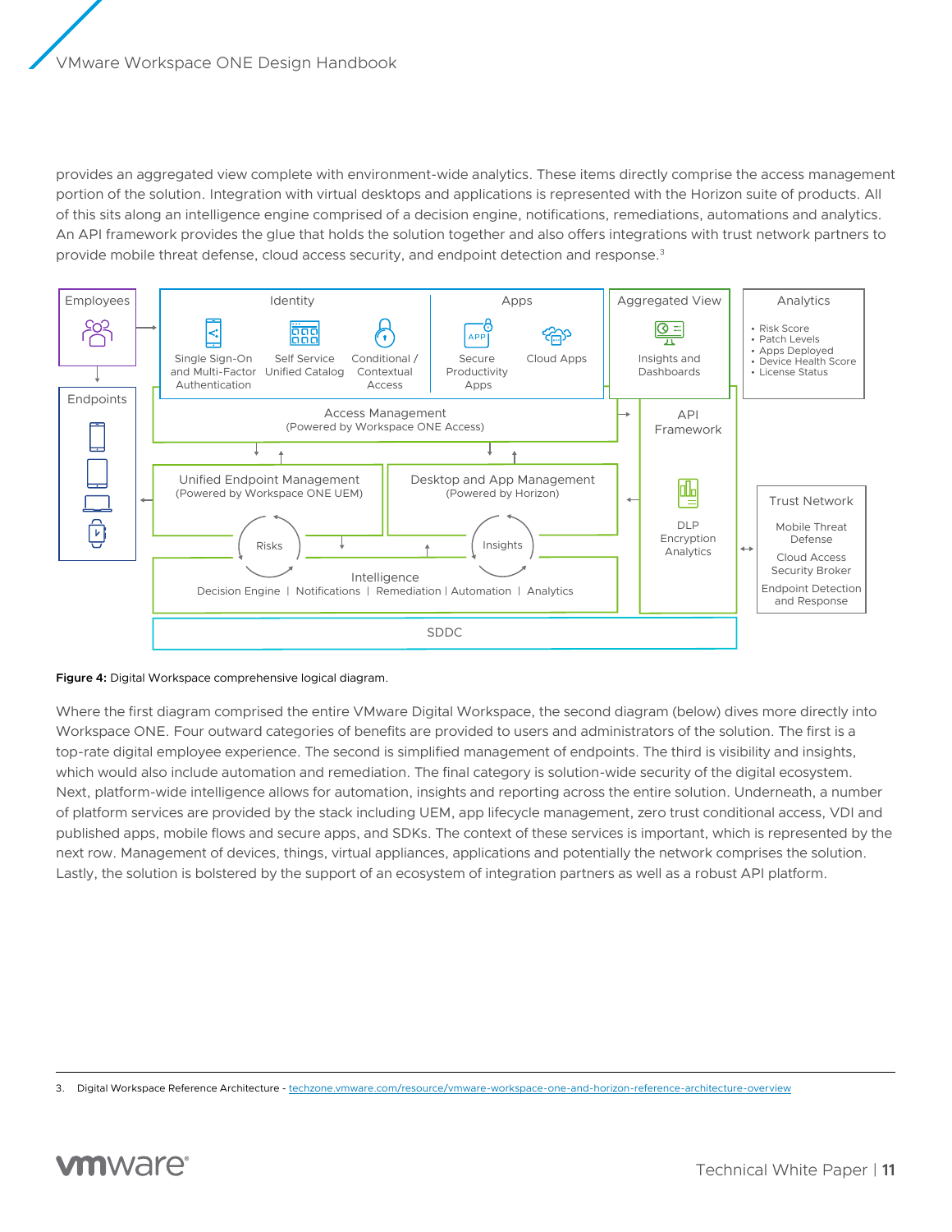provides an aggregated view complete with environment-wide analytics. These items directly comprise the access management portion of the solution. Integration with virtual desktops and applications is represented with the Horizon suite of products. All of this sits along an intelligence engine comprised of a decision engine, notifications, remediations, automations and analytics. An API framework provides the glue that holds the solution together and also offers integrations with trust network partners to provide mobile threat defense, cloud access security, and endpoint detection and response.[3]

**Figure 4:** Digital Workspace comprehensive logical diagram.

Where the first diagram comprised the entire VMware Digital Workspace, the second diagram (below) dives more directly into Workspace ONE. Four outward categories of benefits are provided to users and administrators of the solution. The first is a top-rate digital employee experience. The second is simplified management of endpoints. The third is visibility and insights, which would also include automation and remediation. The final category is solution-wide security of the digital ecosystem. Next, platform-wide intelligence allows for automation, insights and reporting across the entire solution. Underneath, a number of platform services are provided by the stack including UEM, app lifecycle management, zero trust conditional access, VDI and published apps, mobile flows and secure apps, and SDKs. The context of these services is important, which is represented by the next row. Management of devices, things, virtual appliances, applications and potentially the network comprises the solution. Lastly, the solution is bolstered by the support of an ecosystem of integration partners as well as a robust API platform.

3. Digital Workspace Reference Architecture - techzone.vmware.com/resource/vmware-workspace-one-and-horizon-reference-architecture-overview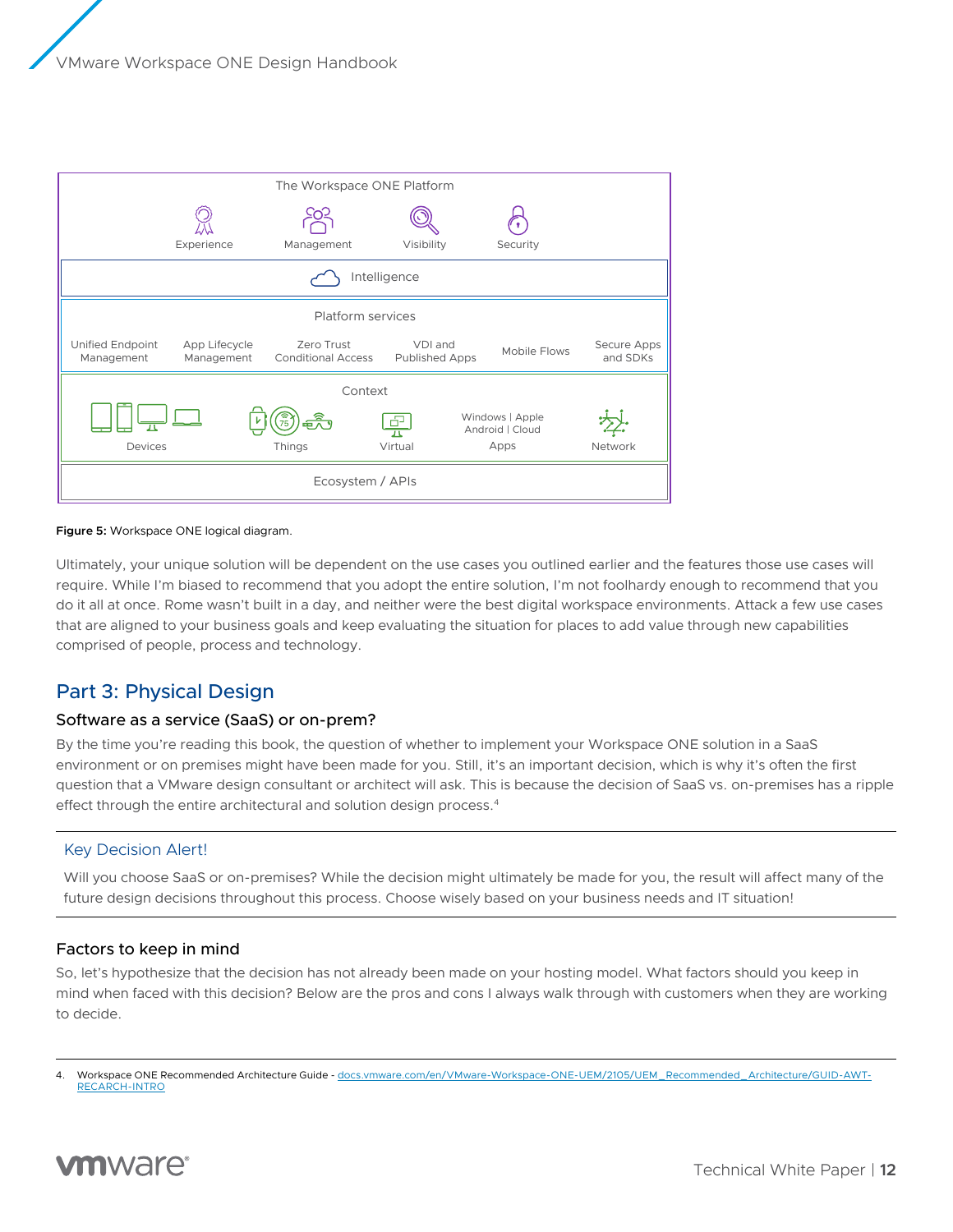The Workspace ONE Platform

Experience | Management | Visibility | Security

Intelligence

Platform services

Unified Endpoint Management | App Lifecycle Management | Zero Trust Conditional Access | VDI and Published Apps | Mobile Flows | Secure Apps and SDKs

Context

Devices | Things | Virtual | Windows | Apple Android | Cloud Apps | Network

Ecosystem / APIs

**Figure 5:** Workspace ONE logical diagram.

Ultimately, your unique solution will be dependent on the use cases you outlined earlier and the features those use cases will require. While I'm biased to recommend that you adopt the entire solution, I'm not foolhardy enough to recommend that you do it all at once. Rome wasn't built in a day, and neither were the best digital workspace environments. Attack a few use cases that are aligned to your business goals and keep evaluating the situation for places to add value through new capabilities comprised of people, process and technology.

## Part 3: Physical Design

### Software as a service (SaaS) or on-prem?

By the time you're reading this book, the question of whether to implement your Workspace ONE solution in a SaaS environment or on premises might have been made for you. Still, it's an important decision, which is why it's often the first question that a VMware design consultant or architect will ask. This is because the decision of SaaS vs. on-premises has a ripple effect through the entire architectural and solution design process.[4]

---

#### Key Decision Alert!

Will you choose SaaS or on-premises? While the decision might ultimately be made for you, the result will affect many of the future design decisions throughout this process. Choose wisely based on your business needs and IT situation!

---

### Factors to keep in mind

So, let's hypothesize that the decision has not already been made on your hosting model. What factors should you keep in mind when faced with this decision? Below are the pros and cons I always walk through with customers when they are working to decide.

---

4. Workspace ONE Recommended Architecture Guide - docs.vmware.com/en/VMware-Workspace-ONE-UEM/2105/UEM_Recommended_Architecture/GUID-AWT-RECARCH-INTRO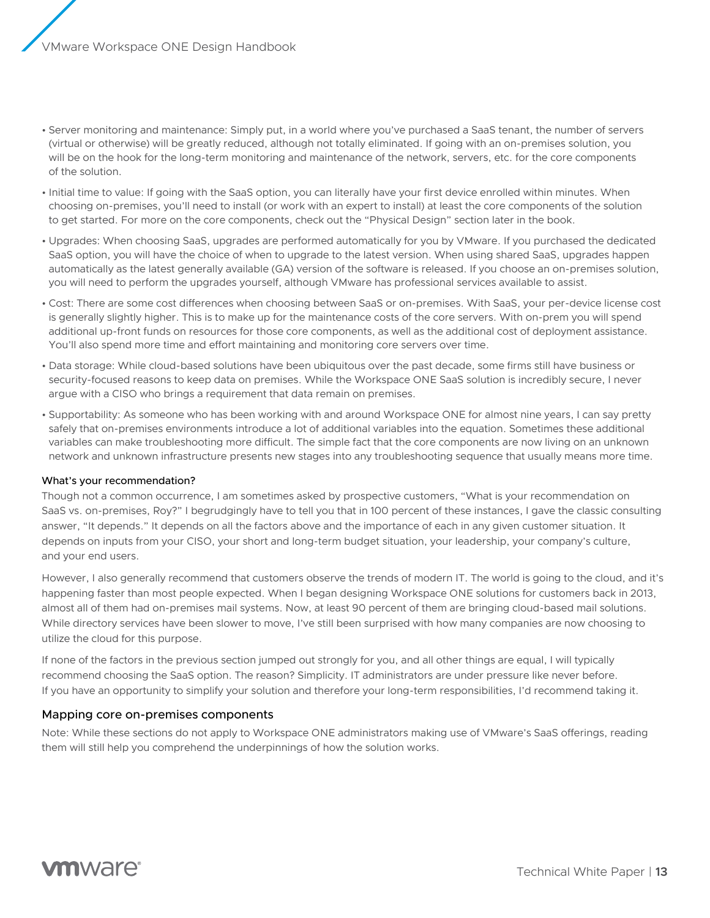- Server monitoring and maintenance: Simply put, in a world where you've purchased a SaaS tenant, the number of servers (virtual or otherwise) will be greatly reduced, although not totally eliminated. If going with an on-premises solution, you will be on the hook for the long-term monitoring and maintenance of the network, servers, etc. for the core components of the solution.
- Initial time to value: If going with the SaaS option, you can literally have your first device enrolled within minutes. When choosing on-premises, you'll need to install (or work with an expert to install) at least the core components of the solution to get started. For more on the core components, check out the "Physical Design" section later in the book.
- Upgrades: When choosing SaaS, upgrades are performed automatically for you by VMware. If you purchased the dedicated SaaS option, you will have the choice of when to upgrade to the latest version. When using shared SaaS, upgrades happen automatically as the latest generally available (GA) version of the software is released. If you choose an on-premises solution, you will need to perform the upgrades yourself, although VMware has professional services available to assist.
- Cost: There are some cost differences when choosing between SaaS or on-premises. With SaaS, your per-device license cost is generally slightly higher. This is to make up for the maintenance costs of the core servers. With on-prem you will spend additional up-front funds on resources for those core components, as well as the additional cost of deployment assistance. You'll also spend more time and effort maintaining and monitoring core servers over time.
- Data storage: While cloud-based solutions have been ubiquitous over the past decade, some firms still have business or security-focused reasons to keep data on premises. While the Workspace ONE SaaS solution is incredibly secure, I never argue with a CISO who brings a requirement that data remain on premises.
- Supportability: As someone who has been working with and around Workspace ONE for almost nine years, I can say pretty safely that on-premises environments introduce a lot of additional variables into the equation. Sometimes these additional variables can make troubleshooting more difficult. The simple fact that the core components are now living on an unknown network and unknown infrastructure presents new stages into any troubleshooting sequence that usually means more time.

#### What's your recommendation?

Though not a common occurrence, I am sometimes asked by prospective customers, "What is your recommendation on SaaS vs. on-premises, Roy?" I begrudgingly have to tell you that in 100 percent of these instances, I gave the classic consulting answer, "It depends." It depends on all the factors above and the importance of each in any given customer situation. It depends on inputs from your CISO, your short and long-term budget situation, your leadership, your company's culture, and your end users.

However, I also generally recommend that customers observe the trends of modern IT. The world is going to the cloud, and it's happening faster than most people expected. When I began designing Workspace ONE solutions for customers back in 2013, almost all of them had on-premises mail systems. Now, at least 90 percent of them are bringing cloud-based mail solutions. While directory services have been slower to move, I've still been surprised with how many companies are now choosing to utilize the cloud for this purpose.

If none of the factors in the previous section jumped out strongly for you, and all other things are equal, I will typically recommend choosing the SaaS option. The reason? Simplicity. IT administrators are under pressure like never before. If you have an opportunity to simplify your solution and therefore your long-term responsibilities, I'd recommend taking it.

### Mapping core on-premises components

Note: While these sections do not apply to Workspace ONE administrators making use of VMware's SaaS offerings, reading them will still help you comprehend the underpinnings of how the solution works.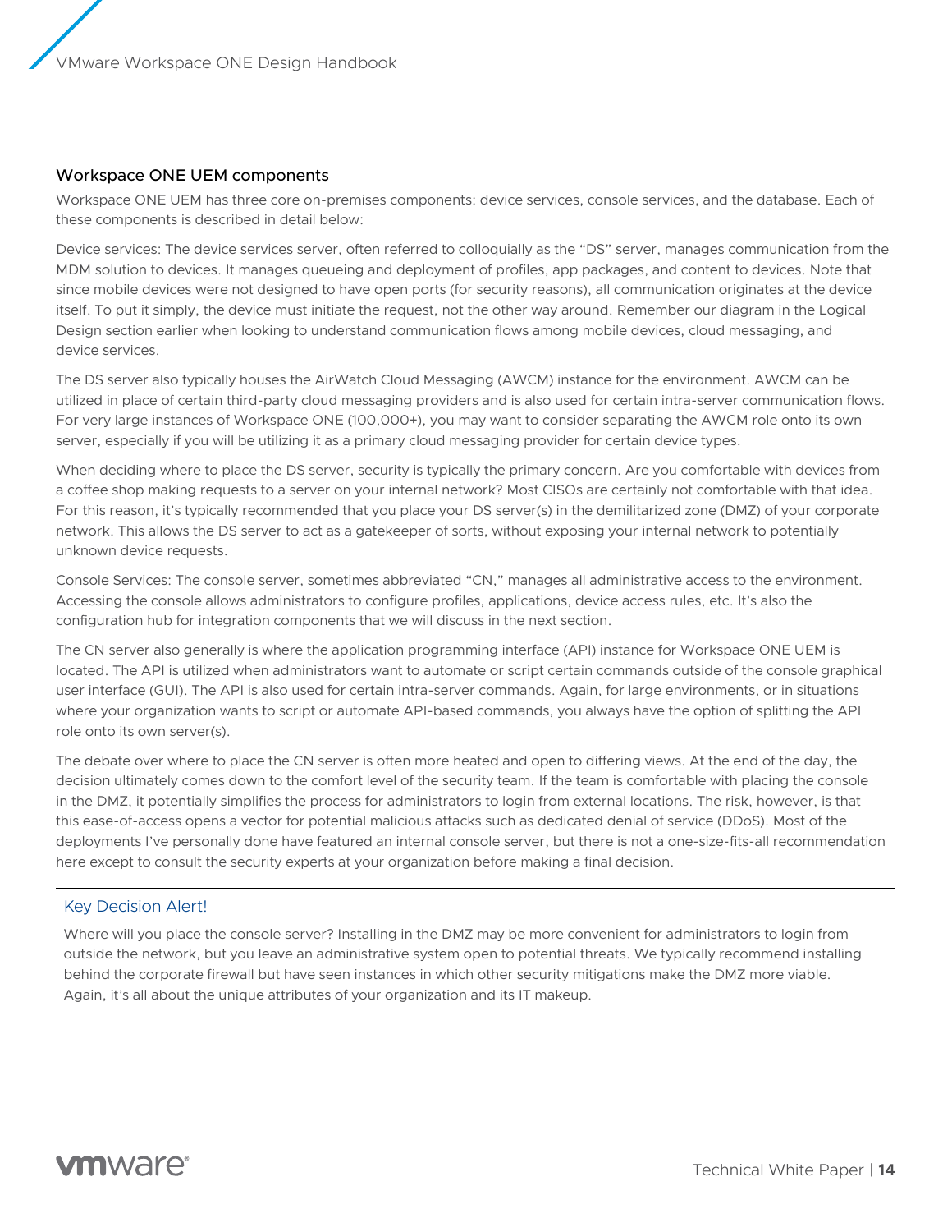## Workspace ONE UEM components

Workspace ONE UEM has three core on-premises components: device services, console services, and the database. Each of these components is described in detail below:

Device services: The device services server, often referred to colloquially as the "DS" server, manages communication from the MDM solution to devices. It manages queueing and deployment of profiles, app packages, and content to devices. Note that since mobile devices were not designed to have open ports (for security reasons), all communication originates at the device itself. To put it simply, the device must initiate the request, not the other way around. Remember our diagram in the Logical Design section earlier when looking to understand communication flows among mobile devices, cloud messaging, and device services.

The DS server also typically houses the AirWatch Cloud Messaging (AWCM) instance for the environment. AWCM can be utilized in place of certain third-party cloud messaging providers and is also used for certain intra-server communication flows. For very large instances of Workspace ONE (100,000+), you may want to consider separating the AWCM role onto its own server, especially if you will be utilizing it as a primary cloud messaging provider for certain device types.

When deciding where to place the DS server, security is typically the primary concern. Are you comfortable with devices from a coffee shop making requests to a server on your internal network? Most CISOs are certainly not comfortable with that idea. For this reason, it's typically recommended that you place your DS server(s) in the demilitarized zone (DMZ) of your corporate network. This allows the DS server to act as a gatekeeper of sorts, without exposing your internal network to potentially unknown device requests.

Console Services: The console server, sometimes abbreviated "CN," manages all administrative access to the environment. Accessing the console allows administrators to configure profiles, applications, device access rules, etc. It's also the configuration hub for integration components that we will discuss in the next section.

The CN server also generally is where the application programming interface (API) instance for Workspace ONE UEM is located. The API is utilized when administrators want to automate or script certain commands outside of the console graphical user interface (GUI). The API is also used for certain intra-server commands. Again, for large environments, or in situations where your organization wants to script or automate API-based commands, you always have the option of splitting the API role onto its own server(s).

The debate over where to place the CN server is often more heated and open to differing views. At the end of the day, the decision ultimately comes down to the comfort level of the security team. If the team is comfortable with placing the console in the DMZ, it potentially simplifies the process for administrators to login from external locations. The risk, however, is that this ease-of-access opens a vector for potential malicious attacks such as dedicated denial of service (DDoS). Most of the deployments I've personally done have featured an internal console server, but there is not a one-size-fits-all recommendation here except to consult the security experts at your organization before making a final decision.

---

Key Decision Alert!

Where will you place the console server? Installing in the DMZ may be more convenient for administrators to login from outside the network, but you leave an administrative system open to potential threats. We typically recommend installing behind the corporate firewall but have seen instances in which other security mitigations make the DMZ more viable. Again, it's all about the unique attributes of your organization and its IT makeup.

---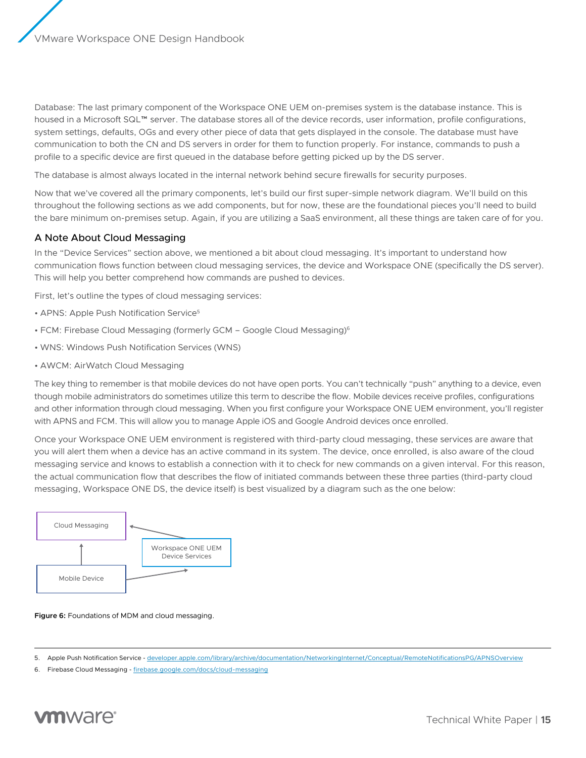Database: The last primary component of the Workspace ONE UEM on-premises system is the database instance. This is housed in a Microsoft SQL™ server. The database stores all of the device records, user information, profile configurations, system settings, defaults, OGs and every other piece of data that gets displayed in the console. The database must have communication to both the CN and DS servers in order for them to function properly. For instance, commands to push a profile to a specific device are first queued in the database before getting picked up by the DS server.

The database is almost always located in the internal network behind secure firewalls for security purposes.

Now that we've covered all the primary components, let's build our first super-simple network diagram. We'll build on this throughout the following sections as we add components, but for now, these are the foundational pieces you'll need to build the bare minimum on-premises setup. Again, if you are utilizing a SaaS environment, all these things are taken care of for you.

## A Note About Cloud Messaging

In the "Device Services" section above, we mentioned a bit about cloud messaging. It's important to understand how communication flows function between cloud messaging services, the device and Workspace ONE (specifically the DS server). This will help you better comprehend how commands are pushed to devices.

First, let's outline the types of cloud messaging services:

- APNS: Apple Push Notification Service[5]
- FCM: Firebase Cloud Messaging (formerly GCM – Google Cloud Messaging)[6]
- WNS: Windows Push Notification Services (WNS)
- AWCM: AirWatch Cloud Messaging

The key thing to remember is that mobile devices do not have open ports. You can't technically "push" anything to a device, even though mobile administrators do sometimes utilize this term to describe the flow. Mobile devices receive profiles, configurations and other information through cloud messaging. When you first configure your Workspace ONE UEM environment, you'll register with APNS and FCM. This will allow you to manage Apple iOS and Google Android devices once enrolled.

Once your Workspace ONE UEM environment is registered with third-party cloud messaging, these services are aware that you will alert them when a device has an active command in its system. The device, once enrolled, is also aware of the cloud messaging service and knows to establish a connection with it to check for new commands on a given interval. For this reason, the actual communication flow that describes the flow of initiated commands between these three parties (third-party cloud messaging, Workspace ONE DS, the device itself) is best visualized by a diagram such as the one below:

Cloud Messaging

Workspace ONE UEM Device Services

Mobile Device

**Figure 6:** Foundations of MDM and cloud messaging.

5. Apple Push Notification Service - developer.apple.com/library/archive/documentation/NetworkingInternet/Conceptual/RemoteNotificationsPG/APNSOverview
6. Firebase Cloud Messaging - firebase.google.com/docs/cloud-messaging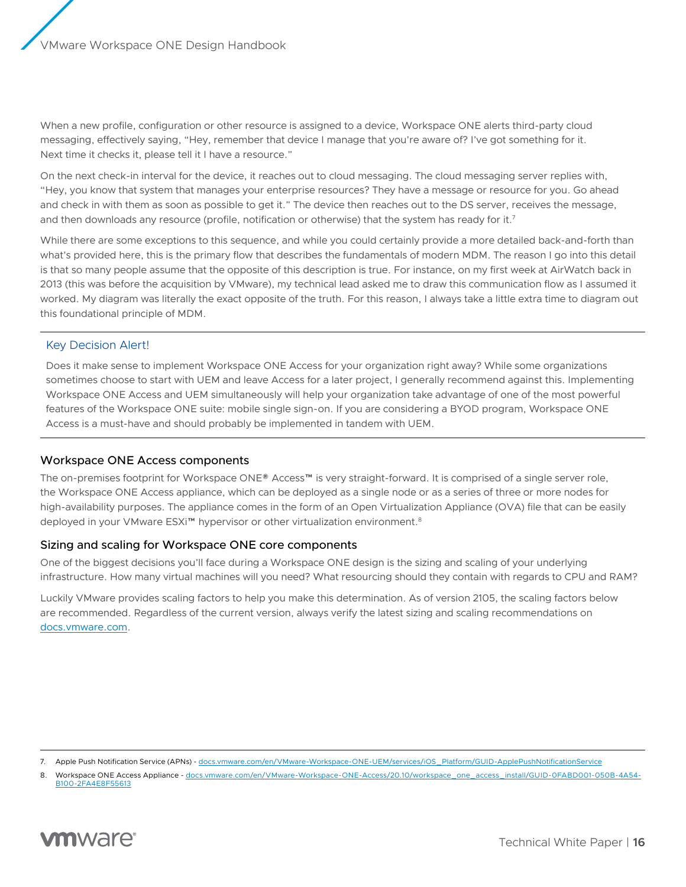When a new profile, configuration or other resource is assigned to a device, Workspace ONE alerts third-party cloud messaging, effectively saying, "Hey, remember that device I manage that you're aware of? I've got something for it. Next time it checks it, please tell it I have a resource."

On the next check-in interval for the device, it reaches out to cloud messaging. The cloud messaging server replies with, "Hey, you know that system that manages your enterprise resources? They have a message or resource for you. Go ahead and check in with them as soon as possible to get it." The device then reaches out to the DS server, receives the message, and then downloads any resource (profile, notification or otherwise) that the system has ready for it.[7]

While there are some exceptions to this sequence, and while you could certainly provide a more detailed back-and-forth than what's provided here, this is the primary flow that describes the fundamentals of modern MDM. The reason I go into this detail is that so many people assume that the opposite of this description is true. For instance, on my first week at AirWatch back in 2013 (this was before the acquisition by VMware), my technical lead asked me to draw this communication flow as I assumed it worked. My diagram was literally the exact opposite of the truth. For this reason, I always take a little extra time to diagram out this foundational principle of MDM.

---

### Key Decision Alert!

Does it make sense to implement Workspace ONE Access for your organization right away? While some organizations sometimes choose to start with UEM and leave Access for a later project, I generally recommend against this. Implementing Workspace ONE Access and UEM simultaneously will help your organization take advantage of one of the most powerful features of the Workspace ONE suite: mobile single sign-on. If you are considering a BYOD program, Workspace ONE Access is a must-have and should probably be implemented in tandem with UEM.

---

### Workspace ONE Access components

The on-premises footprint for Workspace ONE® Access™ is very straight-forward. It is comprised of a single server role, the Workspace ONE Access appliance, which can be deployed as a single node or as a series of three or more nodes for high-availability purposes. The appliance comes in the form of an Open Virtualization Appliance (OVA) file that can be easily deployed in your VMware ESXi™ hypervisor or other virtualization environment.[8]

### Sizing and scaling for Workspace ONE core components

One of the biggest decisions you'll face during a Workspace ONE design is the sizing and scaling of your underlying infrastructure. How many virtual machines will you need? What resourcing should they contain with regards to CPU and RAM?

Luckily VMware provides scaling factors to help you make this determination. As of version 2105, the scaling factors below are recommended. Regardless of the current version, always verify the latest sizing and scaling recommendations on [docs.vmware.com](docs.vmware.com).

---

7. Apple Push Notification Service (APNs) - docs.vmware.com/en/VMware-Workspace-ONE-UEM/services/iOS_Platform/GUID-ApplePushNotificationService
8. Workspace ONE Access Appliance - docs.vmware.com/en/VMware-Workspace-ONE-Access/20.10/workspace_one_access_install/GUID-0FABD001-050B-4A54-B100-2FA4E8F55613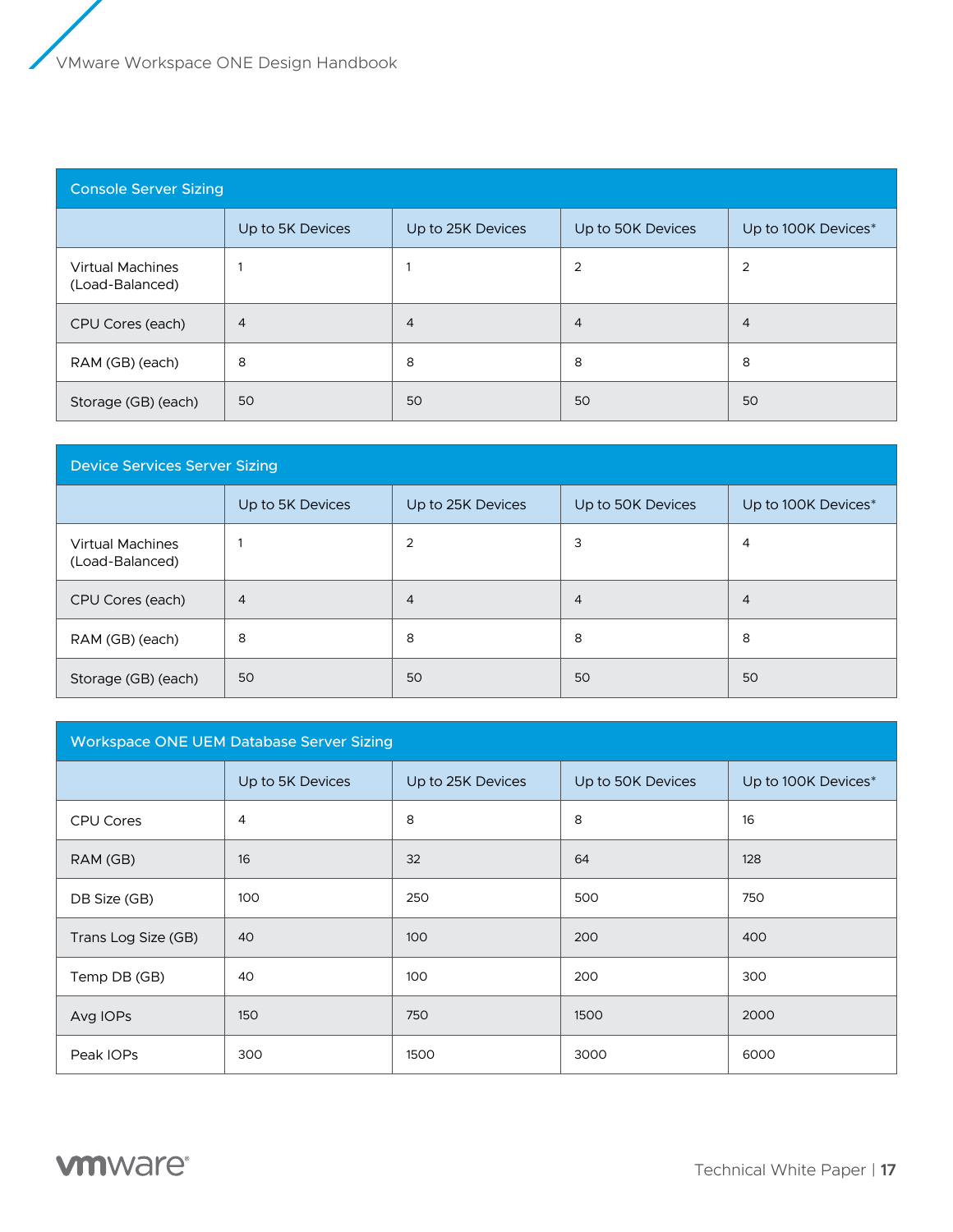| Console Server Sizing | | | | |
|---|---|---|---|---|
| | Up to 5K Devices | Up to 25K Devices | Up to 50K Devices | Up to 100K Devices* |
| Virtual Machines (Load-Balanced) | 1 | 1 | 2 | 2 |
| CPU Cores (each) | 4 | 4 | 4 | 4 |
| RAM (GB) (each) | 8 | 8 | 8 | 8 |
| Storage (GB) (each) | 50 | 50 | 50 | 50 |

| Device Services Server Sizing | | | | |
|---|---|---|---|---|
| | Up to 5K Devices | Up to 25K Devices | Up to 50K Devices | Up to 100K Devices* |
| Virtual Machines (Load-Balanced) | 1 | 2 | 3 | 4 |
| CPU Cores (each) | 4 | 4 | 4 | 4 |
| RAM (GB) (each) | 8 | 8 | 8 | 8 |
| Storage (GB) (each) | 50 | 50 | 50 | 50 |

| Workspace ONE UEM Database Server Sizing | | | | |
|---|---|---|---|---|
| | Up to 5K Devices | Up to 25K Devices | Up to 50K Devices | Up to 100K Devices* |
| CPU Cores | 4 | 8 | 8 | 16 |
| RAM (GB) | 16 | 32 | 64 | 128 |
| DB Size (GB) | 100 | 250 | 500 | 750 |
| Trans Log Size (GB) | 40 | 100 | 200 | 400 |
| Temp DB (GB) | 40 | 100 | 200 | 300 |
| Avg IOPs | 150 | 750 | 1500 | 2000 |
| Peak IOPs | 300 | 1500 | 3000 | 6000 |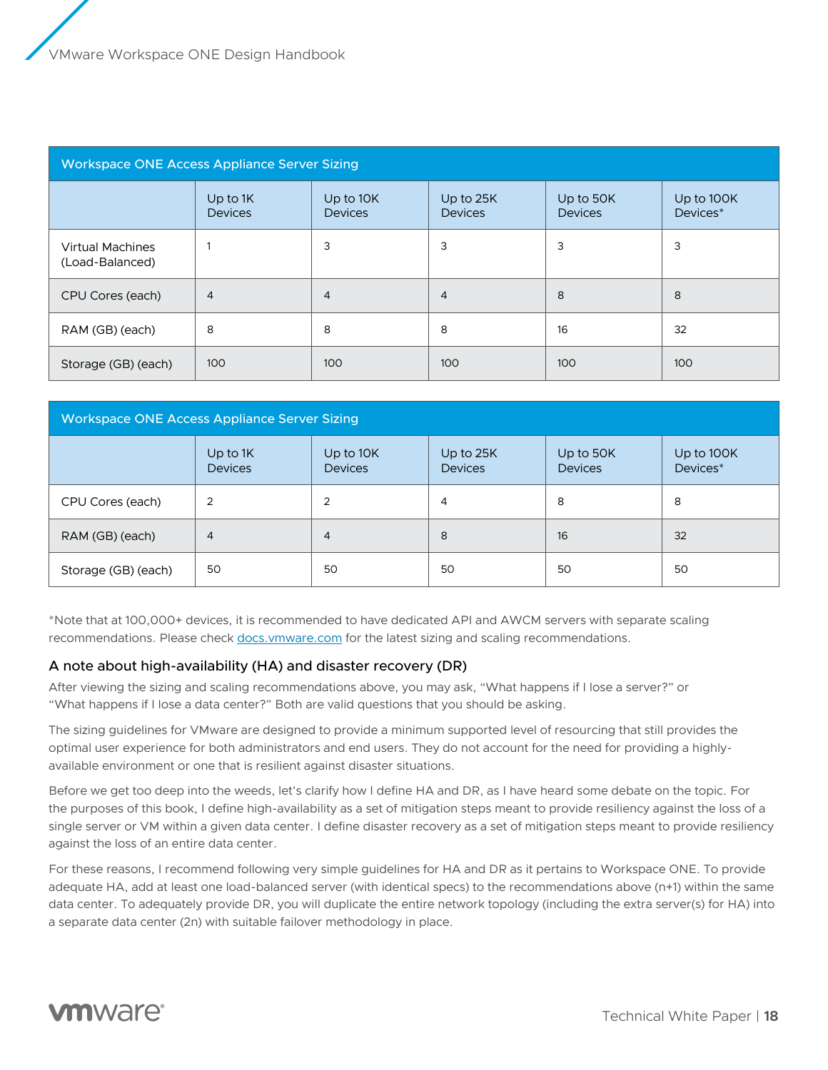| Workspace ONE Access Appliance Server Sizing | | | | | |
|---|---|---|---|---|---|
| | Up to 1K Devices | Up to 10K Devices | Up to 25K Devices | Up to 50K Devices | Up to 100K Devices* |
| Virtual Machines (Load-Balanced) | 1 | 3 | 3 | 3 | 3 |
| CPU Cores (each) | 4 | 4 | 4 | 8 | 8 |
| RAM (GB) (each) | 8 | 8 | 8 | 16 | 32 |
| Storage (GB) (each) | 100 | 100 | 100 | 100 | 100 |

| Workspace ONE Access Appliance Server Sizing | | | | | |
|---|---|---|---|---|---|
| | Up to 1K Devices | Up to 10K Devices | Up to 25K Devices | Up to 50K Devices | Up to 100K Devices* |
| CPU Cores (each) | 2 | 2 | 4 | 8 | 8 |
| RAM (GB) (each) | 4 | 4 | 8 | 16 | 32 |
| Storage (GB) (each) | 50 | 50 | 50 | 50 | 50 |

*Note that at 100,000+ devices, it is recommended to have dedicated API and AWCM servers with separate scaling recommendations. Please check [docs.vmware.com](https://docs.vmware.com) for the latest sizing and scaling recommendations.

### A note about high-availability (HA) and disaster recovery (DR)

After viewing the sizing and scaling recommendations above, you may ask, "What happens if I lose a server?" or "What happens if I lose a data center?" Both are valid questions that you should be asking.

The sizing guidelines for VMware are designed to provide a minimum supported level of resourcing that still provides the optimal user experience for both administrators and end users. They do not account for the need for providing a highly-available environment or one that is resilient against disaster situations.

Before we get too deep into the weeds, let's clarify how I define HA and DR, as I have heard some debate on the topic. For the purposes of this book, I define high-availability as a set of mitigation steps meant to provide resiliency against the loss of a single server or VM within a given data center. I define disaster recovery as a set of mitigation steps meant to provide resiliency against the loss of an entire data center.

For these reasons, I recommend following very simple guidelines for HA and DR as it pertains to Workspace ONE. To provide adequate HA, add at least one load-balanced server (with identical specs) to the recommendations above (n+1) within the same data center. To adequately provide DR, you will duplicate the entire network topology (including the extra server(s) for HA) into a separate data center (2n) with suitable failover methodology in place.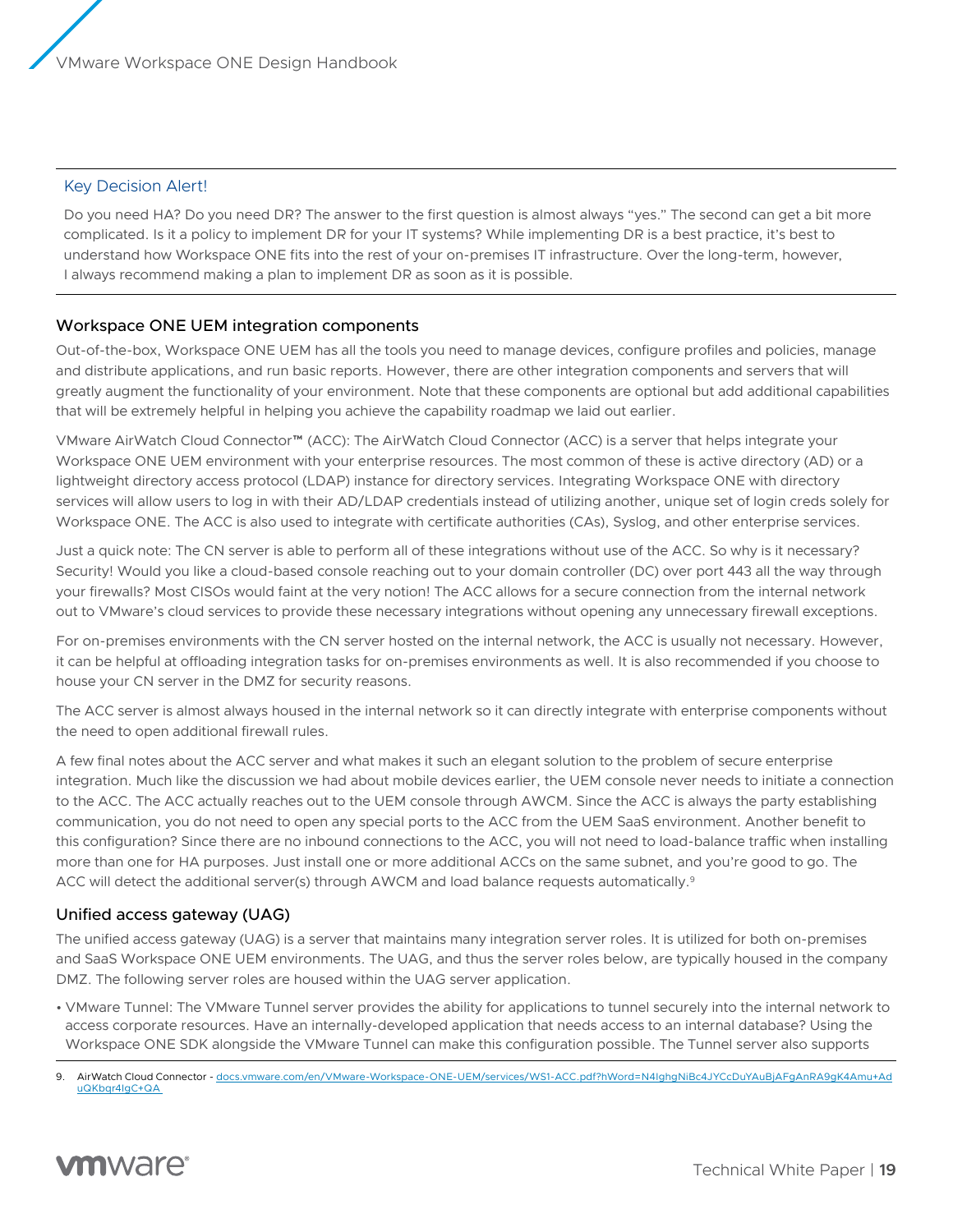Key Decision Alert!

Do you need HA? Do you need DR? The answer to the first question is almost always "yes." The second can get a bit more complicated. Is it a policy to implement DR for your IT systems? While implementing DR is a best practice, it's best to understand how Workspace ONE fits into the rest of your on-premises IT infrastructure. Over the long-term, however, I always recommend making a plan to implement DR as soon as it is possible.

### Workspace ONE UEM integration components

Out-of-the-box, Workspace ONE UEM has all the tools you need to manage devices, configure profiles and policies, manage and distribute applications, and run basic reports. However, there are other integration components and servers that will greatly augment the functionality of your environment. Note that these components are optional but add additional capabilities that will be extremely helpful in helping you achieve the capability roadmap we laid out earlier.

VMware AirWatch Cloud Connector™ (ACC): The AirWatch Cloud Connector (ACC) is a server that helps integrate your Workspace ONE UEM environment with your enterprise resources. The most common of these is active directory (AD) or a lightweight directory access protocol (LDAP) instance for directory services. Integrating Workspace ONE with directory services will allow users to log in with their AD/LDAP credentials instead of utilizing another, unique set of login creds solely for Workspace ONE. The ACC is also used to integrate with certificate authorities (CAs), Syslog, and other enterprise services.

Just a quick note: The CN server is able to perform all of these integrations without use of the ACC. So why is it necessary? Security! Would you like a cloud-based console reaching out to your domain controller (DC) over port 443 all the way through your firewalls? Most CISOs would faint at the very notion! The ACC allows for a secure connection from the internal network out to VMware's cloud services to provide these necessary integrations without opening any unnecessary firewall exceptions.

For on-premises environments with the CN server hosted on the internal network, the ACC is usually not necessary. However, it can be helpful at offloading integration tasks for on-premises environments as well. It is also recommended if you choose to house your CN server in the DMZ for security reasons.

The ACC server is almost always housed in the internal network so it can directly integrate with enterprise components without the need to open additional firewall rules.

A few final notes about the ACC server and what makes it such an elegant solution to the problem of secure enterprise integration. Much like the discussion we had about mobile devices earlier, the UEM console never needs to initiate a connection to the ACC. The ACC actually reaches out to the UEM console through AWCM. Since the ACC is always the party establishing communication, you do not need to open any special ports to the ACC from the UEM SaaS environment. Another benefit to this configuration? Since there are no inbound connections to the ACC, you will not need to load-balance traffic when installing more than one for HA purposes. Just install one or more additional ACCs on the same subnet, and you're good to go. The ACC will detect the additional server(s) through AWCM and load balance requests automatically.[9]

### Unified access gateway (UAG)

The unified access gateway (UAG) is a server that maintains many integration server roles. It is utilized for both on-premises and SaaS Workspace ONE UEM environments. The UAG, and thus the server roles below, are typically housed in the company DMZ. The following server roles are housed within the UAG server application.

- VMware Tunnel: The VMware Tunnel server provides the ability for applications to tunnel securely into the internal network to access corporate resources. Have an internally-developed application that needs access to an internal database? Using the Workspace ONE SDK alongside the VMware Tunnel can make this configuration possible. The Tunnel server also supports

9. AirWatch Cloud Connector - docs.vmware.com/en/VMware-Workspace-ONE-UEM/services/WS1-ACC.pdf?hWord=N4IghgNiBc4JYCcDuYAuBjAFgAnRA9gK4Amu+AduQKbqr4IgC+QA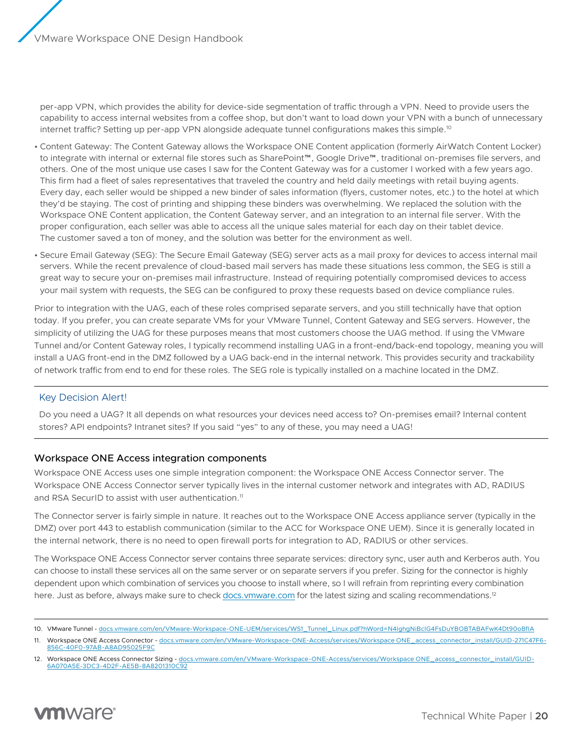per-app VPN, which provides the ability for device-side segmentation of traffic through a VPN. Need to provide users the capability to access internal websites from a coffee shop, but don't want to load down your VPN with a bunch of unnecessary internet traffic? Setting up per-app VPN alongside adequate tunnel configurations makes this simple.[10]

- Content Gateway: The Content Gateway allows the Workspace ONE Content application (formerly AirWatch Content Locker) to integrate with internal or external file stores such as SharePoint™, Google Drive™, traditional on-premises file servers, and others. One of the most unique use cases I saw for the Content Gateway was for a customer I worked with a few years ago. This firm had a fleet of sales representatives that traveled the country and held daily meetings with retail buying agents. Every day, each seller would be shipped a new binder of sales information (flyers, customer notes, etc.) to the hotel at which they'd be staying. The cost of printing and shipping these binders was overwhelming. We replaced the solution with the Workspace ONE Content application, the Content Gateway server, and an integration to an internal file server. With the proper configuration, each seller was able to access all the unique sales material for each day on their tablet device. The customer saved a ton of money, and the solution was better for the environment as well.
- Secure Email Gateway (SEG): The Secure Email Gateway (SEG) server acts as a mail proxy for devices to access internal mail servers. While the recent prevalence of cloud-based mail servers has made these situations less common, the SEG is still a great way to secure your on-premises mail infrastructure. Instead of requiring potentially compromised devices to access your mail system with requests, the SEG can be configured to proxy these requests based on device compliance rules.

Prior to integration with the UAG, each of these roles comprised separate servers, and you still technically have that option today. If you prefer, you can create separate VMs for your VMware Tunnel, Content Gateway and SEG servers. However, the simplicity of utilizing the UAG for these purposes means that most customers choose the UAG method. If using the VMware Tunnel and/or Content Gateway roles, I typically recommend installing UAG in a front-end/back-end topology, meaning you will install a UAG front-end in the DMZ followed by a UAG back-end in the internal network. This provides security and trackability of network traffic from end to end for these roles. The SEG role is typically installed on a machine located in the DMZ.

---

Key Decision Alert!

Do you need a UAG? It all depends on what resources your devices need access to? On-premises email? Internal content stores? API endpoints? Intranet sites? If you said "yes" to any of these, you may need a UAG!

---

### Workspace ONE Access integration components

Workspace ONE Access uses one simple integration component: the Workspace ONE Access Connector server. The Workspace ONE Access Connector server typically lives in the internal customer network and integrates with AD, RADIUS and RSA SecurID to assist with user authentication.[11]

The Connector server is fairly simple in nature. It reaches out to the Workspace ONE Access appliance server (typically in the DMZ) over port 443 to establish communication (similar to the ACC for Workspace ONE UEM). Since it is generally located in the internal network, there is no need to open firewall ports for integration to AD, RADIUS or other services.

The Workspace ONE Access Connector server contains three separate services: directory sync, user auth and Kerberos auth. You can choose to install these services all on the same server or on separate servers if you prefer. Sizing for the connector is highly dependent upon which combination of services you choose to install where, so I will refrain from reprinting every combination here. Just as before, always make sure to check docs.vmware.com for the latest sizing and scaling recommendations.[12]

---

10. VMware Tunnel - docs.vmware.com/en/VMware-Workspace-ONE-UEM/services/WS1_Tunnel_Linux.pdf?hWord=N4IghgNiBcIG4FsDuYBOBTABAFwK4Dt90oBfIA
11. Workspace ONE Access Connector - docs.vmware.com/en/VMware-Workspace-ONE-Access/services/Workspace ONE_access_connector_install/GUID-271C47F6-856C-40F0-97AB-A8AD95025F9C
12. Workspace ONE Access Connector Sizing - docs.vmware.com/en/VMware-Workspace-ONE-Access/services/Workspace ONE_access_connector_install/GUID-6A070A5E-3DC3-4D2F-AE5B-8A8201310C92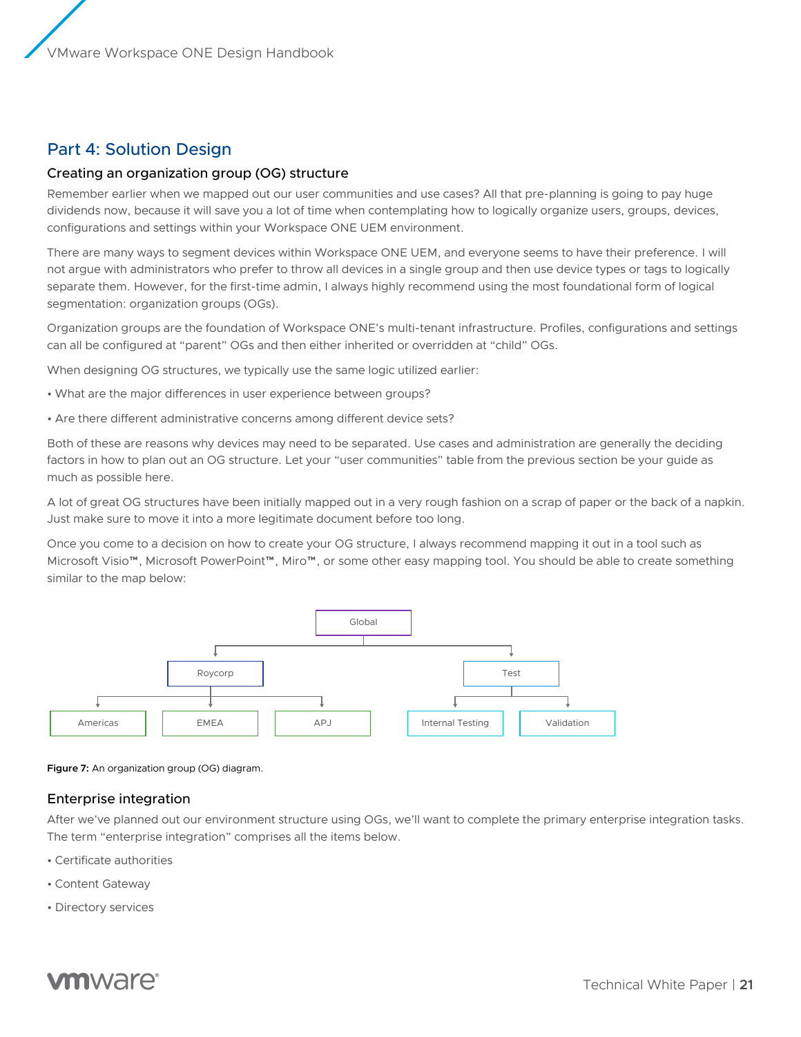## Part 4: Solution Design

### Creating an organization group (OG) structure

Remember earlier when we mapped out our user communities and use cases? All that pre-planning is going to pay huge dividends now, because it will save you a lot of time when contemplating how to logically organize users, groups, devices, configurations and settings within your Workspace ONE UEM environment.

There are many ways to segment devices within Workspace ONE UEM, and everyone seems to have their preference. I will not argue with administrators who prefer to throw all devices in a single group and then use device types or tags to logically separate them. However, for the first-time admin, I always highly recommend using the most foundational form of logical segmentation: organization groups (OGs).

Organization groups are the foundation of Workspace ONE's multi-tenant infrastructure. Profiles, configurations and settings can all be configured at "parent" OGs and then either inherited or overridden at "child" OGs.

When designing OG structures, we typically use the same logic utilized earlier:

- What are the major differences in user experience between groups?
- Are there different administrative concerns among different device sets?

Both of these are reasons why devices may need to be separated. Use cases and administration are generally the deciding factors in how to plan out an OG structure. Let your "user communities" table from the previous section be your guide as much as possible here.

A lot of great OG structures have been initially mapped out in a very rough fashion on a scrap of paper or the back of a napkin. Just make sure to move it into a more legitimate document before too long.

Once you come to a decision on how to create your OG structure, I always recommend mapping it out in a tool such as Microsoft Visio™, Microsoft PowerPoint™, Miro™, or some other easy mapping tool. You should be able to create something similar to the map below:

```
Global
├── Roycorp
│   ├── Americas
│   ├── EMEA
│   └── APJ
└── Test
    ├── Internal Testing
    └── Validation
```

**Figure 7:** An organization group (OG) diagram.

### Enterprise integration

After we've planned out our environment structure using OGs, we'll want to complete the primary enterprise integration tasks. The term "enterprise integration" comprises all the items below.

- Certificate authorities
- Content Gateway
- Directory services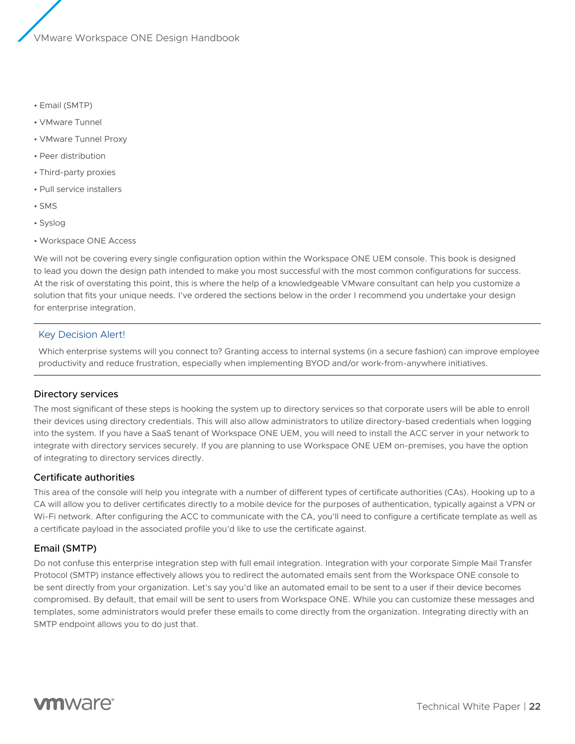- Email (SMTP)
- VMware Tunnel
- VMware Tunnel Proxy
- Peer distribution
- Third-party proxies
- Pull service installers
- SMS
- Syslog
- Workspace ONE Access

We will not be covering every single configuration option within the Workspace ONE UEM console. This book is designed to lead you down the design path intended to make you most successful with the most common configurations for success. At the risk of overstating this point, this is where the help of a knowledgeable VMware consultant can help you customize a solution that fits your unique needs. I've ordered the sections below in the order I recommend you undertake your design for enterprise integration.

---

**Key Decision Alert!**

Which enterprise systems will you connect to? Granting access to internal systems (in a secure fashion) can improve employee productivity and reduce frustration, especially when implementing BYOD and/or work-from-anywhere initiatives.

---

### Directory services

The most significant of these steps is hooking the system up to directory services so that corporate users will be able to enroll their devices using directory credentials. This will also allow administrators to utilize directory-based credentials when logging into the system. If you have a SaaS tenant of Workspace ONE UEM, you will need to install the ACC server in your network to integrate with directory services securely. If you are planning to use Workspace ONE UEM on-premises, you have the option of integrating to directory services directly.

### Certificate authorities

This area of the console will help you integrate with a number of different types of certificate authorities (CAs). Hooking up to a CA will allow you to deliver certificates directly to a mobile device for the purposes of authentication, typically against a VPN or Wi-Fi network. After configuring the ACC to communicate with the CA, you'll need to configure a certificate template as well as a certificate payload in the associated profile you'd like to use the certificate against.

### Email (SMTP)

Do not confuse this enterprise integration step with full email integration. Integration with your corporate Simple Mail Transfer Protocol (SMTP) instance effectively allows you to redirect the automated emails sent from the Workspace ONE console to be sent directly from your organization. Let's say you'd like an automated email to be sent to a user if their device becomes compromised. By default, that email will be sent to users from Workspace ONE. While you can customize these messages and templates, some administrators would prefer these emails to come directly from the organization. Integrating directly with an SMTP endpoint allows you to do just that.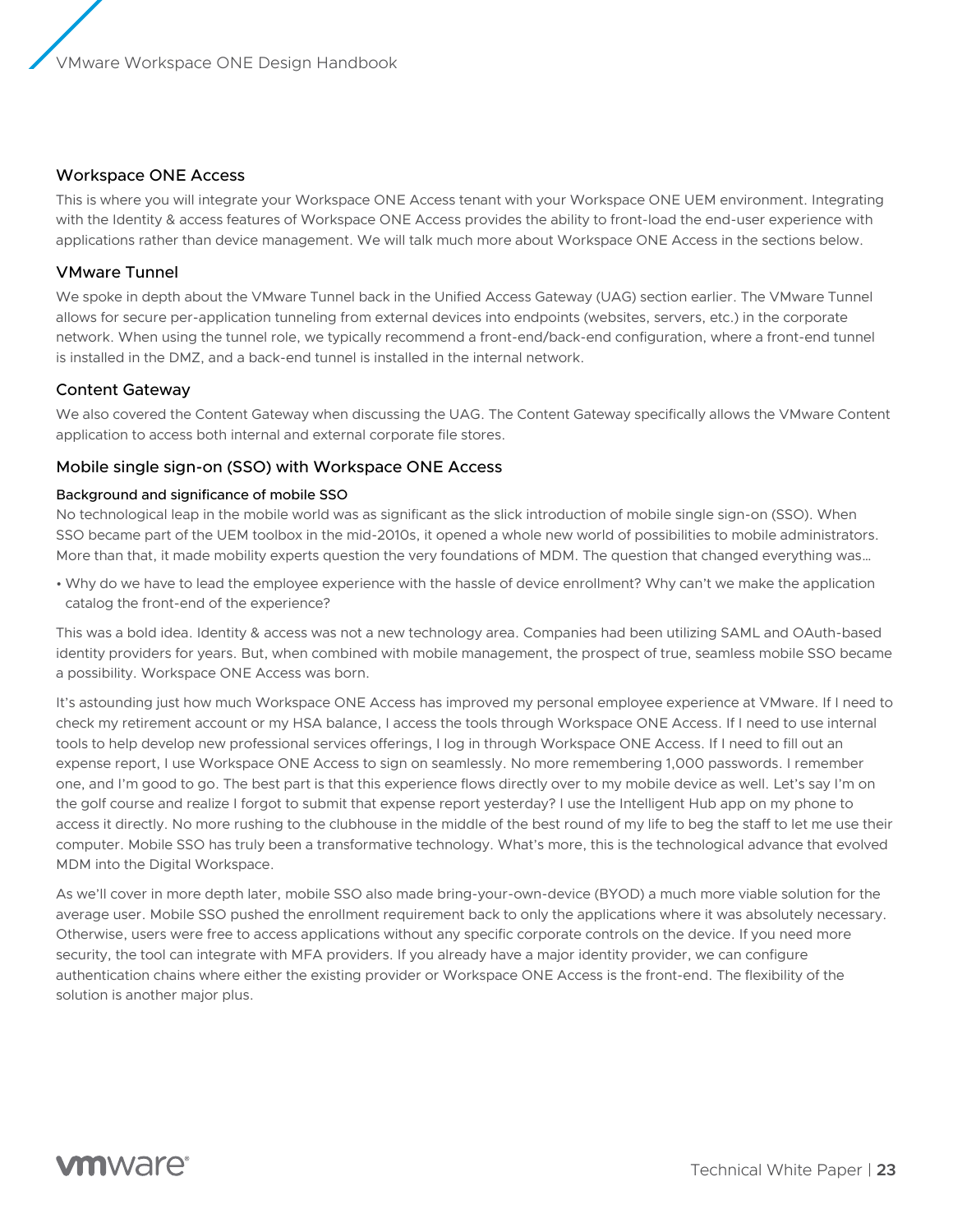### Workspace ONE Access

This is where you will integrate your Workspace ONE Access tenant with your Workspace ONE UEM environment. Integrating with the Identity & access features of Workspace ONE Access provides the ability to front-load the end-user experience with applications rather than device management. We will talk much more about Workspace ONE Access in the sections below.

### VMware Tunnel

We spoke in depth about the VMware Tunnel back in the Unified Access Gateway (UAG) section earlier. The VMware Tunnel allows for secure per-application tunneling from external devices into endpoints (websites, servers, etc.) in the corporate network. When using the tunnel role, we typically recommend a front-end/back-end configuration, where a front-end tunnel is installed in the DMZ, and a back-end tunnel is installed in the internal network.

### Content Gateway

We also covered the Content Gateway when discussing the UAG. The Content Gateway specifically allows the VMware Content application to access both internal and external corporate file stores.

### Mobile single sign-on (SSO) with Workspace ONE Access

#### Background and significance of mobile SSO

No technological leap in the mobile world was as significant as the slick introduction of mobile single sign-on (SSO). When SSO became part of the UEM toolbox in the mid-2010s, it opened a whole new world of possibilities to mobile administrators. More than that, it made mobility experts question the very foundations of MDM. The question that changed everything was…

- Why do we have to lead the employee experience with the hassle of device enrollment? Why can't we make the application catalog the front-end of the experience?

This was a bold idea. Identity & access was not a new technology area. Companies had been utilizing SAML and OAuth-based identity providers for years. But, when combined with mobile management, the prospect of true, seamless mobile SSO became a possibility. Workspace ONE Access was born.

It's astounding just how much Workspace ONE Access has improved my personal employee experience at VMware. If I need to check my retirement account or my HSA balance, I access the tools through Workspace ONE Access. If I need to use internal tools to help develop new professional services offerings, I log in through Workspace ONE Access. If I need to fill out an expense report, I use Workspace ONE Access to sign on seamlessly. No more remembering 1,000 passwords. I remember one, and I'm good to go. The best part is that this experience flows directly over to my mobile device as well. Let's say I'm on the golf course and realize I forgot to submit that expense report yesterday? I use the Intelligent Hub app on my phone to access it directly. No more rushing to the clubhouse in the middle of the best round of my life to beg the staff to let me use their computer. Mobile SSO has truly been a transformative technology. What's more, this is the technological advance that evolved MDM into the Digital Workspace.

As we'll cover in more depth later, mobile SSO also made bring-your-own-device (BYOD) a much more viable solution for the average user. Mobile SSO pushed the enrollment requirement back to only the applications where it was absolutely necessary. Otherwise, users were free to access applications without any specific corporate controls on the device. If you need more security, the tool can integrate with MFA providers. If you already have a major identity provider, we can configure authentication chains where either the existing provider or Workspace ONE Access is the front-end. The flexibility of the solution is another major plus.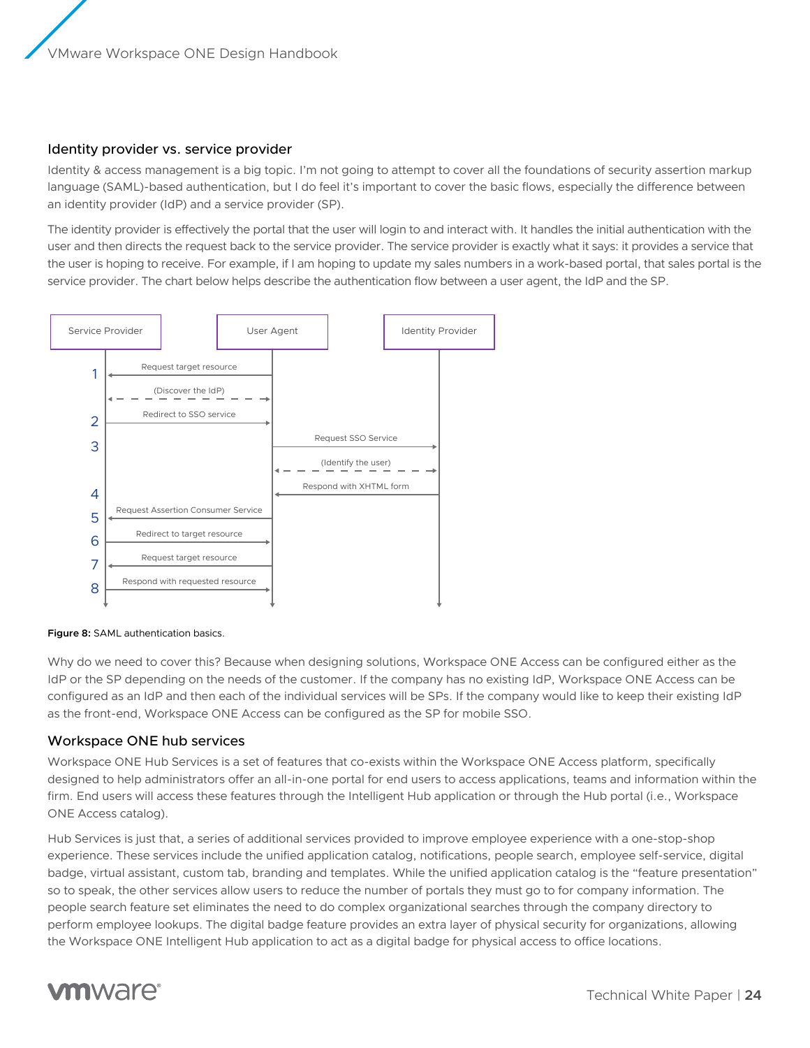## Identity provider vs. service provider

Identity & access management is a big topic. I'm not going to attempt to cover all the foundations of security assertion markup language (SAML)-based authentication, but I do feel it's important to cover the basic flows, especially the difference between an identity provider (IdP) and a service provider (SP).

The identity provider is effectively the portal that the user will login to and interact with. It handles the initial authentication with the user and then directs the request back to the service provider. The service provider is exactly what it says: it provides a service that the user is hoping to receive. For example, if I am hoping to update my sales numbers in a work-based portal, that sales portal is the service provider. The chart below helps describe the authentication flow between a user agent, the IdP and the SP.

**Figure 8:** SAML authentication basics.

Why do we need to cover this? Because when designing solutions, Workspace ONE Access can be configured either as the IdP or the SP depending on the needs of the customer. If the company has no existing IdP, Workspace ONE Access can be configured as an IdP and then each of the individual services will be SPs. If the company would like to keep their existing IdP as the front-end, Workspace ONE Access can be configured as the SP for mobile SSO.

## Workspace ONE hub services

Workspace ONE Hub Services is a set of features that co-exists within the Workspace ONE Access platform, specifically designed to help administrators offer an all-in-one portal for end users to access applications, teams and information within the firm. End users will access these features through the Intelligent Hub application or through the Hub portal (i.e., Workspace ONE Access catalog).

Hub Services is just that, a series of additional services provided to improve employee experience with a one-stop-shop experience. These services include the unified application catalog, notifications, people search, employee self-service, digital badge, virtual assistant, custom tab, branding and templates. While the unified application catalog is the "feature presentation" so to speak, the other services allow users to reduce the number of portals they must go to for company information. The people search feature set eliminates the need to do complex organizational searches through the company directory to perform employee lookups. The digital badge feature provides an extra layer of physical security for organizations, allowing the Workspace ONE Intelligent Hub application to act as a digital badge for physical access to office locations.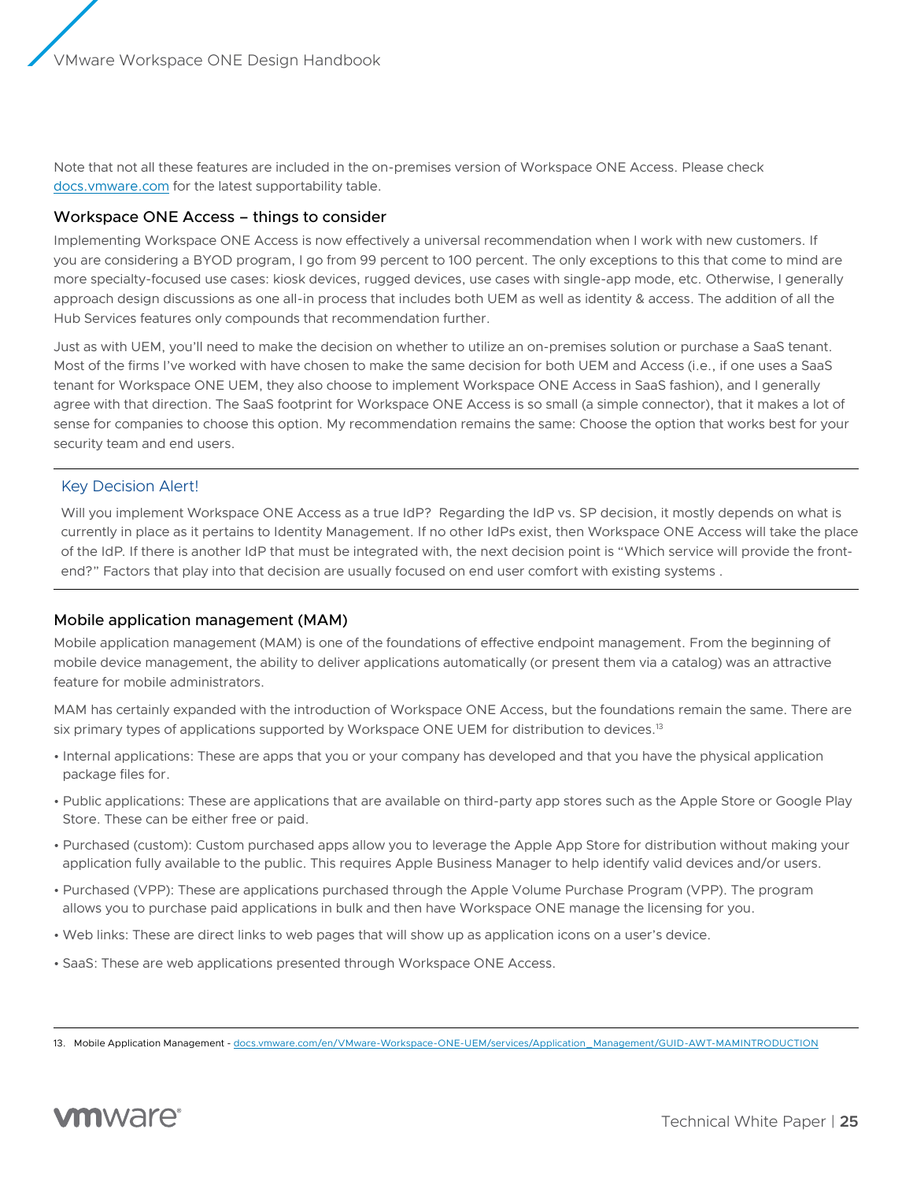Note that not all these features are included in the on-premises version of Workspace ONE Access. Please check docs.vmware.com for the latest supportability table.

### Workspace ONE Access – things to consider

Implementing Workspace ONE Access is now effectively a universal recommendation when I work with new customers. If you are considering a BYOD program, I go from 99 percent to 100 percent. The only exceptions to this that come to mind are more specialty-focused use cases: kiosk devices, rugged devices, use cases with single-app mode, etc. Otherwise, I generally approach design discussions as one all-in process that includes both UEM as well as identity & access. The addition of all the Hub Services features only compounds that recommendation further.

Just as with UEM, you'll need to make the decision on whether to utilize an on-premises solution or purchase a SaaS tenant. Most of the firms I've worked with have chosen to make the same decision for both UEM and Access (i.e., if one uses a SaaS tenant for Workspace ONE UEM, they also choose to implement Workspace ONE Access in SaaS fashion), and I generally agree with that direction. The SaaS footprint for Workspace ONE Access is so small (a simple connector), that it makes a lot of sense for companies to choose this option. My recommendation remains the same: Choose the option that works best for your security team and end users.

---

Key Decision Alert!

Will you implement Workspace ONE Access as a true IdP? Regarding the IdP vs. SP decision, it mostly depends on what is currently in place as it pertains to Identity Management. If no other IdPs exist, then Workspace ONE Access will take the place of the IdP. If there is another IdP that must be integrated with, the next decision point is "Which service will provide the front-end?" Factors that play into that decision are usually focused on end user comfort with existing systems .

---

### Mobile application management (MAM)

Mobile application management (MAM) is one of the foundations of effective endpoint management. From the beginning of mobile device management, the ability to deliver applications automatically (or present them via a catalog) was an attractive feature for mobile administrators.

MAM has certainly expanded with the introduction of Workspace ONE Access, but the foundations remain the same. There are six primary types of applications supported by Workspace ONE UEM for distribution to devices.[13]

- Internal applications: These are apps that you or your company has developed and that you have the physical application package files for.
- Public applications: These are applications that are available on third-party app stores such as the Apple Store or Google Play Store. These can be either free or paid.
- Purchased (custom): Custom purchased apps allow you to leverage the Apple App Store for distribution without making your application fully available to the public. This requires Apple Business Manager to help identify valid devices and/or users.
- Purchased (VPP): These are applications purchased through the Apple Volume Purchase Program (VPP). The program allows you to purchase paid applications in bulk and then have Workspace ONE manage the licensing for you.
- Web links: These are direct links to web pages that will show up as application icons on a user's device.
- SaaS: These are web applications presented through Workspace ONE Access.

---

13. Mobile Application Management - docs.vmware.com/en/VMware-Workspace-ONE-UEM/services/Application_Management/GUID-AWT-MAMINTRODUCTION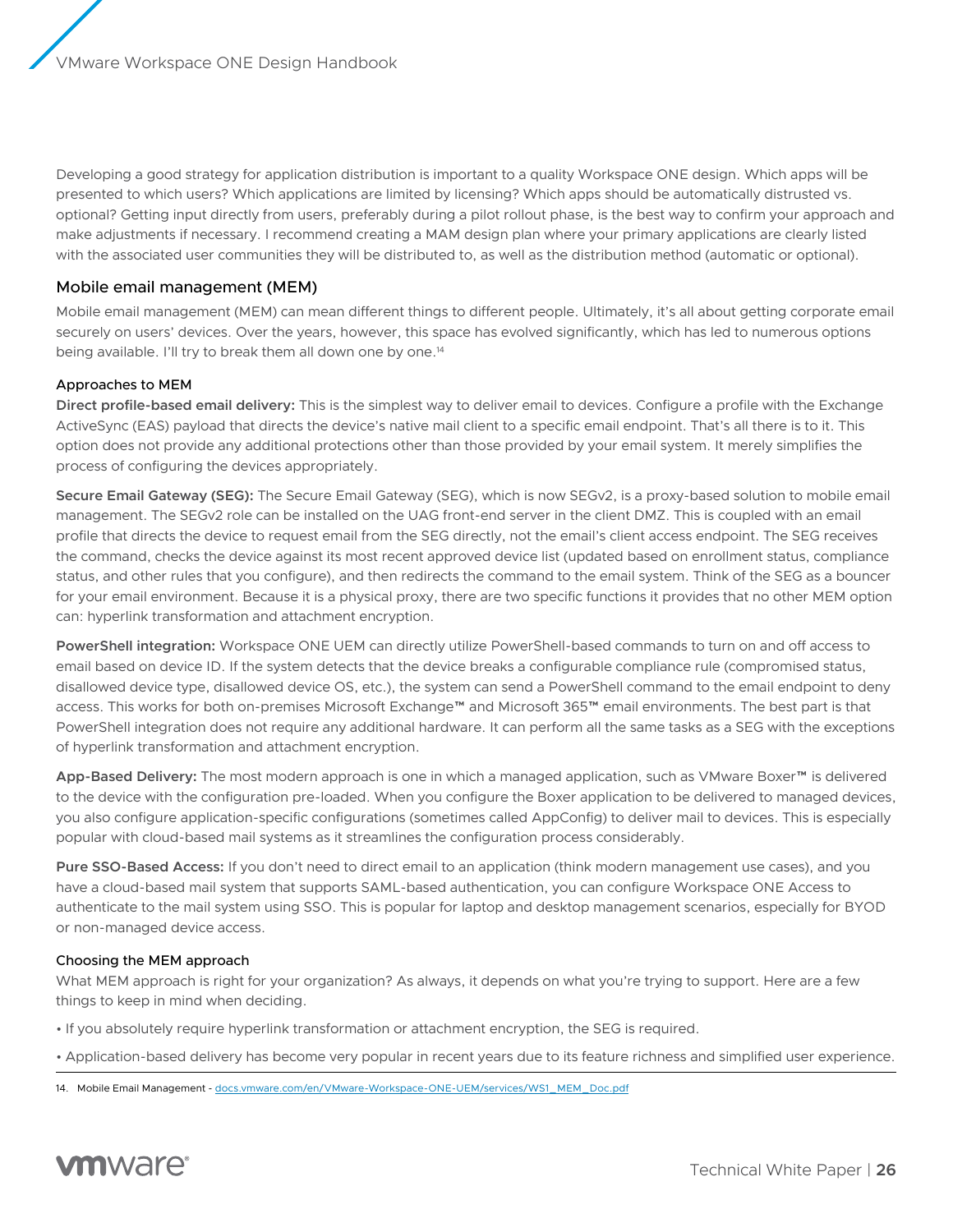Developing a good strategy for application distribution is important to a quality Workspace ONE design. Which apps will be presented to which users? Which applications are limited by licensing? Which apps should be automatically distrusted vs. optional? Getting input directly from users, preferably during a pilot rollout phase, is the best way to confirm your approach and make adjustments if necessary. I recommend creating a MAM design plan where your primary applications are clearly listed with the associated user communities they will be distributed to, as well as the distribution method (automatic or optional).

## Mobile email management (MEM)

Mobile email management (MEM) can mean different things to different people. Ultimately, it's all about getting corporate email securely on users' devices. Over the years, however, this space has evolved significantly, which has led to numerous options being available. I'll try to break them all down one by one.[14]

### Approaches to MEM

**Direct profile-based email delivery:** This is the simplest way to deliver email to devices. Configure a profile with the Exchange ActiveSync (EAS) payload that directs the device's native mail client to a specific email endpoint. That's all there is to it. This option does not provide any additional protections other than those provided by your email system. It merely simplifies the process of configuring the devices appropriately.

**Secure Email Gateway (SEG):** The Secure Email Gateway (SEG), which is now SEGv2, is a proxy-based solution to mobile email management. The SEGv2 role can be installed on the UAG front-end server in the client DMZ. This is coupled with an email profile that directs the device to request email from the SEG directly, not the email's client access endpoint. The SEG receives the command, checks the device against its most recent approved device list (updated based on enrollment status, compliance status, and other rules that you configure), and then redirects the command to the email system. Think of the SEG as a bouncer for your email environment. Because it is a physical proxy, there are two specific functions it provides that no other MEM option can: hyperlink transformation and attachment encryption.

**PowerShell integration:** Workspace ONE UEM can directly utilize PowerShell-based commands to turn on and off access to email based on device ID. If the system detects that the device breaks a configurable compliance rule (compromised status, disallowed device type, disallowed device OS, etc.), the system can send a PowerShell command to the email endpoint to deny access. This works for both on-premises Microsoft Exchange™ and Microsoft 365™ email environments. The best part is that PowerShell integration does not require any additional hardware. It can perform all the same tasks as a SEG with the exceptions of hyperlink transformation and attachment encryption.

**App-Based Delivery:** The most modern approach is one in which a managed application, such as VMware Boxer™ is delivered to the device with the configuration pre-loaded. When you configure the Boxer application to be delivered to managed devices, you also configure application-specific configurations (sometimes called AppConfig) to deliver mail to devices. This is especially popular with cloud-based mail systems as it streamlines the configuration process considerably.

**Pure SSO-Based Access:** If you don't need to direct email to an application (think modern management use cases), and you have a cloud-based mail system that supports SAML-based authentication, you can configure Workspace ONE Access to authenticate to the mail system using SSO. This is popular for laptop and desktop management scenarios, especially for BYOD or non-managed device access.

### Choosing the MEM approach

What MEM approach is right for your organization? As always, it depends on what you're trying to support. Here are a few things to keep in mind when deciding.

- If you absolutely require hyperlink transformation or attachment encryption, the SEG is required.
- Application-based delivery has become very popular in recent years due to its feature richness and simplified user experience.

14. Mobile Email Management - docs.vmware.com/en/VMware-Workspace-ONE-UEM/services/WS1_MEM_Doc.pdf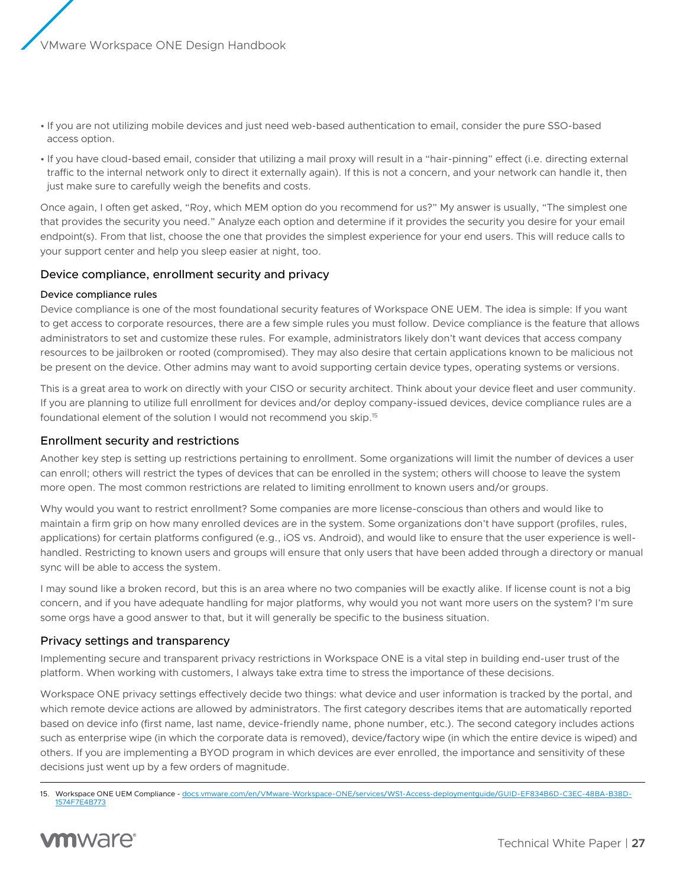- If you are not utilizing mobile devices and just need web-based authentication to email, consider the pure SSO-based access option.
- If you have cloud-based email, consider that utilizing a mail proxy will result in a "hair-pinning" effect (i.e. directing external traffic to the internal network only to direct it externally again). If this is not a concern, and your network can handle it, then just make sure to carefully weigh the benefits and costs.

Once again, I often get asked, "Roy, which MEM option do you recommend for us?" My answer is usually, "The simplest one that provides the security you need." Analyze each option and determine if it provides the security you desire for your email endpoint(s). From that list, choose the one that provides the simplest experience for your end users. This will reduce calls to your support center and help you sleep easier at night, too.

## Device compliance, enrollment security and privacy

#### Device compliance rules

Device compliance is one of the most foundational security features of Workspace ONE UEM. The idea is simple: If you want to get access to corporate resources, there are a few simple rules you must follow. Device compliance is the feature that allows administrators to set and customize these rules. For example, administrators likely don't want devices that access company resources to be jailbroken or rooted (compromised). They may also desire that certain applications known to be malicious not be present on the device. Other admins may want to avoid supporting certain device types, operating systems or versions.

This is a great area to work on directly with your CISO or security architect. Think about your device fleet and user community. If you are planning to utilize full enrollment for devices and/or deploy company-issued devices, device compliance rules are a foundational element of the solution I would not recommend you skip.[15]

## Enrollment security and restrictions

Another key step is setting up restrictions pertaining to enrollment. Some organizations will limit the number of devices a user can enroll; others will restrict the types of devices that can be enrolled in the system; others will choose to leave the system more open. The most common restrictions are related to limiting enrollment to known users and/or groups.

Why would you want to restrict enrollment? Some companies are more license-conscious than others and would like to maintain a firm grip on how many enrolled devices are in the system. Some organizations don't have support (profiles, rules, applications) for certain platforms configured (e.g., iOS vs. Android), and would like to ensure that the user experience is well-handled. Restricting to known users and groups will ensure that only users that have been added through a directory or manual sync will be able to access the system.

I may sound like a broken record, but this is an area where no two companies will be exactly alike. If license count is not a big concern, and if you have adequate handling for major platforms, why would you not want more users on the system? I'm sure some orgs have a good answer to that, but it will generally be specific to the business situation.

## Privacy settings and transparency

Implementing secure and transparent privacy restrictions in Workspace ONE is a vital step in building end-user trust of the platform. When working with customers, I always take extra time to stress the importance of these decisions.

Workspace ONE privacy settings effectively decide two things: what device and user information is tracked by the portal, and which remote device actions are allowed by administrators. The first category describes items that are automatically reported based on device info (first name, last name, device-friendly name, phone number, etc.). The second category includes actions such as enterprise wipe (in which the corporate data is removed), device/factory wipe (in which the entire device is wiped) and others. If you are implementing a BYOD program in which devices are ever enrolled, the importance and sensitivity of these decisions just went up by a few orders of magnitude.

---

15. Workspace ONE UEM Compliance - docs.vmware.com/en/VMware-Workspace-ONE/services/WS1-Access-deploymentguide/GUID-EF834B6D-C3EC-48BA-B38D-1574F7E4B773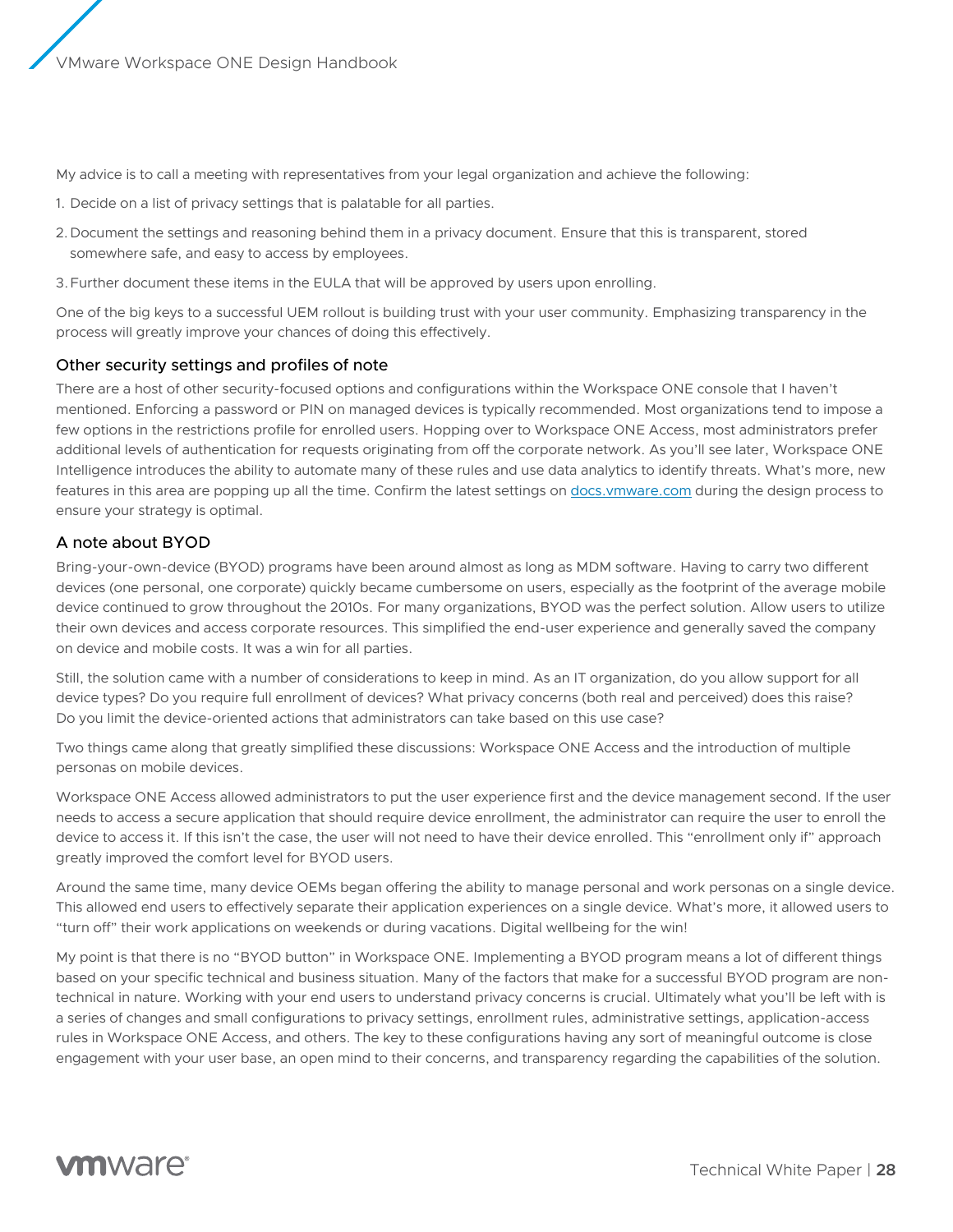My advice is to call a meeting with representatives from your legal organization and achieve the following:

1. Decide on a list of privacy settings that is palatable for all parties.
2. Document the settings and reasoning behind them in a privacy document. Ensure that this is transparent, stored somewhere safe, and easy to access by employees.
3. Further document these items in the EULA that will be approved by users upon enrolling.

One of the big keys to a successful UEM rollout is building trust with your user community. Emphasizing transparency in the process will greatly improve your chances of doing this effectively.

### Other security settings and profiles of note

There are a host of other security-focused options and configurations within the Workspace ONE console that I haven't mentioned. Enforcing a password or PIN on managed devices is typically recommended. Most organizations tend to impose a few options in the restrictions profile for enrolled users. Hopping over to Workspace ONE Access, most administrators prefer additional levels of authentication for requests originating from off the corporate network. As you'll see later, Workspace ONE Intelligence introduces the ability to automate many of these rules and use data analytics to identify threats. What's more, new features in this area are popping up all the time. Confirm the latest settings on [docs.vmware.com](docs.vmware.com) during the design process to ensure your strategy is optimal.

### A note about BYOD

Bring-your-own-device (BYOD) programs have been around almost as long as MDM software. Having to carry two different devices (one personal, one corporate) quickly became cumbersome on users, especially as the footprint of the average mobile device continued to grow throughout the 2010s. For many organizations, BYOD was the perfect solution. Allow users to utilize their own devices and access corporate resources. This simplified the end-user experience and generally saved the company on device and mobile costs. It was a win for all parties.

Still, the solution came with a number of considerations to keep in mind. As an IT organization, do you allow support for all device types? Do you require full enrollment of devices? What privacy concerns (both real and perceived) does this raise? Do you limit the device-oriented actions that administrators can take based on this use case?

Two things came along that greatly simplified these discussions: Workspace ONE Access and the introduction of multiple personas on mobile devices.

Workspace ONE Access allowed administrators to put the user experience first and the device management second. If the user needs to access a secure application that should require device enrollment, the administrator can require the user to enroll the device to access it. If this isn't the case, the user will not need to have their device enrolled. This "enrollment only if" approach greatly improved the comfort level for BYOD users.

Around the same time, many device OEMs began offering the ability to manage personal and work personas on a single device. This allowed end users to effectively separate their application experiences on a single device. What's more, it allowed users to "turn off" their work applications on weekends or during vacations. Digital wellbeing for the win!

My point is that there is no "BYOD button" in Workspace ONE. Implementing a BYOD program means a lot of different things based on your specific technical and business situation. Many of the factors that make for a successful BYOD program are non-technical in nature. Working with your end users to understand privacy concerns is crucial. Ultimately what you'll be left with is a series of changes and small configurations to privacy settings, enrollment rules, administrative settings, application-access rules in Workspace ONE Access, and others. The key to these configurations having any sort of meaningful outcome is close engagement with your user base, an open mind to their concerns, and transparency regarding the capabilities of the solution.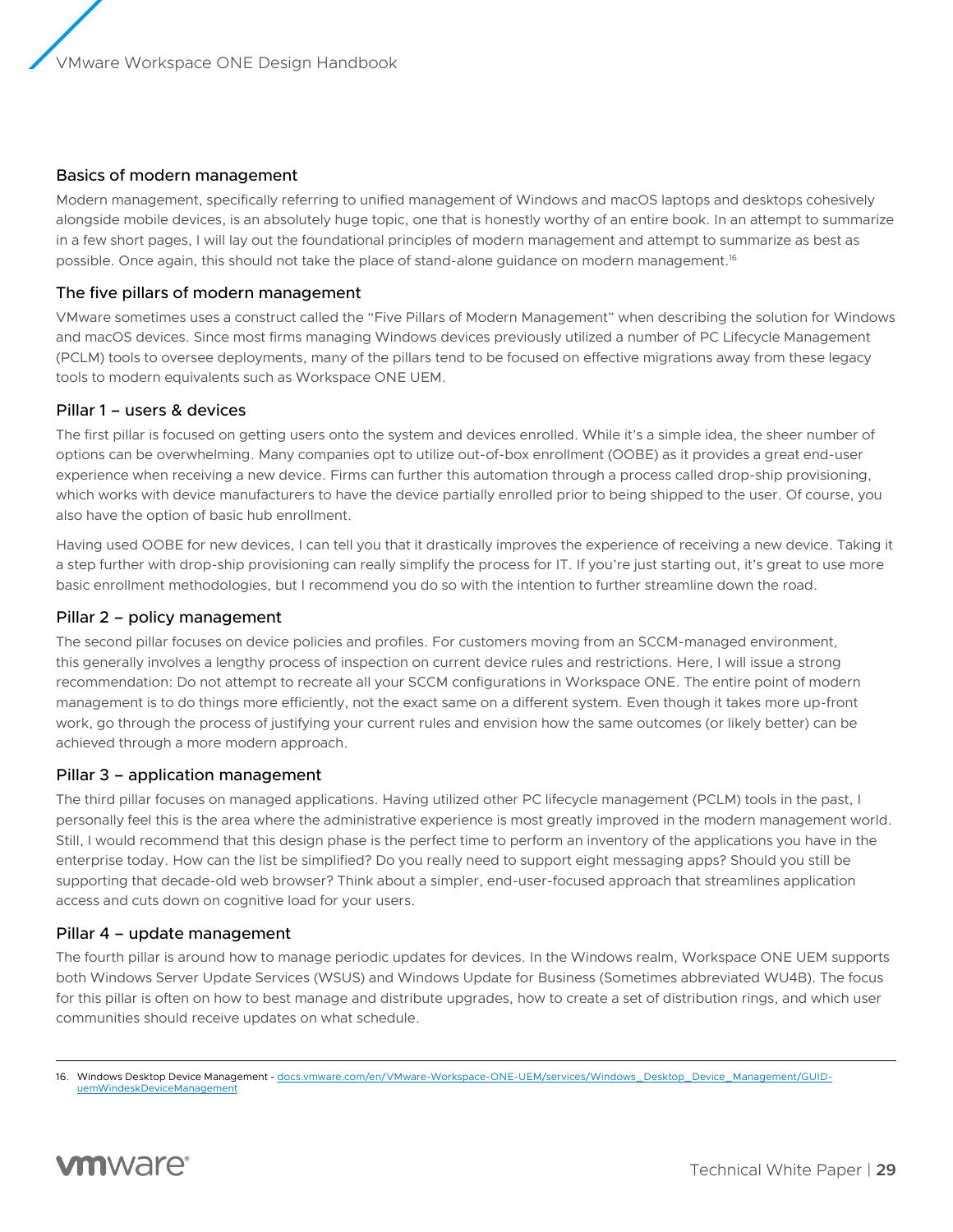### Basics of modern management

Modern management, specifically referring to unified management of Windows and macOS laptops and desktops cohesively alongside mobile devices, is an absolutely huge topic, one that is honestly worthy of an entire book. In an attempt to summarize in a few short pages, I will lay out the foundational principles of modern management and attempt to summarize as best as possible. Once again, this should not take the place of stand-alone guidance on modern management.[16]

### The five pillars of modern management

VMware sometimes uses a construct called the "Five Pillars of Modern Management" when describing the solution for Windows and macOS devices. Since most firms managing Windows devices previously utilized a number of PC Lifecycle Management (PCLM) tools to oversee deployments, many of the pillars tend to be focused on effective migrations away from these legacy tools to modern equivalents such as Workspace ONE UEM.

### Pillar 1 – users & devices

The first pillar is focused on getting users onto the system and devices enrolled. While it's a simple idea, the sheer number of options can be overwhelming. Many companies opt to utilize out-of-box enrollment (OOBE) as it provides a great end-user experience when receiving a new device. Firms can further this automation through a process called drop-ship provisioning, which works with device manufacturers to have the device partially enrolled prior to being shipped to the user. Of course, you also have the option of basic hub enrollment.

Having used OOBE for new devices, I can tell you that it drastically improves the experience of receiving a new device. Taking it a step further with drop-ship provisioning can really simplify the process for IT. If you're just starting out, it's great to use more basic enrollment methodologies, but I recommend you do so with the intention to further streamline down the road.

### Pillar 2 – policy management

The second pillar focuses on device policies and profiles. For customers moving from an SCCM-managed environment, this generally involves a lengthy process of inspection on current device rules and restrictions. Here, I will issue a strong recommendation: Do not attempt to recreate all your SCCM configurations in Workspace ONE. The entire point of modern management is to do things more efficiently, not the exact same on a different system. Even though it takes more up-front work, go through the process of justifying your current rules and envision how the same outcomes (or likely better) can be achieved through a more modern approach.

### Pillar 3 – application management

The third pillar focuses on managed applications. Having utilized other PC lifecycle management (PCLM) tools in the past, I personally feel this is the area where the administrative experience is most greatly improved in the modern management world. Still, I would recommend that this design phase is the perfect time to perform an inventory of the applications you have in the enterprise today. How can the list be simplified? Do you really need to support eight messaging apps? Should you still be supporting that decade-old web browser? Think about a simpler, end-user-focused approach that streamlines application access and cuts down on cognitive load for your users.

### Pillar 4 – update management

The fourth pillar is around how to manage periodic updates for devices. In the Windows realm, Workspace ONE UEM supports both Windows Server Update Services (WSUS) and Windows Update for Business (Sometimes abbreviated WU4B). The focus for this pillar is often on how to best manage and distribute upgrades, how to create a set of distribution rings, and which user communities should receive updates on what schedule.

---

16. Windows Desktop Device Management - docs.vmware.com/en/VMware-Workspace-ONE-UEM/services/Windows_Desktop_Device_Management/GUID-uemWindeskDeviceManagement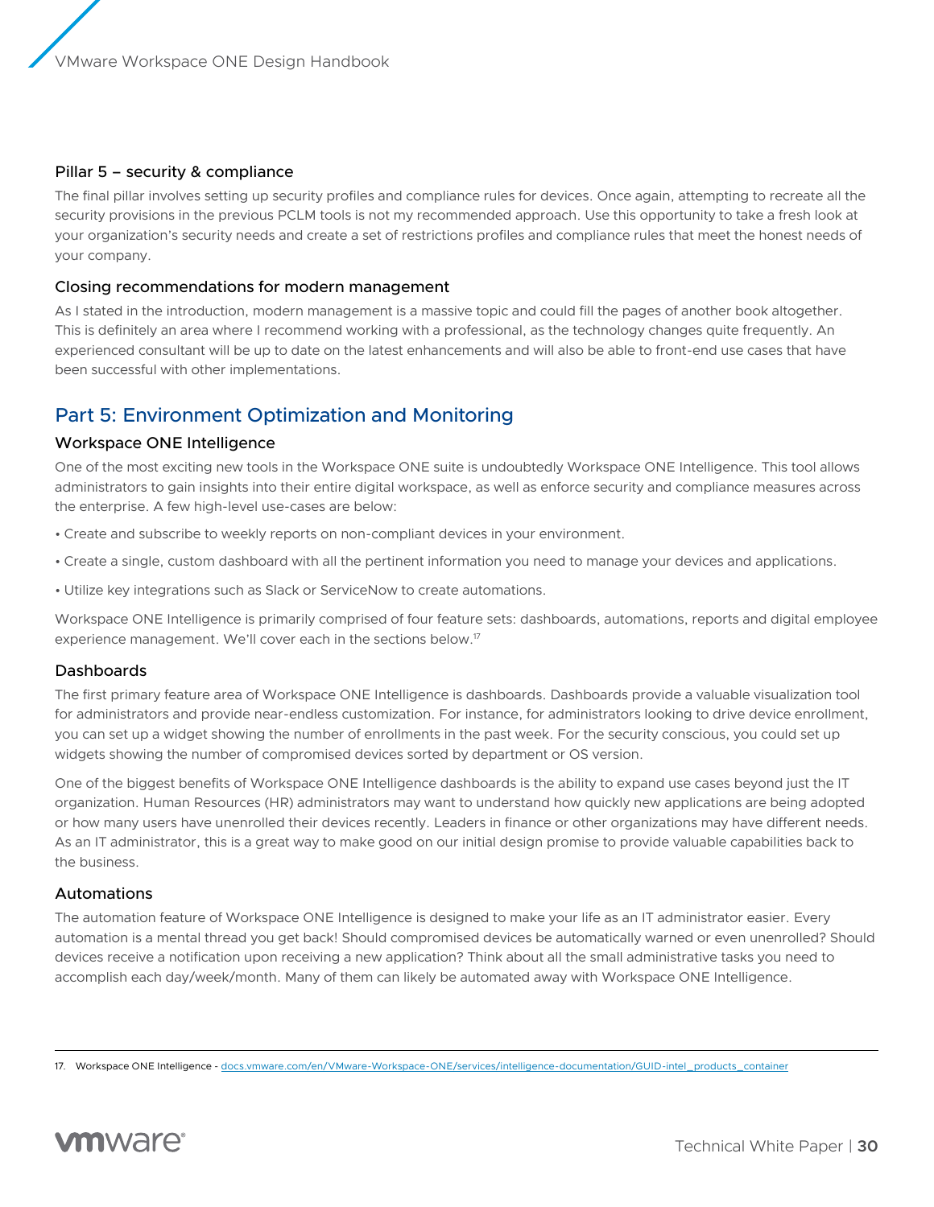### Pillar 5 – security & compliance

The final pillar involves setting up security profiles and compliance rules for devices. Once again, attempting to recreate all the security provisions in the previous PCLM tools is not my recommended approach. Use this opportunity to take a fresh look at your organization's security needs and create a set of restrictions profiles and compliance rules that meet the honest needs of your company.

### Closing recommendations for modern management

As I stated in the introduction, modern management is a massive topic and could fill the pages of another book altogether. This is definitely an area where I recommend working with a professional, as the technology changes quite frequently. An experienced consultant will be up to date on the latest enhancements and will also be able to front-end use cases that have been successful with other implementations.

## Part 5: Environment Optimization and Monitoring

### Workspace ONE Intelligence

One of the most exciting new tools in the Workspace ONE suite is undoubtedly Workspace ONE Intelligence. This tool allows administrators to gain insights into their entire digital workspace, as well as enforce security and compliance measures across the enterprise. A few high-level use-cases are below:

- Create and subscribe to weekly reports on non-compliant devices in your environment.
- Create a single, custom dashboard with all the pertinent information you need to manage your devices and applications.
- Utilize key integrations such as Slack or ServiceNow to create automations.

Workspace ONE Intelligence is primarily comprised of four feature sets: dashboards, automations, reports and digital employee experience management. We'll cover each in the sections below.[17]

### Dashboards

The first primary feature area of Workspace ONE Intelligence is dashboards. Dashboards provide a valuable visualization tool for administrators and provide near-endless customization. For instance, for administrators looking to drive device enrollment, you can set up a widget showing the number of enrollments in the past week. For the security conscious, you could set up widgets showing the number of compromised devices sorted by department or OS version.

One of the biggest benefits of Workspace ONE Intelligence dashboards is the ability to expand use cases beyond just the IT organization. Human Resources (HR) administrators may want to understand how quickly new applications are being adopted or how many users have unenrolled their devices recently. Leaders in finance or other organizations may have different needs. As an IT administrator, this is a great way to make good on our initial design promise to provide valuable capabilities back to the business.

### Automations

The automation feature of Workspace ONE Intelligence is designed to make your life as an IT administrator easier. Every automation is a mental thread you get back! Should compromised devices be automatically warned or even unenrolled? Should devices receive a notification upon receiving a new application? Think about all the small administrative tasks you need to accomplish each day/week/month. Many of them can likely be automated away with Workspace ONE Intelligence.

---

17. Workspace ONE Intelligence - docs.vmware.com/en/VMware-Workspace-ONE/services/intelligence-documentation/GUID-intel_products_container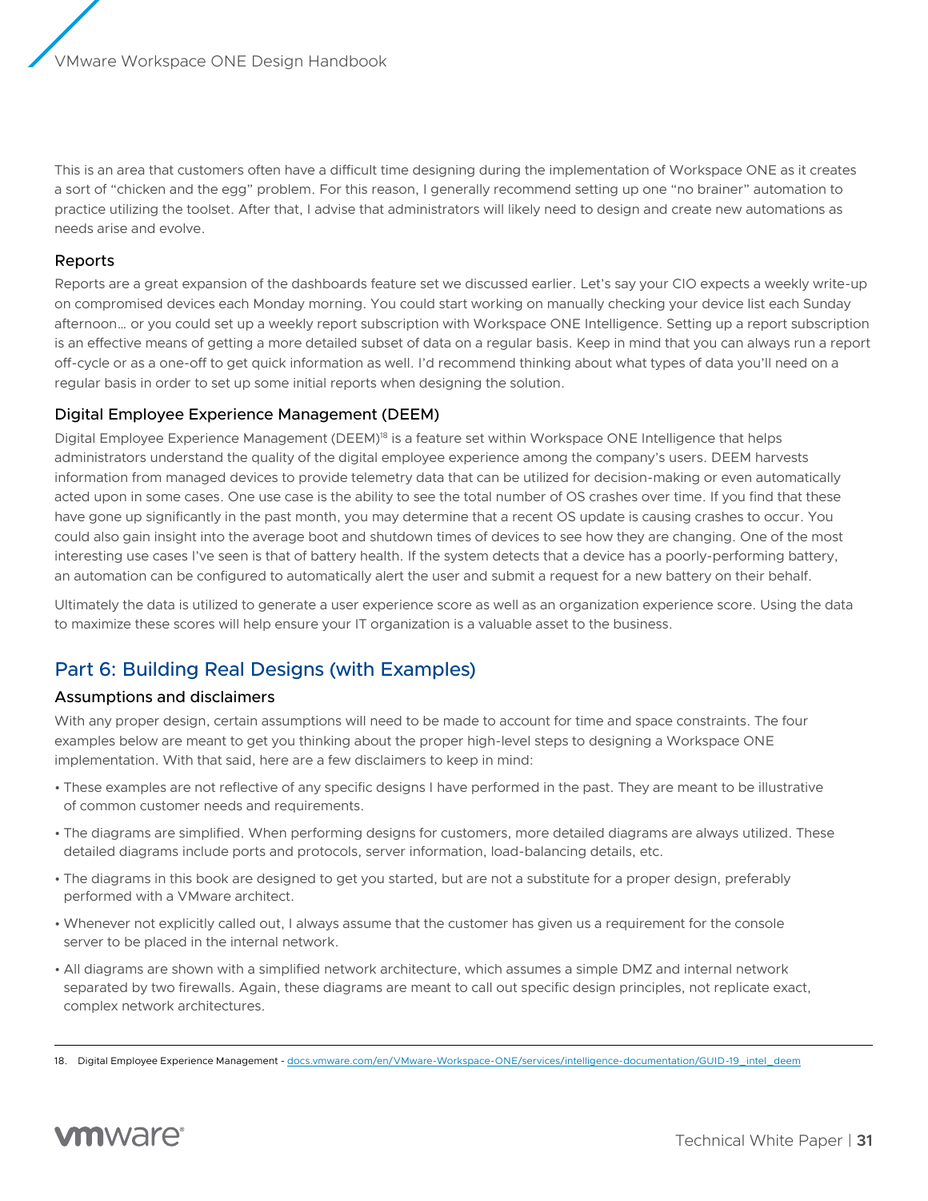This is an area that customers often have a difficult time designing during the implementation of Workspace ONE as it creates a sort of "chicken and the egg" problem. For this reason, I generally recommend setting up one "no brainer" automation to practice utilizing the toolset. After that, I advise that administrators will likely need to design and create new automations as needs arise and evolve.

### Reports

Reports are a great expansion of the dashboards feature set we discussed earlier. Let's say your CIO expects a weekly write-up on compromised devices each Monday morning. You could start working on manually checking your device list each Sunday afternoon… or you could set up a weekly report subscription with Workspace ONE Intelligence. Setting up a report subscription is an effective means of getting a more detailed subset of data on a regular basis. Keep in mind that you can always run a report off-cycle or as a one-off to get quick information as well. I'd recommend thinking about what types of data you'll need on a regular basis in order to set up some initial reports when designing the solution.

### Digital Employee Experience Management (DEEM)

Digital Employee Experience Management (DEEM)[18] is a feature set within Workspace ONE Intelligence that helps administrators understand the quality of the digital employee experience among the company's users. DEEM harvests information from managed devices to provide telemetry data that can be utilized for decision-making or even automatically acted upon in some cases. One use case is the ability to see the total number of OS crashes over time. If you find that these have gone up significantly in the past month, you may determine that a recent OS update is causing crashes to occur. You could also gain insight into the average boot and shutdown times of devices to see how they are changing. One of the most interesting use cases I've seen is that of battery health. If the system detects that a device has a poorly-performing battery, an automation can be configured to automatically alert the user and submit a request for a new battery on their behalf.

Ultimately the data is utilized to generate a user experience score as well as an organization experience score. Using the data to maximize these scores will help ensure your IT organization is a valuable asset to the business.

## Part 6: Building Real Designs (with Examples)

### Assumptions and disclaimers

With any proper design, certain assumptions will need to be made to account for time and space constraints. The four examples below are meant to get you thinking about the proper high-level steps to designing a Workspace ONE implementation. With that said, here are a few disclaimers to keep in mind:

- These examples are not reflective of any specific designs I have performed in the past. They are meant to be illustrative of common customer needs and requirements.
- The diagrams are simplified. When performing designs for customers, more detailed diagrams are always utilized. These detailed diagrams include ports and protocols, server information, load-balancing details, etc.
- The diagrams in this book are designed to get you started, but are not a substitute for a proper design, preferably performed with a VMware architect.
- Whenever not explicitly called out, I always assume that the customer has given us a requirement for the console server to be placed in the internal network.
- All diagrams are shown with a simplified network architecture, which assumes a simple DMZ and internal network separated by two firewalls. Again, these diagrams are meant to call out specific design principles, not replicate exact, complex network architectures.

---

18. Digital Employee Experience Management - docs.vmware.com/en/VMware-Workspace-ONE/services/intelligence-documentation/GUID-19_intel_deem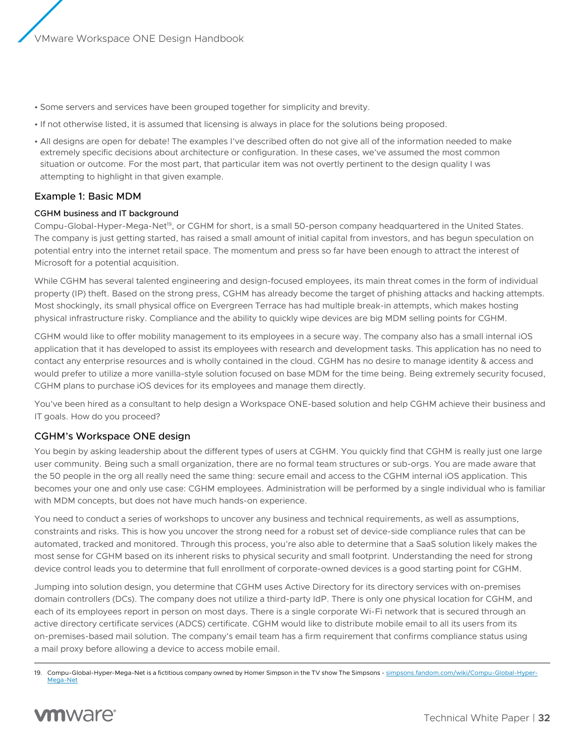- Some servers and services have been grouped together for simplicity and brevity.
- If not otherwise listed, it is assumed that licensing is always in place for the solutions being proposed.
- All designs are open for debate! The examples I've described often do not give all of the information needed to make extremely specific decisions about architecture or configuration. In these cases, we've assumed the most common situation or outcome. For the most part, that particular item was not overtly pertinent to the design quality I was attempting to highlight in that given example.

## Example 1: Basic MDM

### CGHM business and IT background

Compu-Global-Hyper-Mega-Net[19], or CGHM for short, is a small 50-person company headquartered in the United States. The company is just getting started, has raised a small amount of initial capital from investors, and has begun speculation on potential entry into the internet retail space. The momentum and press so far have been enough to attract the interest of Microsoft for a potential acquisition.

While CGHM has several talented engineering and design-focused employees, its main threat comes in the form of individual property (IP) theft. Based on the strong press, CGHM has already become the target of phishing attacks and hacking attempts. Most shockingly, its small physical office on Evergreen Terrace has had multiple break-in attempts, which makes hosting physical infrastructure risky. Compliance and the ability to quickly wipe devices are big MDM selling points for CGHM.

CGHM would like to offer mobility management to its employees in a secure way. The company also has a small internal iOS application that it has developed to assist its employees with research and development tasks. This application has no need to contact any enterprise resources and is wholly contained in the cloud. CGHM has no desire to manage identity & access and would prefer to utilize a more vanilla-style solution focused on base MDM for the time being. Being extremely security focused, CGHM plans to purchase iOS devices for its employees and manage them directly.

You've been hired as a consultant to help design a Workspace ONE-based solution and help CGHM achieve their business and IT goals. How do you proceed?

## CGHM's Workspace ONE design

You begin by asking leadership about the different types of users at CGHM. You quickly find that CGHM is really just one large user community. Being such a small organization, there are no formal team structures or sub-orgs. You are made aware that the 50 people in the org all really need the same thing: secure email and access to the CGHM internal iOS application. This becomes your one and only use case: CGHM employees. Administration will be performed by a single individual who is familiar with MDM concepts, but does not have much hands-on experience.

You need to conduct a series of workshops to uncover any business and technical requirements, as well as assumptions, constraints and risks. This is how you uncover the strong need for a robust set of device-side compliance rules that can be automated, tracked and monitored. Through this process, you're also able to determine that a SaaS solution likely makes the most sense for CGHM based on its inherent risks to physical security and small footprint. Understanding the need for strong device control leads you to determine that full enrollment of corporate-owned devices is a good starting point for CGHM.

Jumping into solution design, you determine that CGHM uses Active Directory for its directory services with on-premises domain controllers (DCs). The company does not utilize a third-party IdP. There is only one physical location for CGHM, and each of its employees report in person on most days. There is a single corporate Wi-Fi network that is secured through an active directory certificate services (ADCS) certificate. CGHM would like to distribute mobile email to all its users from its on-premises-based mail solution. The company's email team has a firm requirement that confirms compliance status using a mail proxy before allowing a device to access mobile email.

---

19. Compu-Global-Hyper-Mega-Net is a fictitious company owned by Homer Simpson in the TV show The Simpsons - simpsons.fandom.com/wiki/Compu-Global-Hyper-Mega-Net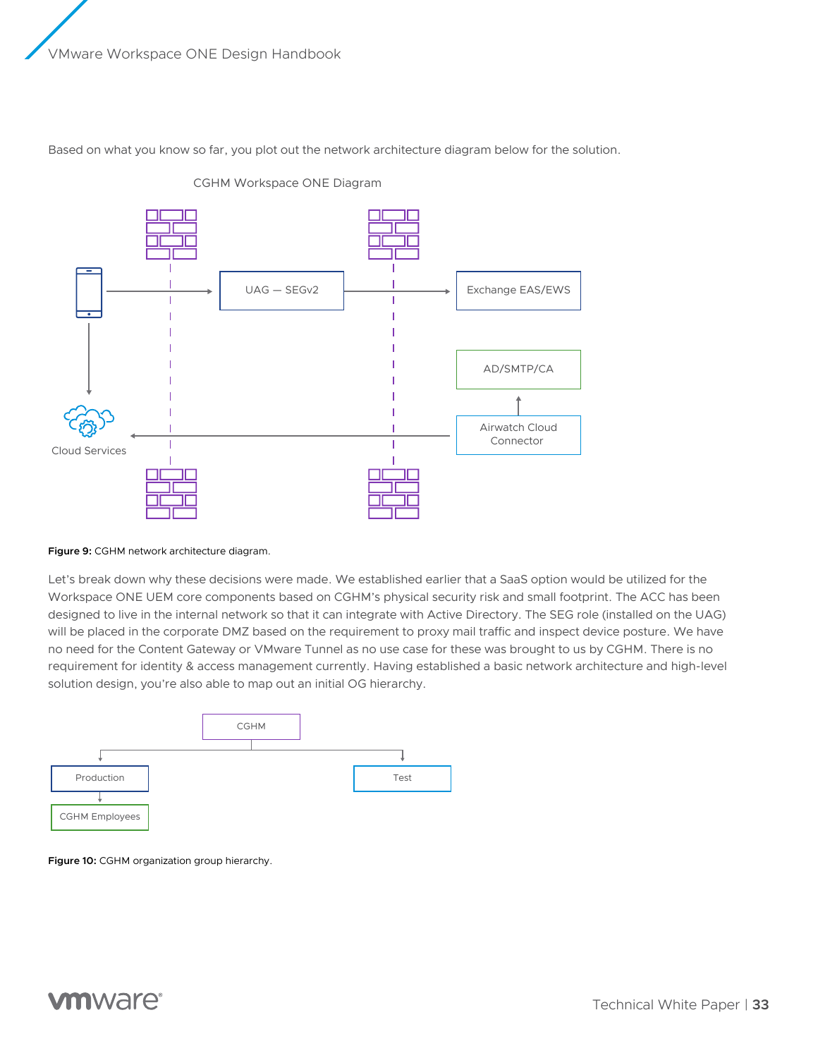Based on what you know so far, you plot out the network architecture diagram below for the solution.

CGHM Workspace ONE Diagram

UAG — SEGv2

Exchange EAS/EWS

AD/SMTP/CA

Airwatch Cloud Connector

Cloud Services

**Figure 9:** CGHM network architecture diagram.

Let's break down why these decisions were made. We established earlier that a SaaS option would be utilized for the Workspace ONE UEM core components based on CGHM's physical security risk and small footprint. The ACC has been designed to live in the internal network so that it can integrate with Active Directory. The SEG role (installed on the UAG) will be placed in the corporate DMZ based on the requirement to proxy mail traffic and inspect device posture. We have no need for the Content Gateway or VMware Tunnel as no use case for these was brought to us by CGHM. There is no requirement for identity & access management currently. Having established a basic network architecture and high-level solution design, you're also able to map out an initial OG hierarchy.

CGHM

Production

Test

CGHM Employees

**Figure 10:** CGHM organization group hierarchy.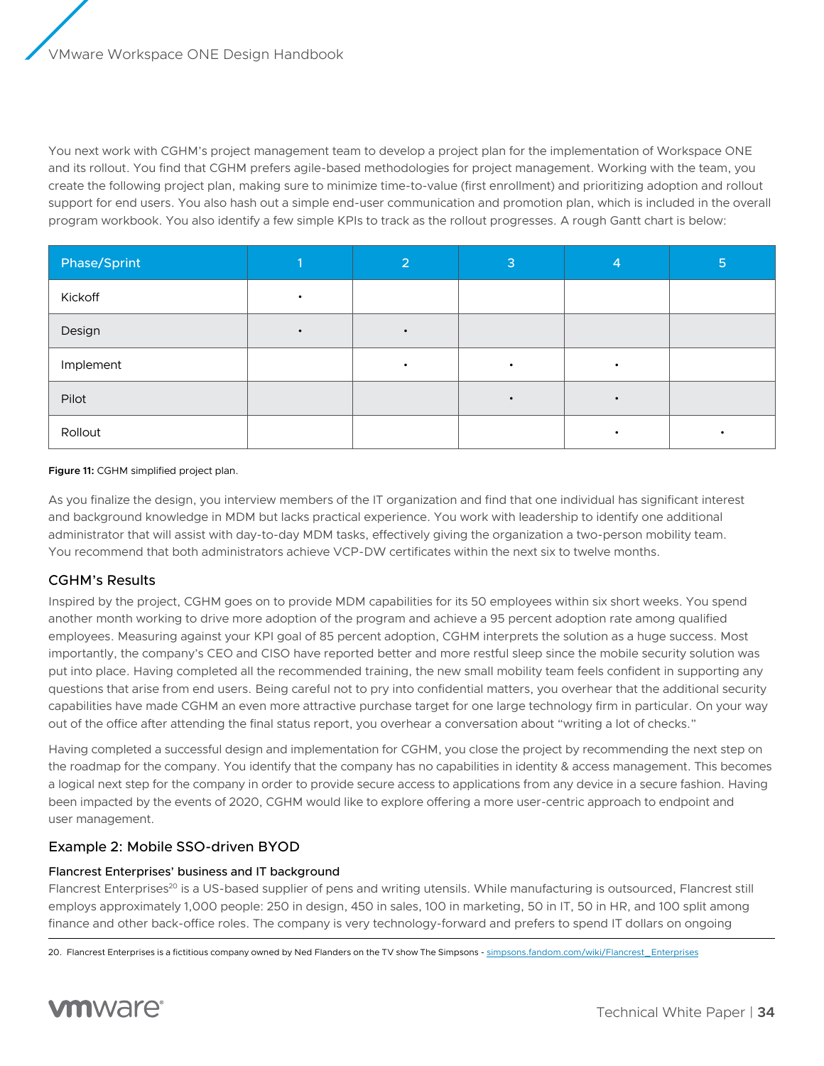You next work with CGHM's project management team to develop a project plan for the implementation of Workspace ONE and its rollout. You find that CGHM prefers agile-based methodologies for project management. Working with the team, you create the following project plan, making sure to minimize time-to-value (first enrollment) and prioritizing adoption and rollout support for end users. You also hash out a simple end-user communication and promotion plan, which is included in the overall program workbook. You also identify a few simple KPIs to track as the rollout progresses. A rough Gantt chart is below:

| Phase/Sprint | 1 | 2 | 3 | 4 | 5 |
|---|---|---|---|---|---|
| Kickoff | • | | | | |
| Design | • | • | | | |
| Implement | | • | • | • | |
| Pilot | | | • | • | |
| Rollout | | | | • | • |

**Figure 11:** CGHM simplified project plan.

As you finalize the design, you interview members of the IT organization and find that one individual has significant interest and background knowledge in MDM but lacks practical experience. You work with leadership to identify one additional administrator that will assist with day-to-day MDM tasks, effectively giving the organization a two-person mobility team. You recommend that both administrators achieve VCP-DW certificates within the next six to twelve months.

### CGHM's Results

Inspired by the project, CGHM goes on to provide MDM capabilities for its 50 employees within six short weeks. You spend another month working to drive more adoption of the program and achieve a 95 percent adoption rate among qualified employees. Measuring against your KPI goal of 85 percent adoption, CGHM interprets the solution as a huge success. Most importantly, the company's CEO and CISO have reported better and more restful sleep since the mobile security solution was put into place. Having completed all the recommended training, the new small mobility team feels confident in supporting any questions that arise from end users. Being careful not to pry into confidential matters, you overhear that the additional security capabilities have made CGHM an even more attractive purchase target for one large technology firm in particular. On your way out of the office after attending the final status report, you overhear a conversation about "writing a lot of checks."

Having completed a successful design and implementation for CGHM, you close the project by recommending the next step on the roadmap for the company. You identify that the company has no capabilities in identity & access management. This becomes a logical next step for the company in order to provide secure access to applications from any device in a secure fashion. Having been impacted by the events of 2020, CGHM would like to explore offering a more user-centric approach to endpoint and user management.

### Example 2: Mobile SSO-driven BYOD

#### Flancrest Enterprises' business and IT background

Flancrest Enterprises[20] is a US-based supplier of pens and writing utensils. While manufacturing is outsourced, Flancrest still employs approximately 1,000 people: 250 in design, 450 in sales, 100 in marketing, 50 in IT, 50 in HR, and 100 split among finance and other back-office roles. The company is very technology-forward and prefers to spend IT dollars on ongoing

20. Flancrest Enterprises is a fictitious company owned by Ned Flanders on the TV show The Simpsons - simpsons.fandom.com/wiki/Flancrest_Enterprises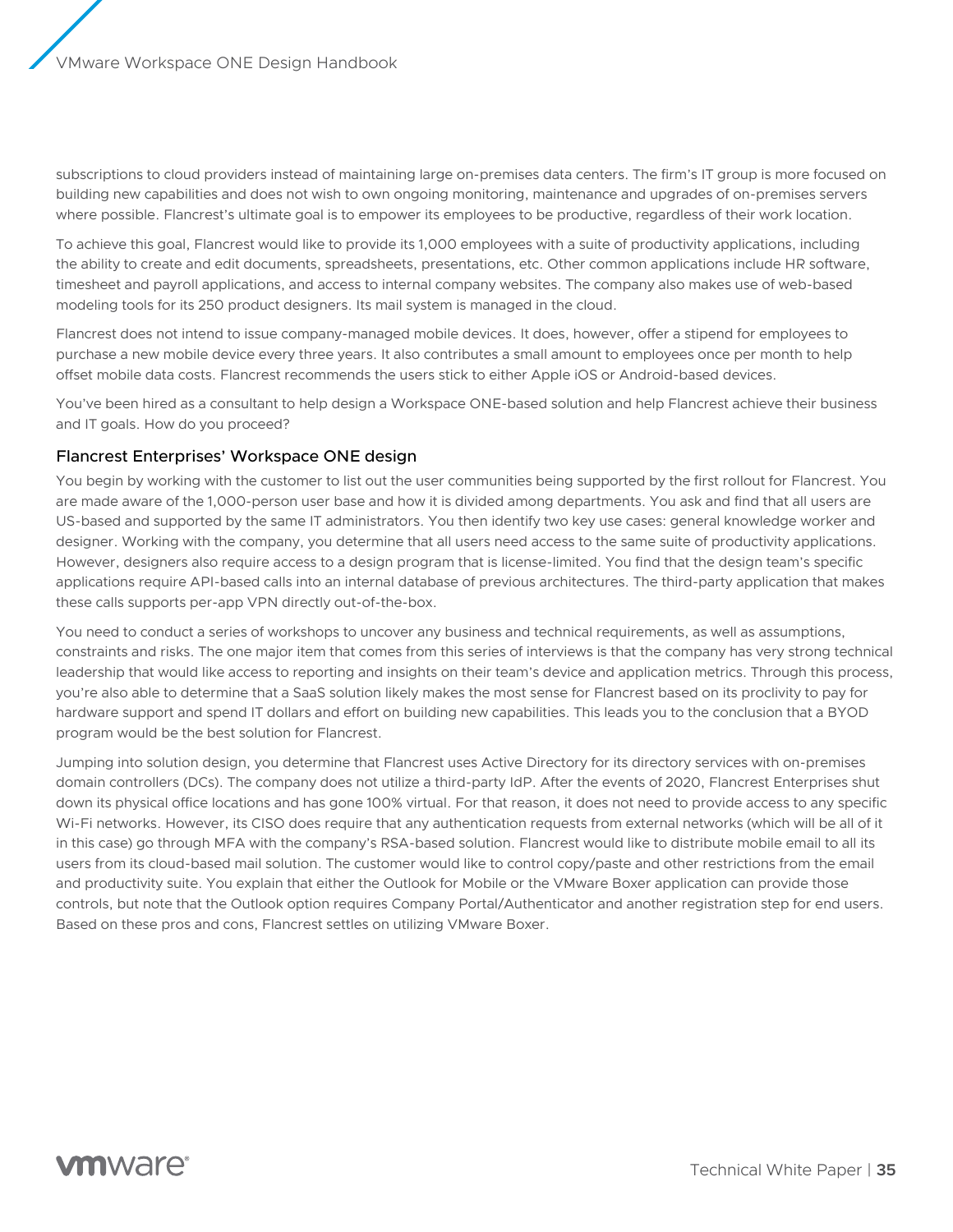subscriptions to cloud providers instead of maintaining large on-premises data centers. The firm's IT group is more focused on building new capabilities and does not wish to own ongoing monitoring, maintenance and upgrades of on-premises servers where possible. Flancrest's ultimate goal is to empower its employees to be productive, regardless of their work location.

To achieve this goal, Flancrest would like to provide its 1,000 employees with a suite of productivity applications, including the ability to create and edit documents, spreadsheets, presentations, etc. Other common applications include HR software, timesheet and payroll applications, and access to internal company websites. The company also makes use of web-based modeling tools for its 250 product designers. Its mail system is managed in the cloud.

Flancrest does not intend to issue company-managed mobile devices. It does, however, offer a stipend for employees to purchase a new mobile device every three years. It also contributes a small amount to employees once per month to help offset mobile data costs. Flancrest recommends the users stick to either Apple iOS or Android-based devices.

You've been hired as a consultant to help design a Workspace ONE-based solution and help Flancrest achieve their business and IT goals. How do you proceed?

### Flancrest Enterprises' Workspace ONE design

You begin by working with the customer to list out the user communities being supported by the first rollout for Flancrest. You are made aware of the 1,000-person user base and how it is divided among departments. You ask and find that all users are US-based and supported by the same IT administrators. You then identify two key use cases: general knowledge worker and designer. Working with the company, you determine that all users need access to the same suite of productivity applications. However, designers also require access to a design program that is license-limited. You find that the design team's specific applications require API-based calls into an internal database of previous architectures. The third-party application that makes these calls supports per-app VPN directly out-of-the-box.

You need to conduct a series of workshops to uncover any business and technical requirements, as well as assumptions, constraints and risks. The one major item that comes from this series of interviews is that the company has very strong technical leadership that would like access to reporting and insights on their team's device and application metrics. Through this process, you're also able to determine that a SaaS solution likely makes the most sense for Flancrest based on its proclivity to pay for hardware support and spend IT dollars and effort on building new capabilities. This leads you to the conclusion that a BYOD program would be the best solution for Flancrest.

Jumping into solution design, you determine that Flancrest uses Active Directory for its directory services with on-premises domain controllers (DCs). The company does not utilize a third-party IdP. After the events of 2020, Flancrest Enterprises shut down its physical office locations and has gone 100% virtual. For that reason, it does not need to provide access to any specific Wi-Fi networks. However, its CISO does require that any authentication requests from external networks (which will be all of it in this case) go through MFA with the company's RSA-based solution. Flancrest would like to distribute mobile email to all its users from its cloud-based mail solution. The customer would like to control copy/paste and other restrictions from the email and productivity suite. You explain that either the Outlook for Mobile or the VMware Boxer application can provide those controls, but note that the Outlook option requires Company Portal/Authenticator and another registration step for end users. Based on these pros and cons, Flancrest settles on utilizing VMware Boxer.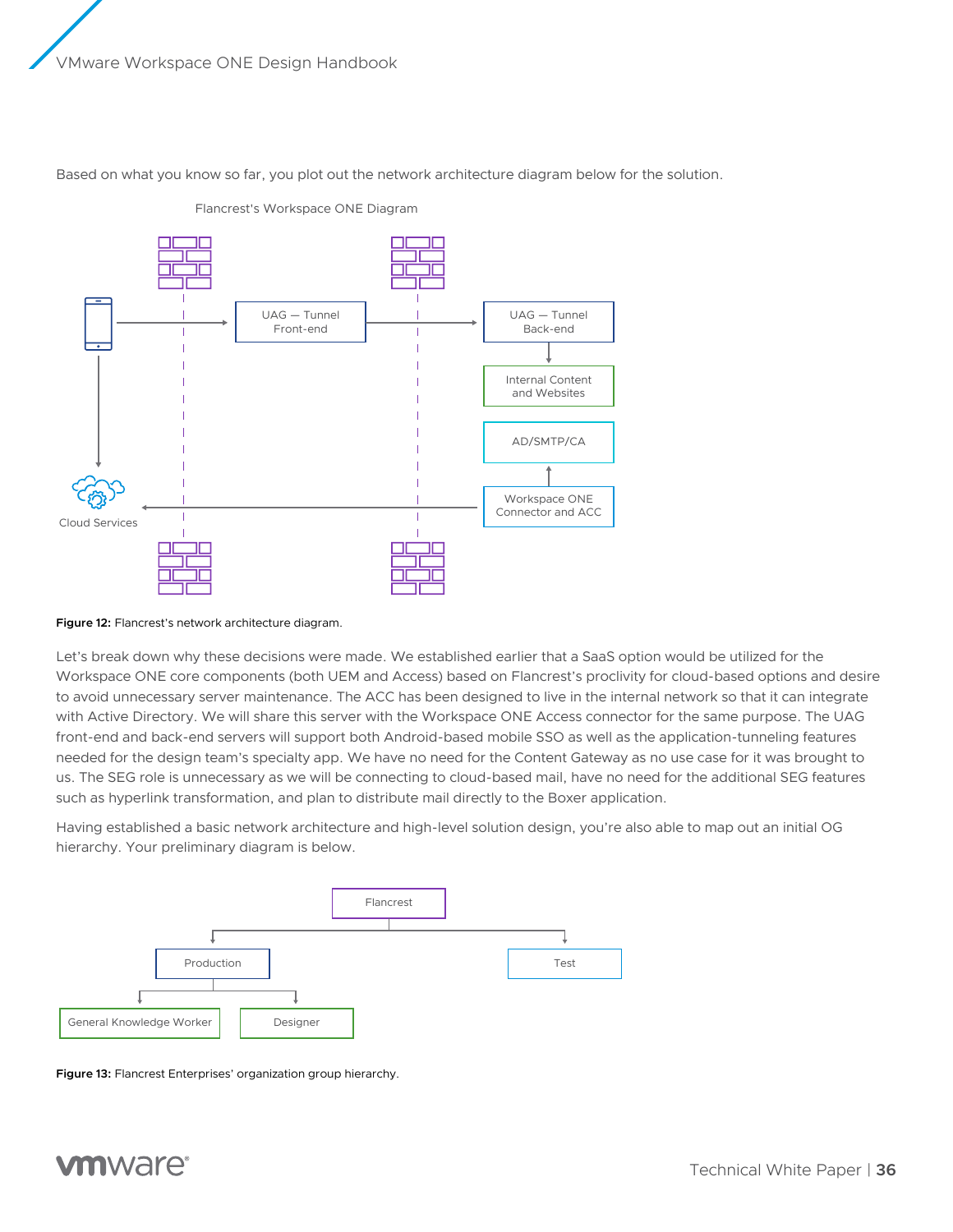Based on what you know so far, you plot out the network architecture diagram below for the solution.

Flancrest's Workspace ONE Diagram

UAG — Tunnel Front-end

UAG — Tunnel Back-end

Internal Content and Websites

AD/SMTP/CA

Workspace ONE Connector and ACC

Cloud Services

**Figure 12:** Flancrest's network architecture diagram.

Let's break down why these decisions were made. We established earlier that a SaaS option would be utilized for the Workspace ONE core components (both UEM and Access) based on Flancrest's proclivity for cloud-based options and desire to avoid unnecessary server maintenance. The ACC has been designed to live in the internal network so that it can integrate with Active Directory. We will share this server with the Workspace ONE Access connector for the same purpose. The UAG front-end and back-end servers will support both Android-based mobile SSO as well as the application-tunneling features needed for the design team's specialty app. We have no need for the Content Gateway as no use case for it was brought to us. The SEG role is unnecessary as we will be connecting to cloud-based mail, have no need for the additional SEG features such as hyperlink transformation, and plan to distribute mail directly to the Boxer application.

Having established a basic network architecture and high-level solution design, you're also able to map out an initial OG hierarchy. Your preliminary diagram is below.

Flancrest

Production

Test

General Knowledge Worker

Designer

**Figure 13:** Flancrest Enterprises' organization group hierarchy.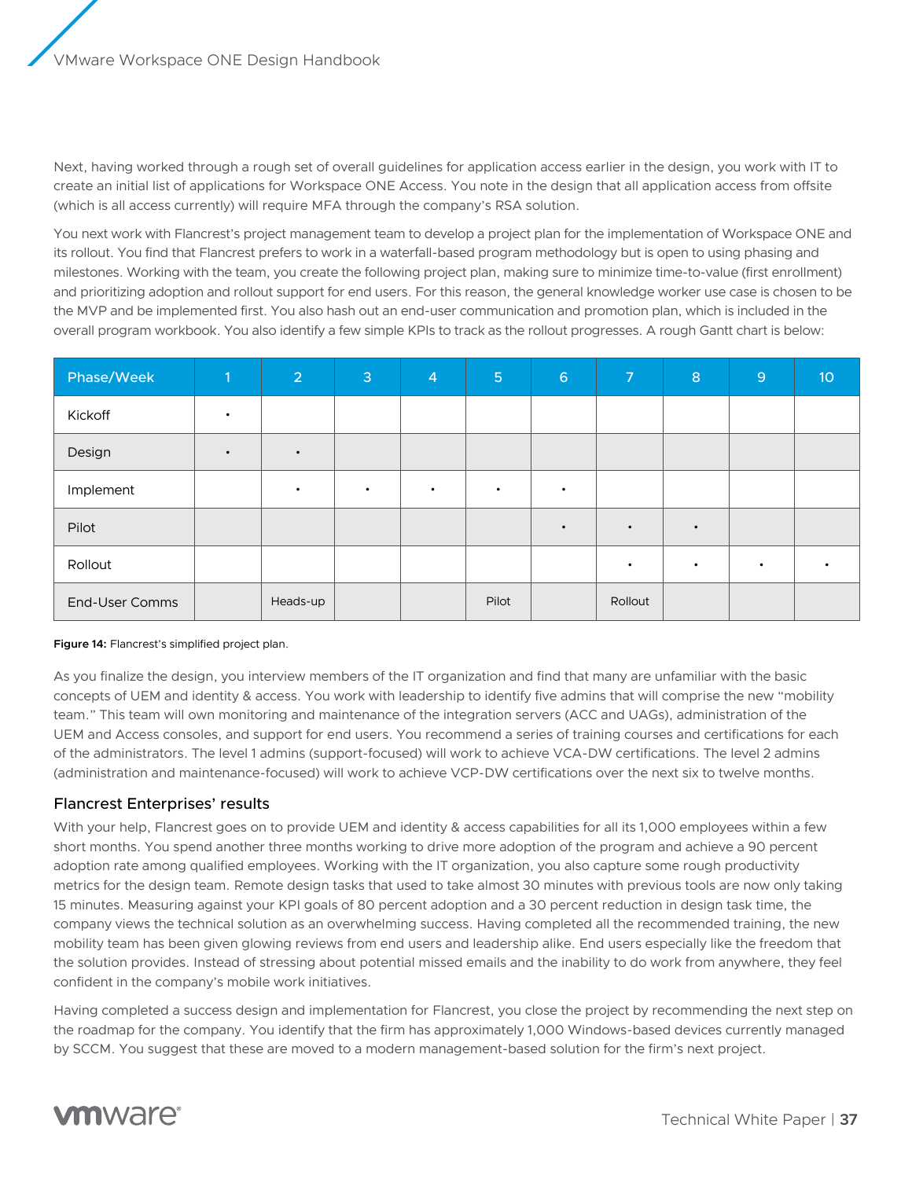Next, having worked through a rough set of overall guidelines for application access earlier in the design, you work with IT to create an initial list of applications for Workspace ONE Access. You note in the design that all application access from offsite (which is all access currently) will require MFA through the company's RSA solution.

You next work with Flancrest's project management team to develop a project plan for the implementation of Workspace ONE and its rollout. You find that Flancrest prefers to work in a waterfall-based program methodology but is open to using phasing and milestones. Working with the team, you create the following project plan, making sure to minimize time-to-value (first enrollment) and prioritizing adoption and rollout support for end users. For this reason, the general knowledge worker use case is chosen to be the MVP and be implemented first. You also hash out an end-user communication and promotion plan, which is included in the overall program workbook. You also identify a few simple KPIs to track as the rollout progresses. A rough Gantt chart is below:

| Phase/Week | 1 | 2 | 3 | 4 | 5 | 6 | 7 | 8 | 9 | 10 |
|---|---|---|---|---|---|---|---|---|---|---|
| Kickoff | • | | | | | | | | | |
| Design | • | • | | | | | | | | |
| Implement | | • | • | • | • | • | | | | |
| Pilot | | | | | | • | • | • | | |
| Rollout | | | | | | | • | • | • | • |
| End-User Comms | | Heads-up | | | Pilot | | Rollout | | | |

**Figure 14:** Flancrest's simplified project plan.

As you finalize the design, you interview members of the IT organization and find that many are unfamiliar with the basic concepts of UEM and identity & access. You work with leadership to identify five admins that will comprise the new "mobility team." This team will own monitoring and maintenance of the integration servers (ACC and UAGs), administration of the UEM and Access consoles, and support for end users. You recommend a series of training courses and certifications for each of the administrators. The level 1 admins (support-focused) will work to achieve VCA-DW certifications. The level 2 admins (administration and maintenance-focused) will work to achieve VCP-DW certifications over the next six to twelve months.

### Flancrest Enterprises' results

With your help, Flancrest goes on to provide UEM and identity & access capabilities for all its 1,000 employees within a few short months. You spend another three months working to drive more adoption of the program and achieve a 90 percent adoption rate among qualified employees. Working with the IT organization, you also capture some rough productivity metrics for the design team. Remote design tasks that used to take almost 30 minutes with previous tools are now only taking 15 minutes. Measuring against your KPI goals of 80 percent adoption and a 30 percent reduction in design task time, the company views the technical solution as an overwhelming success. Having completed all the recommended training, the new mobility team has been given glowing reviews from end users and leadership alike. End users especially like the freedom that the solution provides. Instead of stressing about potential missed emails and the inability to do work from anywhere, they feel confident in the company's mobile work initiatives.

Having completed a success design and implementation for Flancrest, you close the project by recommending the next step on the roadmap for the company. You identify that the firm has approximately 1,000 Windows-based devices currently managed by SCCM. You suggest that these are moved to a modern management-based solution for the firm's next project.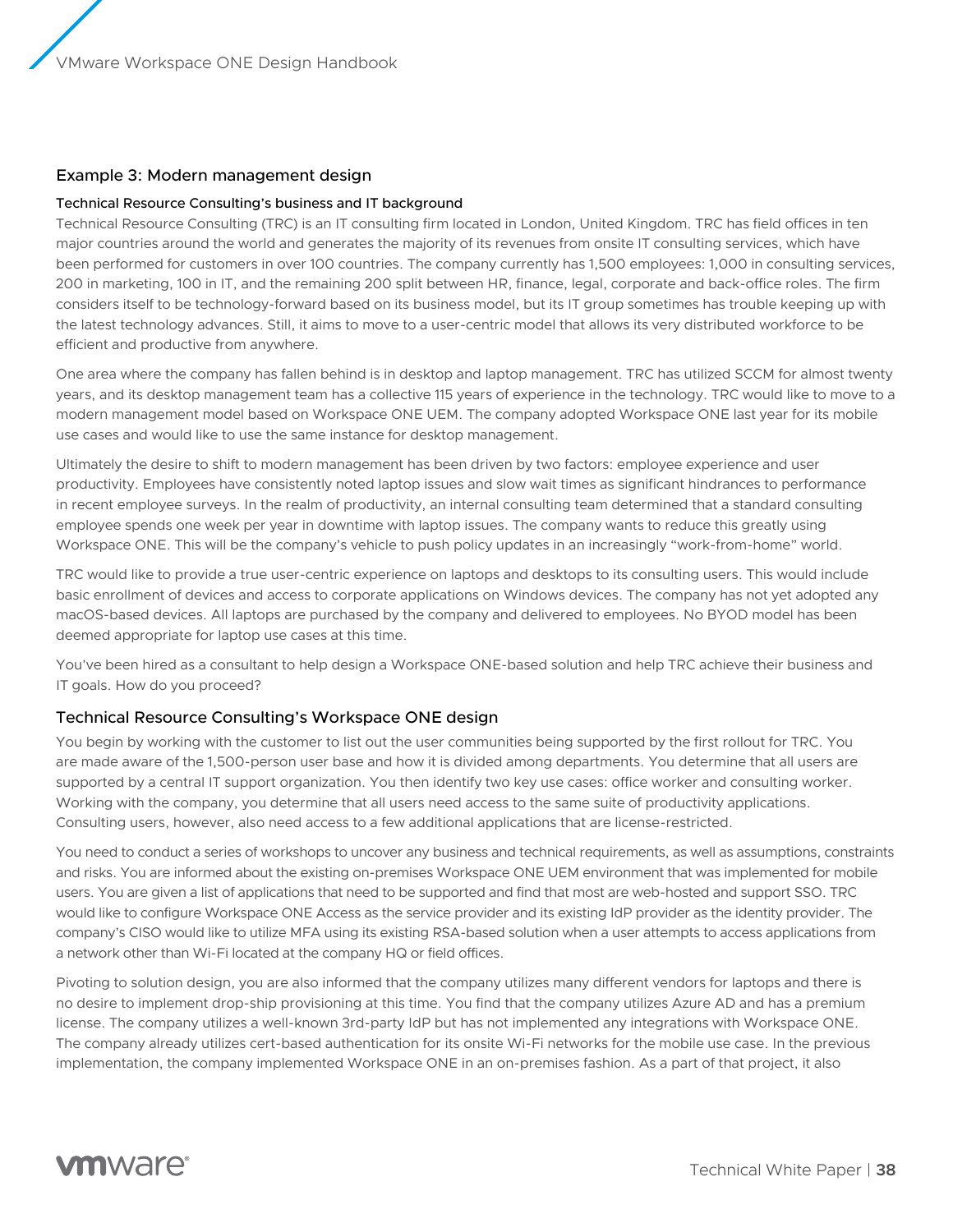## Example 3: Modern management design

### Technical Resource Consulting's business and IT background

Technical Resource Consulting (TRC) is an IT consulting firm located in London, United Kingdom. TRC has field offices in ten major countries around the world and generates the majority of its revenues from onsite IT consulting services, which have been performed for customers in over 100 countries. The company currently has 1,500 employees: 1,000 in consulting services, 200 in marketing, 100 in IT, and the remaining 200 split between HR, finance, legal, corporate and back-office roles. The firm considers itself to be technology-forward based on its business model, but its IT group sometimes has trouble keeping up with the latest technology advances. Still, it aims to move to a user-centric model that allows its very distributed workforce to be efficient and productive from anywhere.

One area where the company has fallen behind is in desktop and laptop management. TRC has utilized SCCM for almost twenty years, and its desktop management team has a collective 115 years of experience in the technology. TRC would like to move to a modern management model based on Workspace ONE UEM. The company adopted Workspace ONE last year for its mobile use cases and would like to use the same instance for desktop management.

Ultimately the desire to shift to modern management has been driven by two factors: employee experience and user productivity. Employees have consistently noted laptop issues and slow wait times as significant hindrances to performance in recent employee surveys. In the realm of productivity, an internal consulting team determined that a standard consulting employee spends one week per year in downtime with laptop issues. The company wants to reduce this greatly using Workspace ONE. This will be the company's vehicle to push policy updates in an increasingly "work-from-home" world.

TRC would like to provide a true user-centric experience on laptops and desktops to its consulting users. This would include basic enrollment of devices and access to corporate applications on Windows devices. The company has not yet adopted any macOS-based devices. All laptops are purchased by the company and delivered to employees. No BYOD model has been deemed appropriate for laptop use cases at this time.

You've been hired as a consultant to help design a Workspace ONE-based solution and help TRC achieve their business and IT goals. How do you proceed?

## Technical Resource Consulting's Workspace ONE design

You begin by working with the customer to list out the user communities being supported by the first rollout for TRC. You are made aware of the 1,500-person user base and how it is divided among departments. You determine that all users are supported by a central IT support organization. You then identify two key use cases: office worker and consulting worker. Working with the company, you determine that all users need access to the same suite of productivity applications. Consulting users, however, also need access to a few additional applications that are license-restricted.

You need to conduct a series of workshops to uncover any business and technical requirements, as well as assumptions, constraints and risks. You are informed about the existing on-premises Workspace ONE UEM environment that was implemented for mobile users. You are given a list of applications that need to be supported and find that most are web-hosted and support SSO. TRC would like to configure Workspace ONE Access as the service provider and its existing IdP provider as the identity provider. The company's CISO would like to utilize MFA using its existing RSA-based solution when a user attempts to access applications from a network other than Wi-Fi located at the company HQ or field offices.

Pivoting to solution design, you are also informed that the company utilizes many different vendors for laptops and there is no desire to implement drop-ship provisioning at this time. You find that the company utilizes Azure AD and has a premium license. The company utilizes a well-known 3rd-party IdP but has not implemented any integrations with Workspace ONE. The company already utilizes cert-based authentication for its onsite Wi-Fi networks for the mobile use case. In the previous implementation, the company implemented Workspace ONE in an on-premises fashion. As a part of that project, it also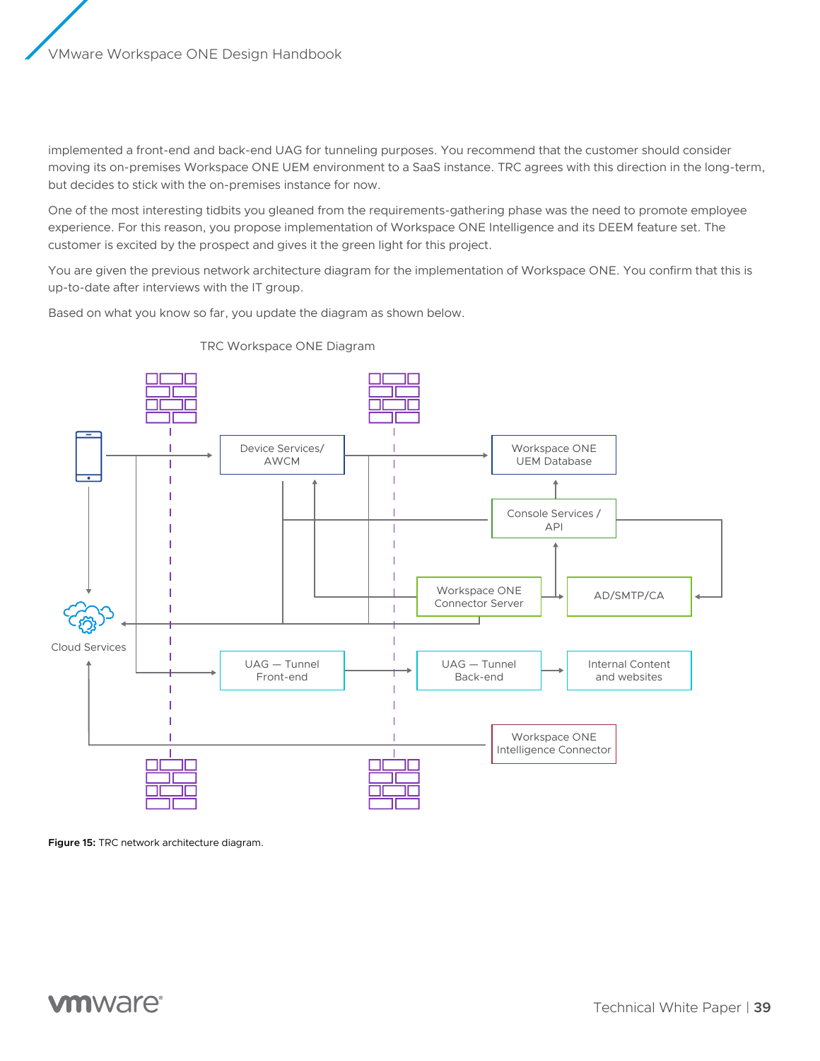implemented a front-end and back-end UAG for tunneling purposes. You recommend that the customer should consider moving its on-premises Workspace ONE UEM environment to a SaaS instance. TRC agrees with this direction in the long-term, but decides to stick with the on-premises instance for now.

One of the most interesting tidbits you gleaned from the requirements-gathering phase was the need to promote employee experience. For this reason, you propose implementation of Workspace ONE Intelligence and its DEEM feature set. The customer is excited by the prospect and gives it the green light for this project.

You are given the previous network architecture diagram for the implementation of Workspace ONE. You confirm that this is up-to-date after interviews with the IT group.

Based on what you know so far, you update the diagram as shown below.

TRC Workspace ONE Diagram

Device Services/ AWCM

Workspace ONE UEM Database

Console Services / API

Workspace ONE Connector Server

AD/SMTP/CA

Cloud Services

UAG — Tunnel Front-end

UAG — Tunnel Back-end

Internal Content and websites

Workspace ONE Intelligence Connector

**Figure 15:** TRC network architecture diagram.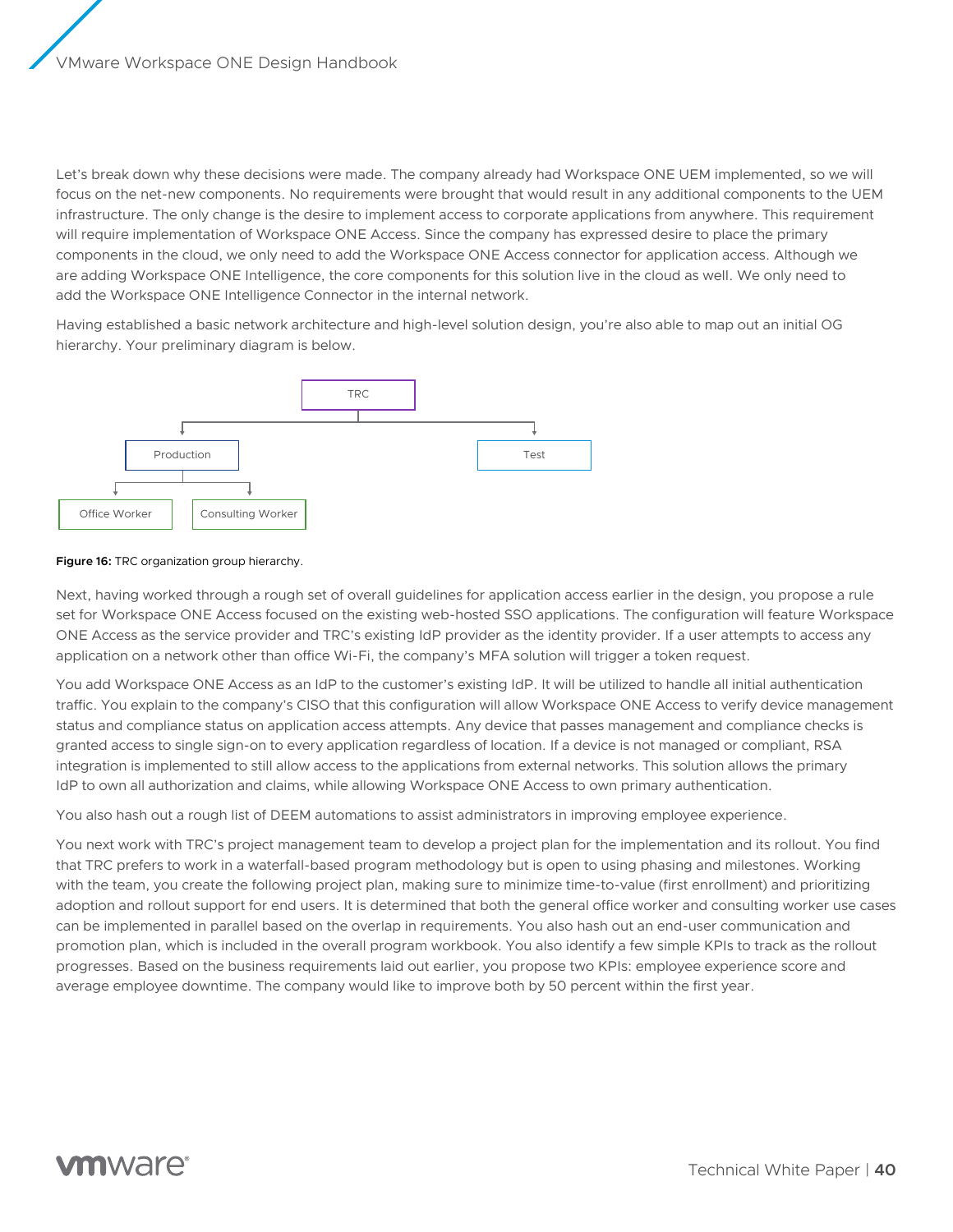Let's break down why these decisions were made. The company already had Workspace ONE UEM implemented, so we will focus on the net-new components. No requirements were brought that would result in any additional components to the UEM infrastructure. The only change is the desire to implement access to corporate applications from anywhere. This requirement will require implementation of Workspace ONE Access. Since the company has expressed desire to place the primary components in the cloud, we only need to add the Workspace ONE Access connector for application access. Although we are adding Workspace ONE Intelligence, the core components for this solution live in the cloud as well. We only need to add the Workspace ONE Intelligence Connector in the internal network.

Having established a basic network architecture and high-level solution design, you're also able to map out an initial OG hierarchy. Your preliminary diagram is below.

TRC

Production

Test

Office Worker

Consulting Worker

**Figure 16:** TRC organization group hierarchy.

Next, having worked through a rough set of overall guidelines for application access earlier in the design, you propose a rule set for Workspace ONE Access focused on the existing web-hosted SSO applications. The configuration will feature Workspace ONE Access as the service provider and TRC's existing IdP provider as the identity provider. If a user attempts to access any application on a network other than office Wi-Fi, the company's MFA solution will trigger a token request.

You add Workspace ONE Access as an IdP to the customer's existing IdP. It will be utilized to handle all initial authentication traffic. You explain to the company's CISO that this configuration will allow Workspace ONE Access to verify device management status and compliance status on application access attempts. Any device that passes management and compliance checks is granted access to single sign-on to every application regardless of location. If a device is not managed or compliant, RSA integration is implemented to still allow access to the applications from external networks. This solution allows the primary IdP to own all authorization and claims, while allowing Workspace ONE Access to own primary authentication.

You also hash out a rough list of DEEM automations to assist administrators in improving employee experience.

You next work with TRC's project management team to develop a project plan for the implementation and its rollout. You find that TRC prefers to work in a waterfall-based program methodology but is open to using phasing and milestones. Working with the team, you create the following project plan, making sure to minimize time-to-value (first enrollment) and prioritizing adoption and rollout support for end users. It is determined that both the general office worker and consulting worker use cases can be implemented in parallel based on the overlap in requirements. You also hash out an end-user communication and promotion plan, which is included in the overall program workbook. You also identify a few simple KPIs to track as the rollout progresses. Based on the business requirements laid out earlier, you propose two KPIs: employee experience score and average employee downtime. The company would like to improve both by 50 percent within the first year.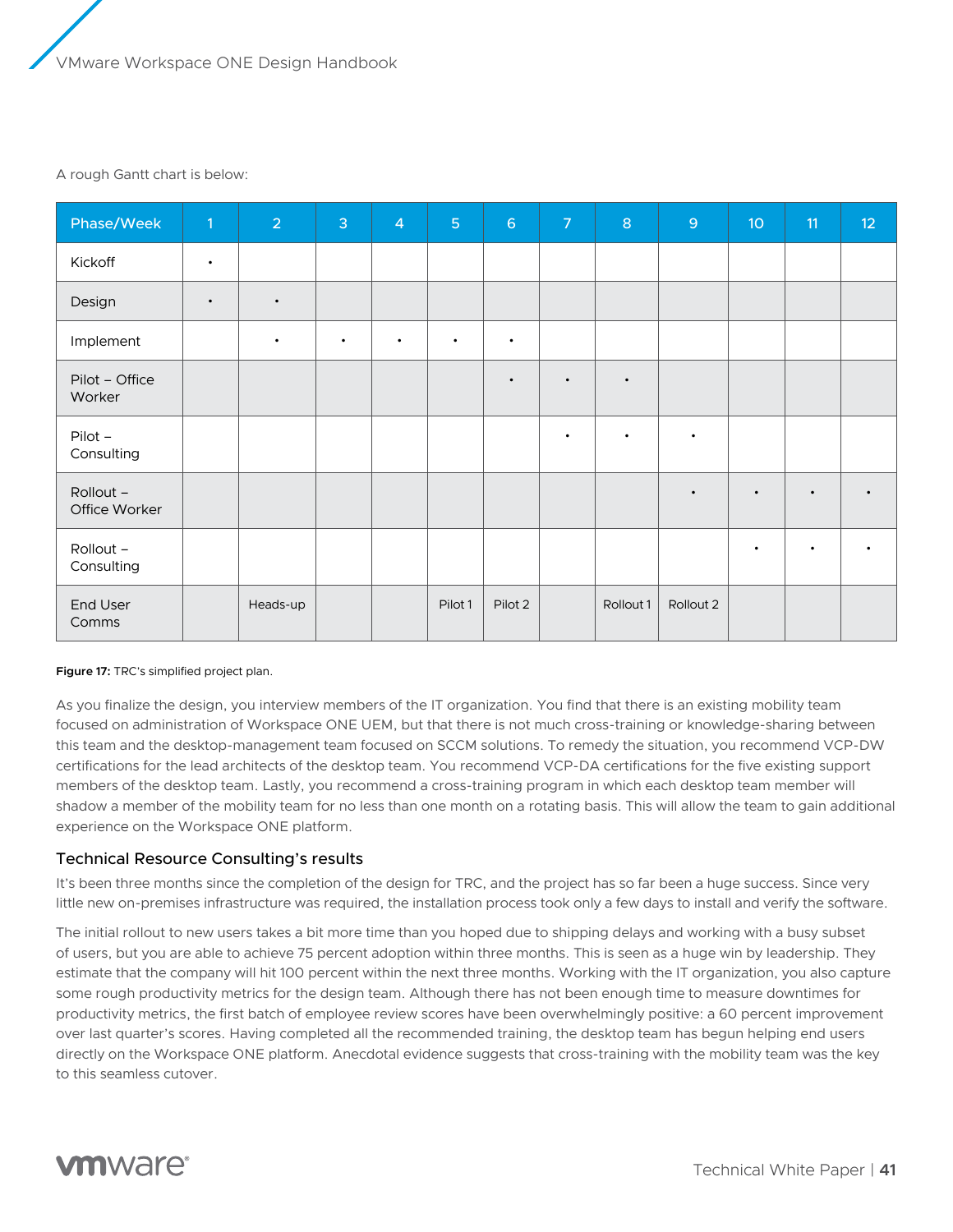A rough Gantt chart is below:

| Phase/Week | 1 | 2 | 3 | 4 | 5 | 6 | 7 | 8 | 9 | 10 | 11 | 12 |
|---|---|---|---|---|---|---|---|---|---|---|---|---|
| Kickoff | • | | | | | | | | | | | |
| Design | • | • | | | | | | | | | | |
| Implement | | • | • | • | • | • | | | | | | |
| Pilot – Office Worker | | | | | | • | • | • | | | | |
| Pilot – Consulting | | | | | | | • | • | • | | | |
| Rollout – Office Worker | | | | | | | | | • | • | • | • |
| Rollout – Consulting | | | | | | | | | | • | • | • |
| End User Comms | | Heads-up | | | Pilot 1 | Pilot 2 | | Rollout 1 | Rollout 2 | | | |

**Figure 17:** TRC's simplified project plan.

As you finalize the design, you interview members of the IT organization. You find that there is an existing mobility team focused on administration of Workspace ONE UEM, but that there is not much cross-training or knowledge-sharing between this team and the desktop-management team focused on SCCM solutions. To remedy the situation, you recommend VCP-DW certifications for the lead architects of the desktop team. You recommend VCP-DA certifications for the five existing support members of the desktop team. Lastly, you recommend a cross-training program in which each desktop team member will shadow a member of the mobility team for no less than one month on a rotating basis. This will allow the team to gain additional experience on the Workspace ONE platform.

### Technical Resource Consulting's results

It's been three months since the completion of the design for TRC, and the project has so far been a huge success. Since very little new on-premises infrastructure was required, the installation process took only a few days to install and verify the software.

The initial rollout to new users takes a bit more time than you hoped due to shipping delays and working with a busy subset of users, but you are able to achieve 75 percent adoption within three months. This is seen as a huge win by leadership. They estimate that the company will hit 100 percent within the next three months. Working with the IT organization, you also capture some rough productivity metrics for the design team. Although there has not been enough time to measure downtimes for productivity metrics, the first batch of employee review scores have been overwhelmingly positive: a 60 percent improvement over last quarter's scores. Having completed all the recommended training, the desktop team has begun helping end users directly on the Workspace ONE platform. Anecdotal evidence suggests that cross-training with the mobility team was the key to this seamless cutover.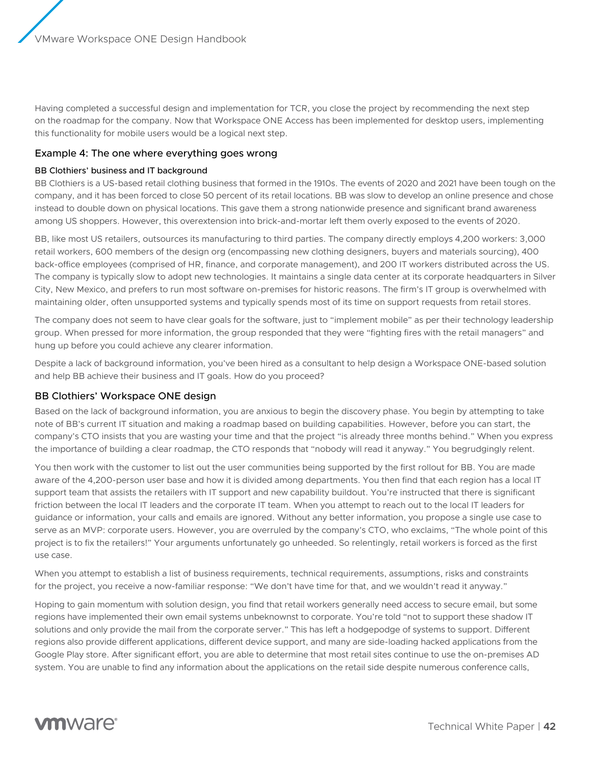Having completed a successful design and implementation for TCR, you close the project by recommending the next step on the roadmap for the company. Now that Workspace ONE Access has been implemented for desktop users, implementing this functionality for mobile users would be a logical next step.

### Example 4: The one where everything goes wrong

#### BB Clothiers' business and IT background

BB Clothiers is a US-based retail clothing business that formed in the 1910s. The events of 2020 and 2021 have been tough on the company, and it has been forced to close 50 percent of its retail locations. BB was slow to develop an online presence and chose instead to double down on physical locations. This gave them a strong nationwide presence and significant brand awareness among US shoppers. However, this overextension into brick-and-mortar left them overly exposed to the events of 2020.

BB, like most US retailers, outsources its manufacturing to third parties. The company directly employs 4,200 workers: 3,000 retail workers, 600 members of the design org (encompassing new clothing designers, buyers and materials sourcing), 400 back-office employees (comprised of HR, finance, and corporate management), and 200 IT workers distributed across the US. The company is typically slow to adopt new technologies. It maintains a single data center at its corporate headquarters in Silver City, New Mexico, and prefers to run most software on-premises for historic reasons. The firm's IT group is overwhelmed with maintaining older, often unsupported systems and typically spends most of its time on support requests from retail stores.

The company does not seem to have clear goals for the software, just to "implement mobile" as per their technology leadership group. When pressed for more information, the group responded that they were "fighting fires with the retail managers" and hung up before you could achieve any clearer information.

Despite a lack of background information, you've been hired as a consultant to help design a Workspace ONE-based solution and help BB achieve their business and IT goals. How do you proceed?

### BB Clothiers' Workspace ONE design

Based on the lack of background information, you are anxious to begin the discovery phase. You begin by attempting to take note of BB's current IT situation and making a roadmap based on building capabilities. However, before you can start, the company's CTO insists that you are wasting your time and that the project "is already three months behind." When you express the importance of building a clear roadmap, the CTO responds that "nobody will read it anyway." You begrudgingly relent.

You then work with the customer to list out the user communities being supported by the first rollout for BB. You are made aware of the 4,200-person user base and how it is divided among departments. You then find that each region has a local IT support team that assists the retailers with IT support and new capability buildout. You're instructed that there is significant friction between the local IT leaders and the corporate IT team. When you attempt to reach out to the local IT leaders for guidance or information, your calls and emails are ignored. Without any better information, you propose a single use case to serve as an MVP: corporate users. However, you are overruled by the company's CTO, who exclaims, "The whole point of this project is to fix the retailers!" Your arguments unfortunately go unheeded. So relentingly, retail workers is forced as the first use case.

When you attempt to establish a list of business requirements, technical requirements, assumptions, risks and constraints for the project, you receive a now-familiar response: "We don't have time for that, and we wouldn't read it anyway."

Hoping to gain momentum with solution design, you find that retail workers generally need access to secure email, but some regions have implemented their own email systems unbeknownst to corporate. You're told "not to support these shadow IT solutions and only provide the mail from the corporate server." This has left a hodgepodge of systems to support. Different regions also provide different applications, different device support, and many are side-loading hacked applications from the Google Play store. After significant effort, you are able to determine that most retail sites continue to use the on-premises AD system. You are unable to find any information about the applications on the retail side despite numerous conference calls,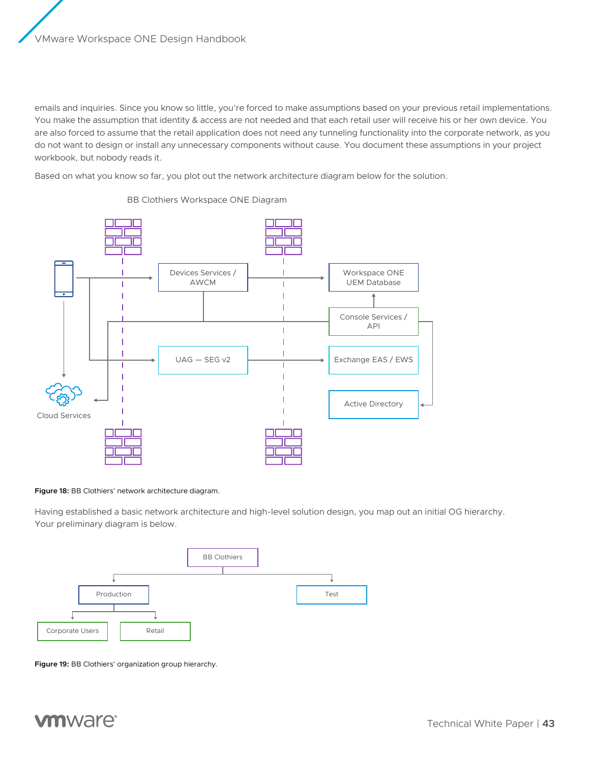emails and inquiries. Since you know so little, you're forced to make assumptions based on your previous retail implementations. You make the assumption that identity & access are not needed and that each retail user will receive his or her own device. You are also forced to assume that the retail application does not need any tunneling functionality into the corporate network, as you do not want to design or install any unnecessary components without cause. You document these assumptions in your project workbook, but nobody reads it.

Based on what you know so far, you plot out the network architecture diagram below for the solution.

**Figure 18:** BB Clothiers' network architecture diagram.

Having established a basic network architecture and high-level solution design, you map out an initial OG hierarchy. Your preliminary diagram is below.

**Figure 19:** BB Clothiers' organization group hierarchy.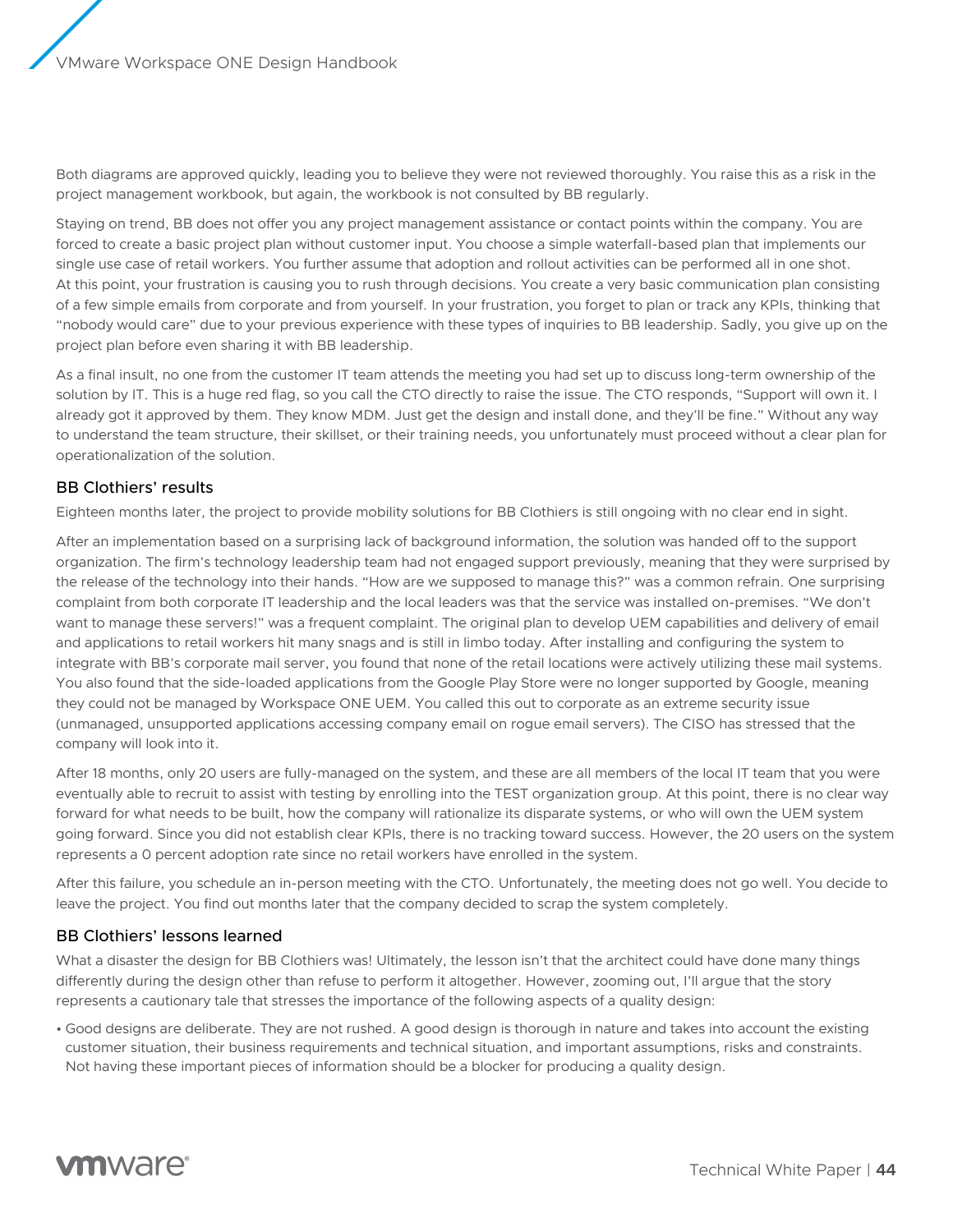Both diagrams are approved quickly, leading you to believe they were not reviewed thoroughly. You raise this as a risk in the project management workbook, but again, the workbook is not consulted by BB regularly.

Staying on trend, BB does not offer you any project management assistance or contact points within the company. You are forced to create a basic project plan without customer input. You choose a simple waterfall-based plan that implements our single use case of retail workers. You further assume that adoption and rollout activities can be performed all in one shot. At this point, your frustration is causing you to rush through decisions. You create a very basic communication plan consisting of a few simple emails from corporate and from yourself. In your frustration, you forget to plan or track any KPIs, thinking that "nobody would care" due to your previous experience with these types of inquiries to BB leadership. Sadly, you give up on the project plan before even sharing it with BB leadership.

As a final insult, no one from the customer IT team attends the meeting you had set up to discuss long-term ownership of the solution by IT. This is a huge red flag, so you call the CTO directly to raise the issue. The CTO responds, "Support will own it. I already got it approved by them. They know MDM. Just get the design and install done, and they'll be fine." Without any way to understand the team structure, their skillset, or their training needs, you unfortunately must proceed without a clear plan for operationalization of the solution.

### BB Clothiers' results

Eighteen months later, the project to provide mobility solutions for BB Clothiers is still ongoing with no clear end in sight.

After an implementation based on a surprising lack of background information, the solution was handed off to the support organization. The firm's technology leadership team had not engaged support previously, meaning that they were surprised by the release of the technology into their hands. "How are we supposed to manage this?" was a common refrain. One surprising complaint from both corporate IT leadership and the local leaders was that the service was installed on-premises. "We don't want to manage these servers!" was a frequent complaint. The original plan to develop UEM capabilities and delivery of email and applications to retail workers hit many snags and is still in limbo today. After installing and configuring the system to integrate with BB's corporate mail server, you found that none of the retail locations were actively utilizing these mail systems. You also found that the side-loaded applications from the Google Play Store were no longer supported by Google, meaning they could not be managed by Workspace ONE UEM. You called this out to corporate as an extreme security issue (unmanaged, unsupported applications accessing company email on rogue email servers). The CISO has stressed that the company will look into it.

After 18 months, only 20 users are fully-managed on the system, and these are all members of the local IT team that you were eventually able to recruit to assist with testing by enrolling into the TEST organization group. At this point, there is no clear way forward for what needs to be built, how the company will rationalize its disparate systems, or who will own the UEM system going forward. Since you did not establish clear KPIs, there is no tracking toward success. However, the 20 users on the system represents a 0 percent adoption rate since no retail workers have enrolled in the system.

After this failure, you schedule an in-person meeting with the CTO. Unfortunately, the meeting does not go well. You decide to leave the project. You find out months later that the company decided to scrap the system completely.

### BB Clothiers' lessons learned

What a disaster the design for BB Clothiers was! Ultimately, the lesson isn't that the architect could have done many things differently during the design other than refuse to perform it altogether. However, zooming out, I'll argue that the story represents a cautionary tale that stresses the importance of the following aspects of a quality design:

- Good designs are deliberate. They are not rushed. A good design is thorough in nature and takes into account the existing customer situation, their business requirements and technical situation, and important assumptions, risks and constraints. Not having these important pieces of information should be a blocker for producing a quality design.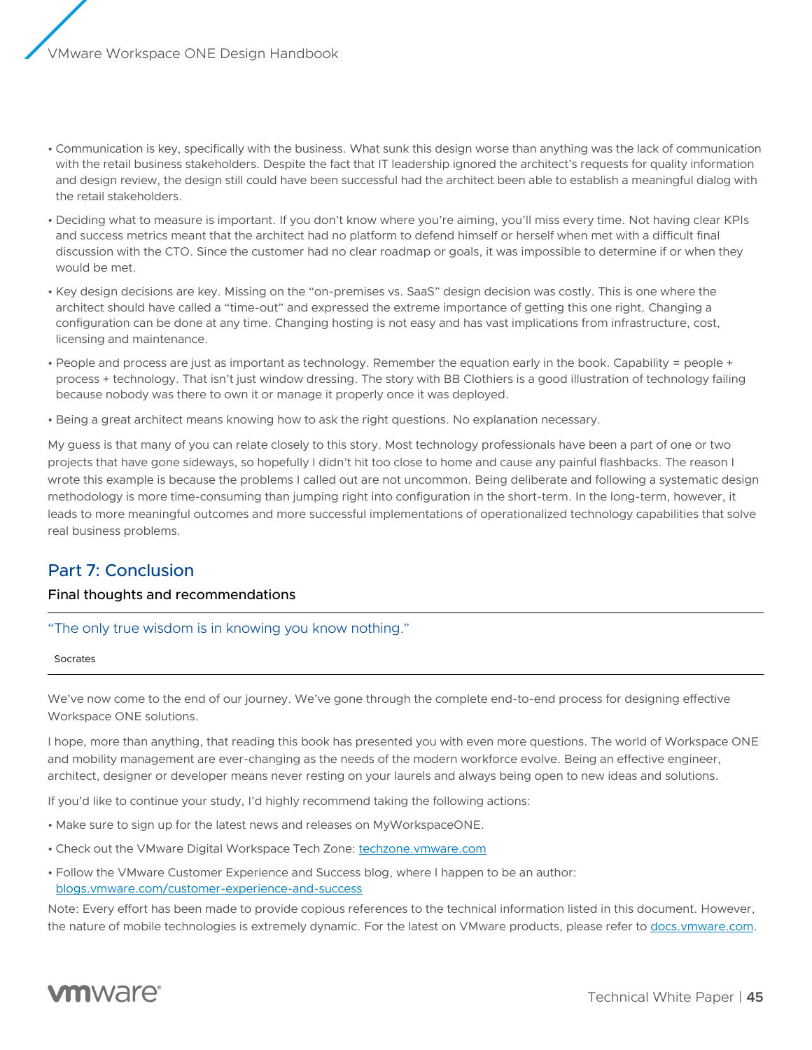- Communication is key, specifically with the business. What sunk this design worse than anything was the lack of communication with the retail business stakeholders. Despite the fact that IT leadership ignored the architect's requests for quality information and design review, the design still could have been successful had the architect been able to establish a meaningful dialog with the retail stakeholders.
- Deciding what to measure is important. If you don't know where you're aiming, you'll miss every time. Not having clear KPIs and success metrics meant that the architect had no platform to defend himself or herself when met with a difficult final discussion with the CTO. Since the customer had no clear roadmap or goals, it was impossible to determine if or when they would be met.
- Key design decisions are key. Missing on the "on-premises vs. SaaS" design decision was costly. This is one where the architect should have called a "time-out" and expressed the extreme importance of getting this one right. Changing a configuration can be done at any time. Changing hosting is not easy and has vast implications from infrastructure, cost, licensing and maintenance.
- People and process are just as important as technology. Remember the equation early in the book. Capability = people + process + technology. That isn't just window dressing. The story with BB Clothiers is a good illustration of technology failing because nobody was there to own it or manage it properly once it was deployed.
- Being a great architect means knowing how to ask the right questions. No explanation necessary.

My guess is that many of you can relate closely to this story. Most technology professionals have been a part of one or two projects that have gone sideways, so hopefully I didn't hit too close to home and cause any painful flashbacks. The reason I wrote this example is because the problems I called out are not uncommon. Being deliberate and following a systematic design methodology is more time-consuming than jumping right into configuration in the short-term. In the long-term, however, it leads to more meaningful outcomes and more successful implementations of operationalized technology capabilities that solve real business problems.

## Part 7: Conclusion

### Final thoughts and recommendations

> "The only true wisdom is in knowing you know nothing."
>
> Socrates

We've now come to the end of our journey. We've gone through the complete end-to-end process for designing effective Workspace ONE solutions.

I hope, more than anything, that reading this book has presented you with even more questions. The world of Workspace ONE and mobility management are ever-changing as the needs of the modern workforce evolve. Being an effective engineer, architect, designer or developer means never resting on your laurels and always being open to new ideas and solutions.

If you'd like to continue your study, I'd highly recommend taking the following actions:

- Make sure to sign up for the latest news and releases on MyWorkspaceONE.
- Check out the VMware Digital Workspace Tech Zone: techzone.vmware.com
- Follow the VMware Customer Experience and Success blog, where I happen to be an author: blogs.vmware.com/customer-experience-and-success

Note: Every effort has been made to provide copious references to the technical information listed in this document. However, the nature of mobile technologies is extremely dynamic. For the latest on VMware products, please refer to docs.vmware.com.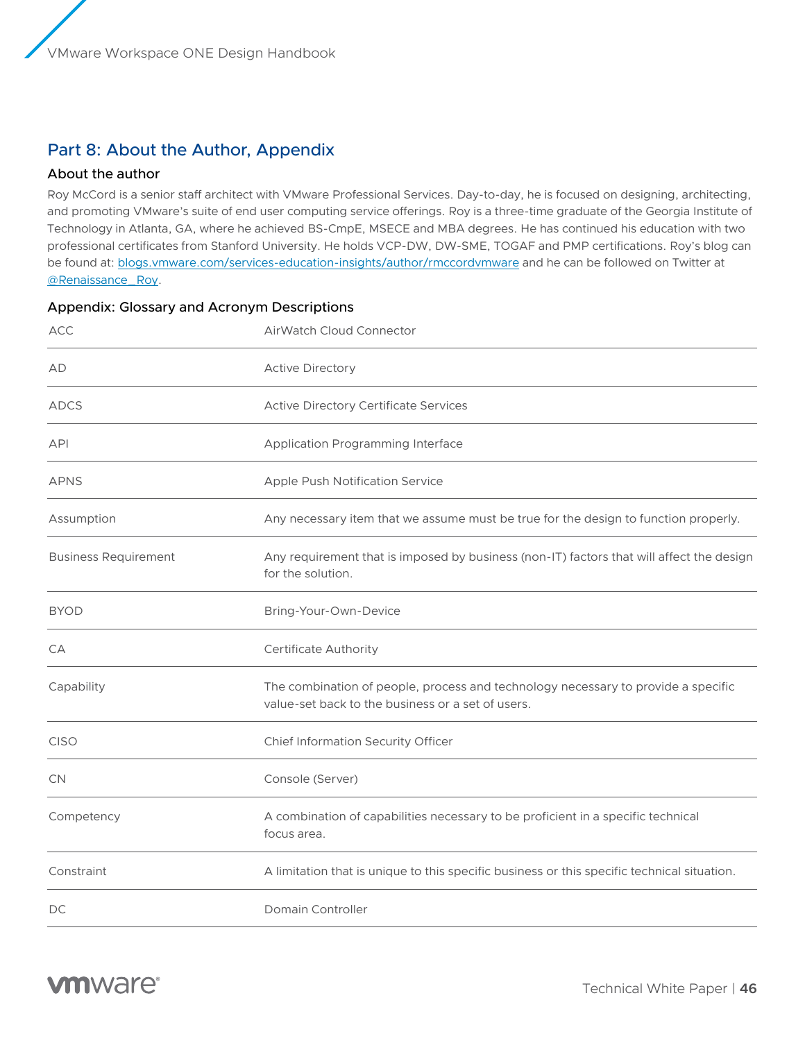# Part 8: About the Author, Appendix

## About the author

Roy McCord is a senior staff architect with VMware Professional Services. Day-to-day, he is focused on designing, architecting, and promoting VMware's suite of end user computing service offerings. Roy is a three-time graduate of the Georgia Institute of Technology in Atlanta, GA, where he achieved BS-CmpE, MSECE and MBA degrees. He has continued his education with two professional certificates from Stanford University. He holds VCP-DW, DW-SME, TOGAF and PMP certifications. Roy's blog can be found at: blogs.vmware.com/services-education-insights/author/rmccordvmware and he can be followed on Twitter at @Renaissance_Roy.

## Appendix: Glossary and Acronym Descriptions

| | |
|---|---|
| ACC | AirWatch Cloud Connector |
| AD | Active Directory |
| ADCS | Active Directory Certificate Services |
| API | Application Programming Interface |
| APNS | Apple Push Notification Service |
| Assumption | Any necessary item that we assume must be true for the design to function properly. |
| Business Requirement | Any requirement that is imposed by business (non-IT) factors that will affect the design for the solution. |
| BYOD | Bring-Your-Own-Device |
| CA | Certificate Authority |
| Capability | The combination of people, process and technology necessary to provide a specific value-set back to the business or a set of users. |
| CISO | Chief Information Security Officer |
| CN | Console (Server) |
| Competency | A combination of capabilities necessary to be proficient in a specific technical focus area. |
| Constraint | A limitation that is unique to this specific business or this specific technical situation. |
| DC | Domain Controller |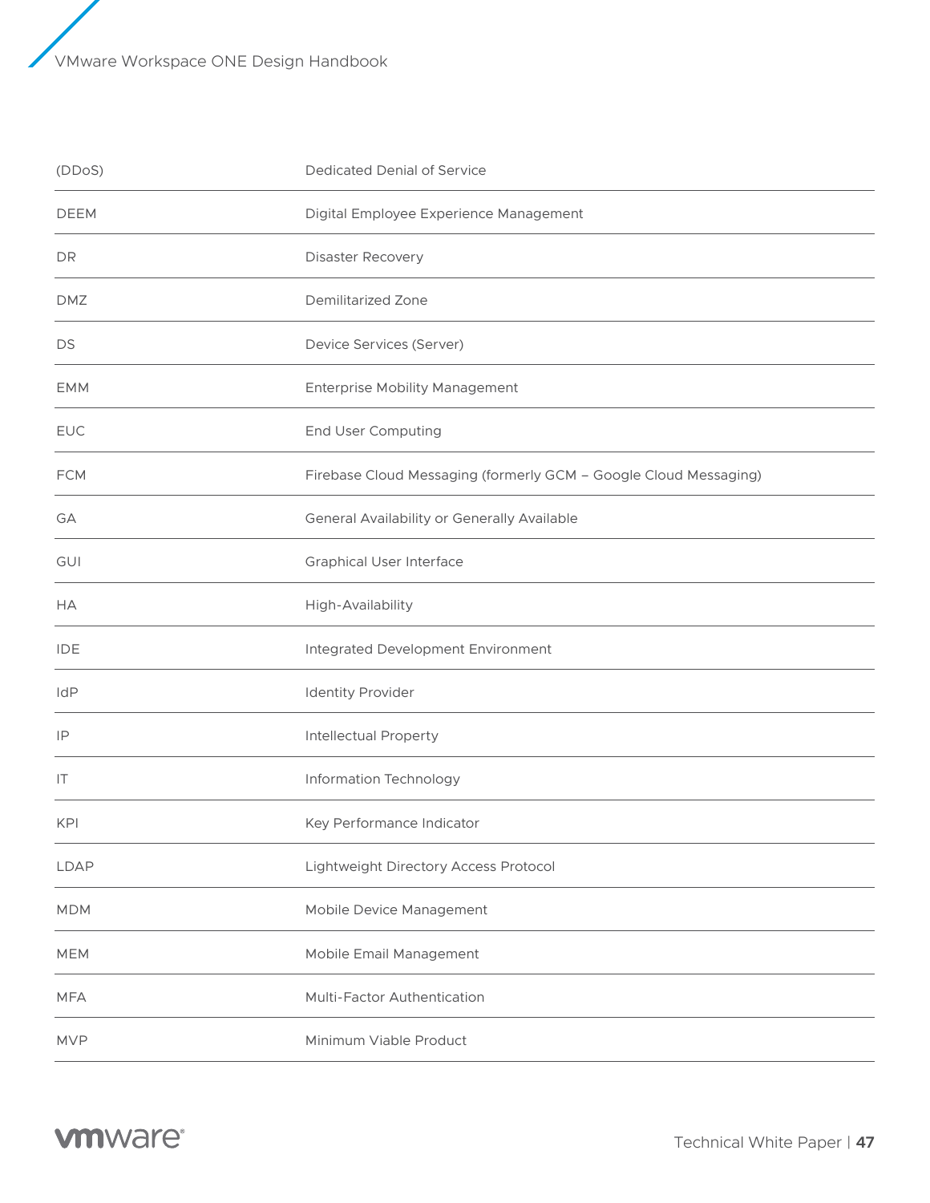| | |
|---|---|
| (DDoS) | Dedicated Denial of Service |
| DEEM | Digital Employee Experience Management |
| DR | Disaster Recovery |
| DMZ | Demilitarized Zone |
| DS | Device Services (Server) |
| EMM | Enterprise Mobility Management |
| EUC | End User Computing |
| FCM | Firebase Cloud Messaging (formerly GCM – Google Cloud Messaging) |
| GA | General Availability or Generally Available |
| GUI | Graphical User Interface |
| HA | High-Availability |
| IDE | Integrated Development Environment |
| IdP | Identity Provider |
| IP | Intellectual Property |
| IT | Information Technology |
| KPI | Key Performance Indicator |
| LDAP | Lightweight Directory Access Protocol |
| MDM | Mobile Device Management |
| MEM | Mobile Email Management |
| MFA | Multi-Factor Authentication |
| MVP | Minimum Viable Product |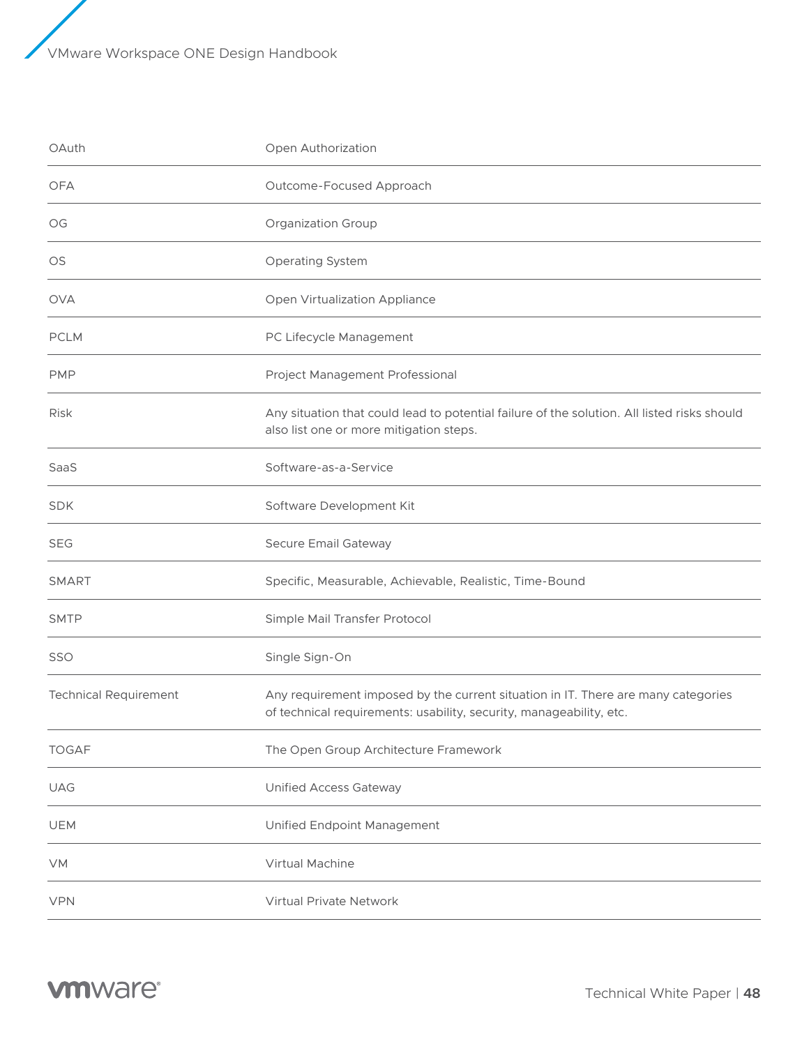| | |
|---|---|
| OAuth | Open Authorization |
| OFA | Outcome-Focused Approach |
| OG | Organization Group |
| OS | Operating System |
| OVA | Open Virtualization Appliance |
| PCLM | PC Lifecycle Management |
| PMP | Project Management Professional |
| Risk | Any situation that could lead to potential failure of the solution. All listed risks should also list one or more mitigation steps. |
| SaaS | Software-as-a-Service |
| SDK | Software Development Kit |
| SEG | Secure Email Gateway |
| SMART | Specific, Measurable, Achievable, Realistic, Time-Bound |
| SMTP | Simple Mail Transfer Protocol |
| SSO | Single Sign-On |
| Technical Requirement | Any requirement imposed by the current situation in IT. There are many categories of technical requirements: usability, security, manageability, etc. |
| TOGAF | The Open Group Architecture Framework |
| UAG | Unified Access Gateway |
| UEM | Unified Endpoint Management |
| VM | Virtual Machine |
| VPN | Virtual Private Network |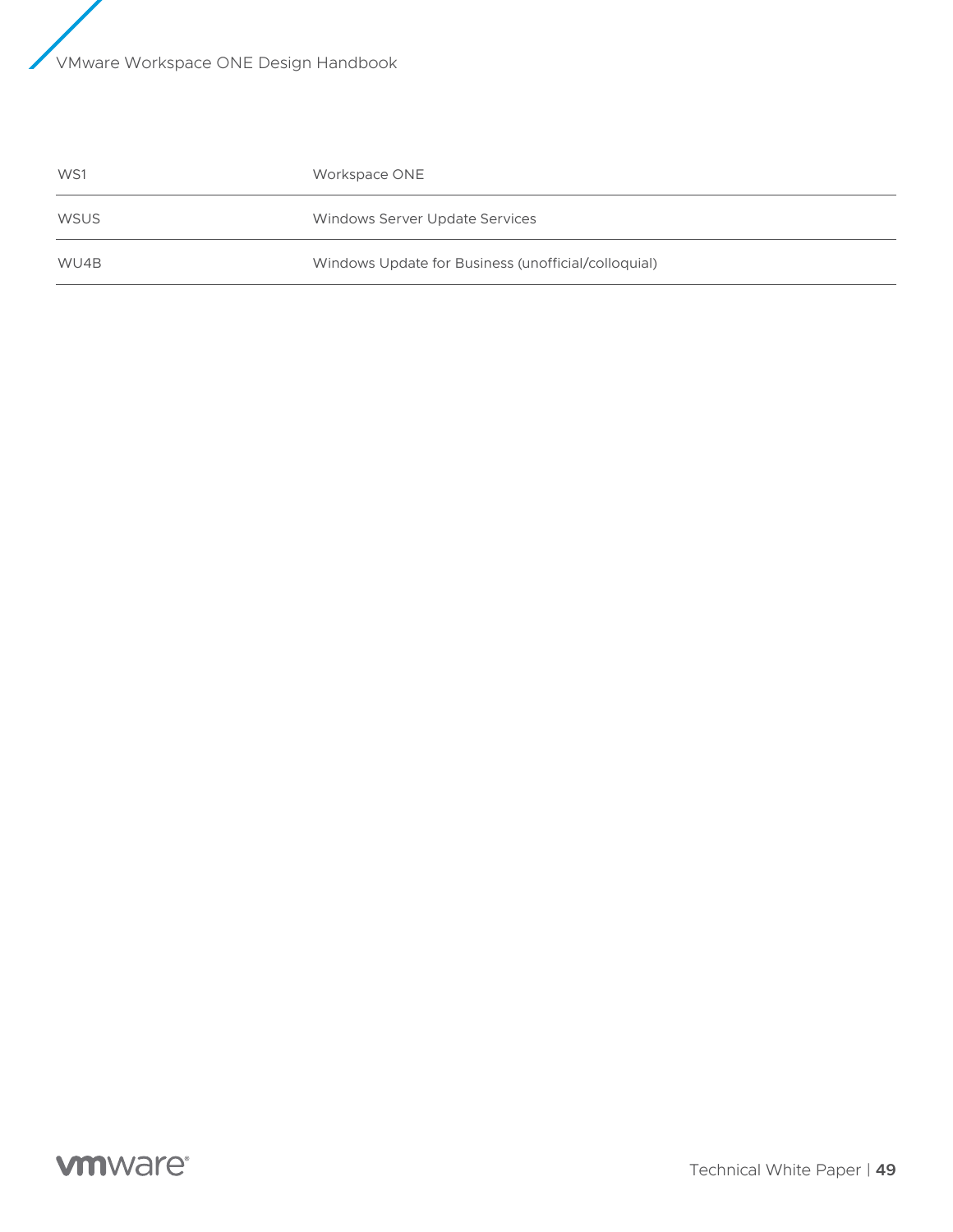| | |
|---|---|
| WS1 | Workspace ONE |
| WSUS | Windows Server Update Services |
| WU4B | Windows Update for Business (unofficial/colloquial) |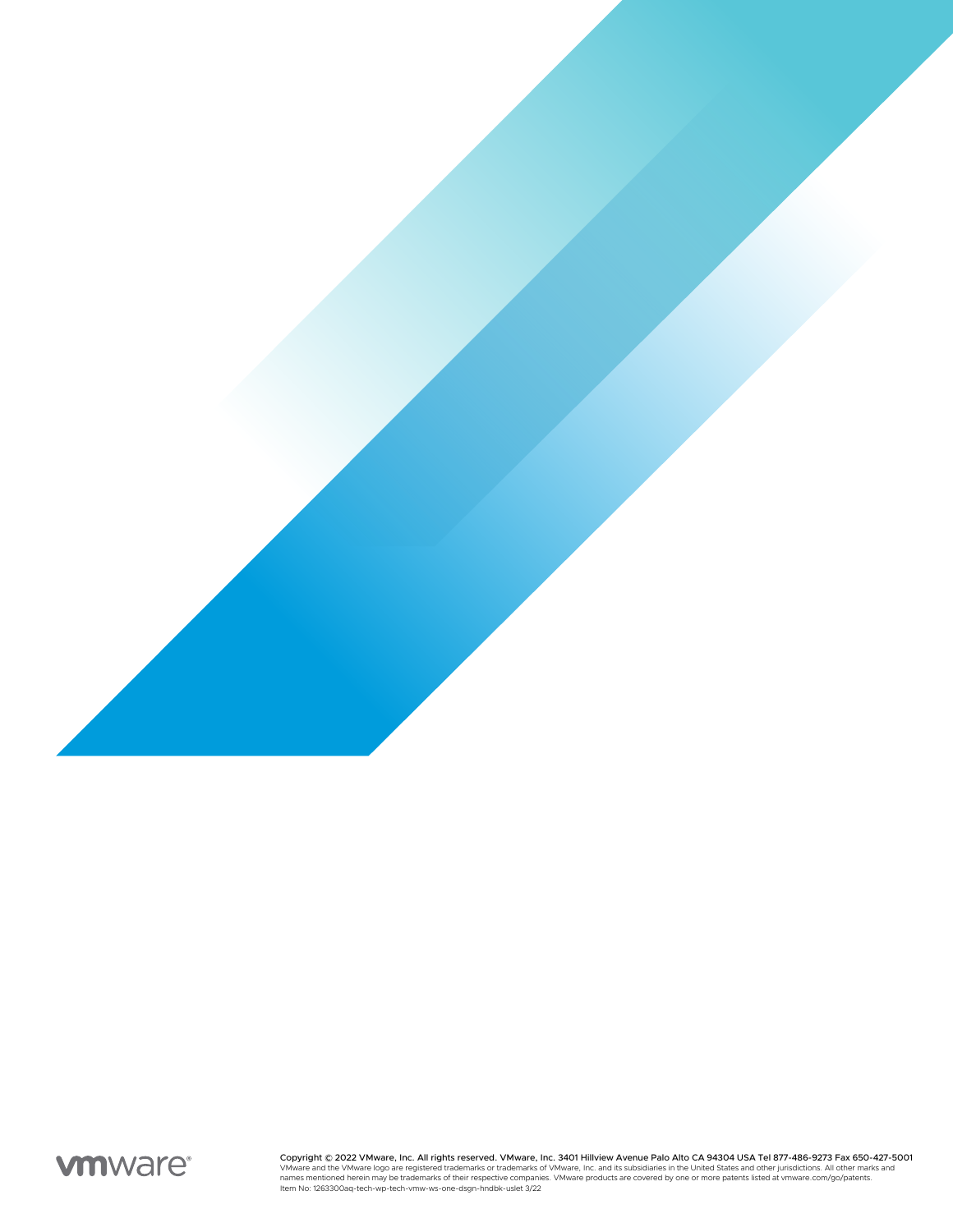vmware®

Copyright © 2022 VMware, Inc. All rights reserved. VMware, Inc. 3401 Hillview Avenue Palo Alto CA 94304 USA Tel 877-486-9273 Fax 650-427-5001
VMware and the VMware logo are registered trademarks or trademarks of VMware, Inc. and its subsidiaries in the United States and other jurisdictions. All other marks and names mentioned herein may be trademarks of their respective companies. VMware products are covered by one or more patents listed at vmware.com/go/patents.
Item No: 1263300aq-tech-wp-tech-vmw-ws-one-dsgn-hndbk-uslet 3/22